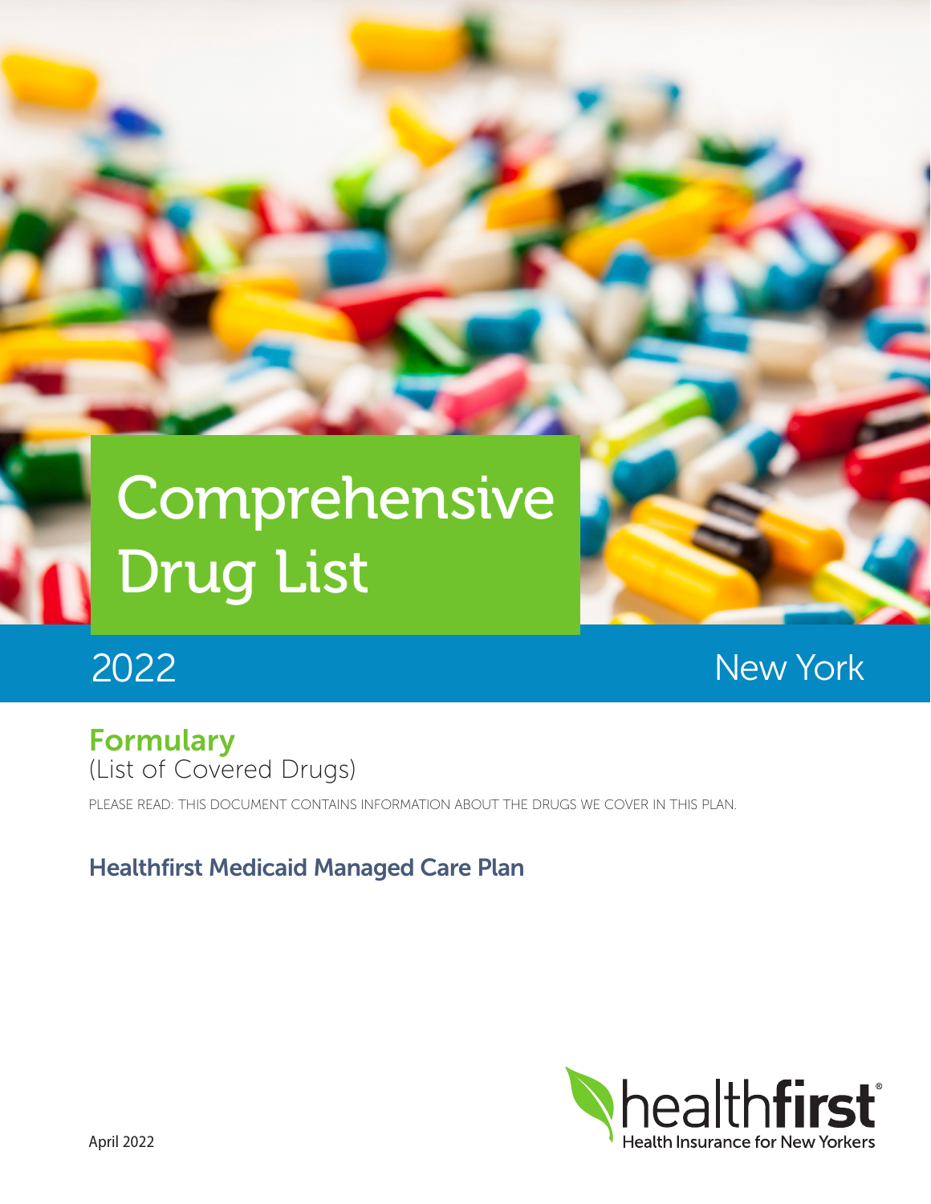# Comprehensive Drug List

2022

New York

## Formulary

(List of Covered Drugs)

PLEASE READ: THIS DOCUMENT CONTAINS INFORMATION ABOUT THE DRUGS WE COVER IN THIS PLAN.

### Healthfirst Medicaid Managed Care Plan

healthfirst®
Health Insurance for New Yorkers

April 2022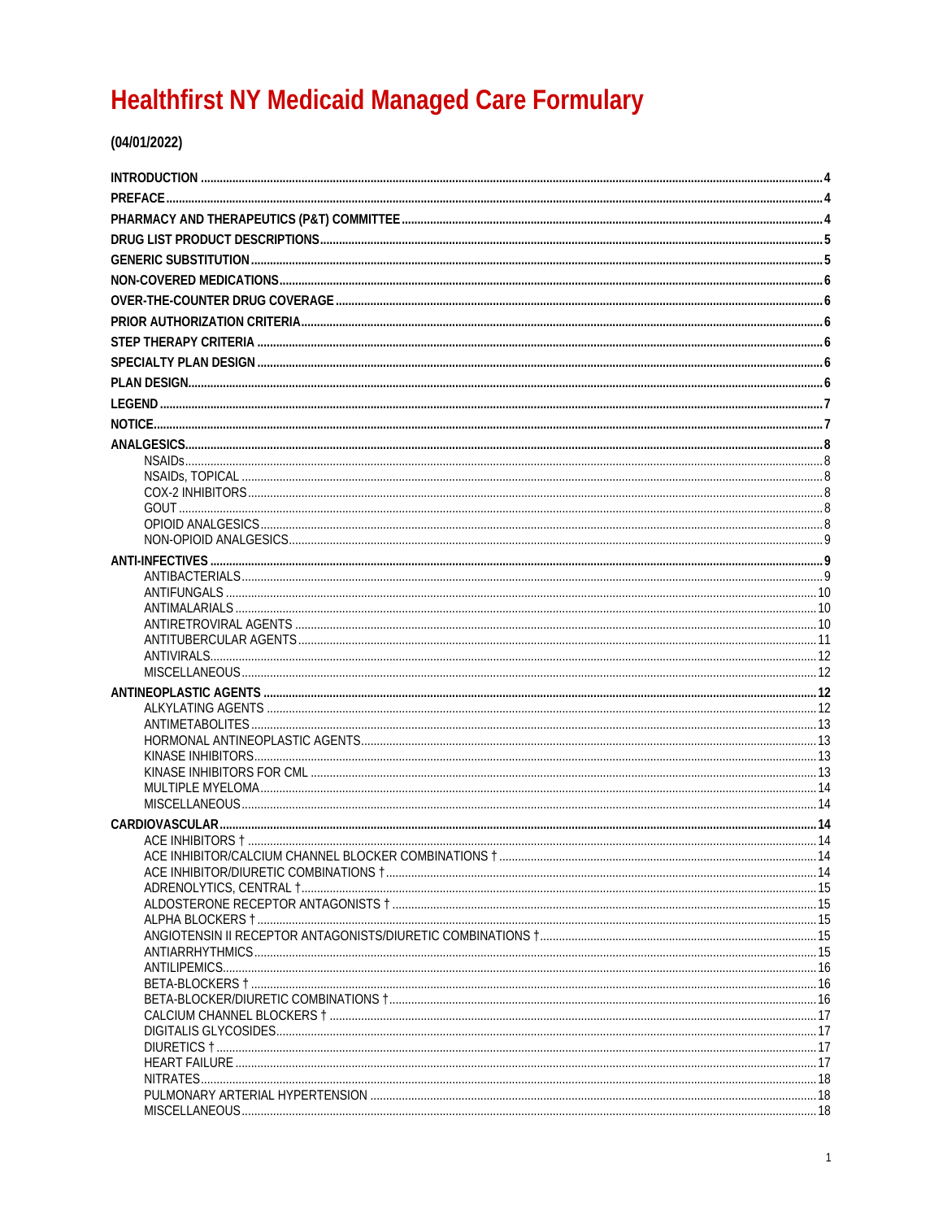# Healthfirst NY Medicaid Managed Care Formulary

**(04/01/2022)**

**INTRODUCTION** ..... 4
**PREFACE** ..... 4
**PHARMACY AND THERAPEUTICS (P&T) COMMITTEE** ..... 4
**DRUG LIST PRODUCT DESCRIPTIONS** ..... 5
**GENERIC SUBSTITUTION** ..... 5
**NON-COVERED MEDICATIONS** ..... 6
**OVER-THE-COUNTER DRUG COVERAGE** ..... 6
**PRIOR AUTHORIZATION CRITERIA** ..... 6
**STEP THERAPY CRITERIA** ..... 6
**SPECIALTY PLAN DESIGN** ..... 6
**PLAN DESIGN** ..... 6
**LEGEND** ..... 7
**NOTICE** ..... 7

**ANALGESICS** ..... 8
- NSAIDs ..... 8
- NSAIDs, TOPICAL ..... 8
- COX-2 INHIBITORS ..... 8
- GOUT ..... 8
- OPIOID ANALGESICS ..... 8
- NON-OPIOID ANALGESICS ..... 9

**ANTI-INFECTIVES** ..... 9
- ANTIBACTERIALS ..... 9
- ANTIFUNGALS ..... 10
- ANTIMALARIALS ..... 10
- ANTIRETROVIRAL AGENTS ..... 10
- ANTITUBERCULAR AGENTS ..... 11
- ANTIVIRALS ..... 12
- MISCELLANEOUS ..... 12

**ANTINEOPLASTIC AGENTS** ..... 12
- ALKYLATING AGENTS ..... 12
- ANTIMETABOLITES ..... 13
- HORMONAL ANTINEOPLASTIC AGENTS ..... 13
- KINASE INHIBITORS ..... 13
- KINASE INHIBITORS FOR CML ..... 13
- MULTIPLE MYELOMA ..... 14
- MISCELLANEOUS ..... 14

**CARDIOVASCULAR** ..... 14
- ACE INHIBITORS † ..... 14
- ACE INHIBITOR/CALCIUM CHANNEL BLOCKER COMBINATIONS † ..... 14
- ACE INHIBITOR/DIURETIC COMBINATIONS † ..... 14
- ADRENOLYTICS, CENTRAL † ..... 15
- ALDOSTERONE RECEPTOR ANTAGONISTS † ..... 15
- ALPHA BLOCKERS † ..... 15
- ANGIOTENSIN II RECEPTOR ANTAGONISTS/DIURETIC COMBINATIONS † ..... 15
- ANTIARRHYTHMICS ..... 15
- ANTILIPEMICS ..... 16
- BETA-BLOCKERS † ..... 16
- BETA-BLOCKER/DIURETIC COMBINATIONS † ..... 16
- CALCIUM CHANNEL BLOCKERS † ..... 17
- DIGITALIS GLYCOSIDES ..... 17
- DIURETICS † ..... 17
- HEART FAILURE ..... 17
- NITRATES ..... 18
- PULMONARY ARTERIAL HYPERTENSION ..... 18
- MISCELLANEOUS ..... 18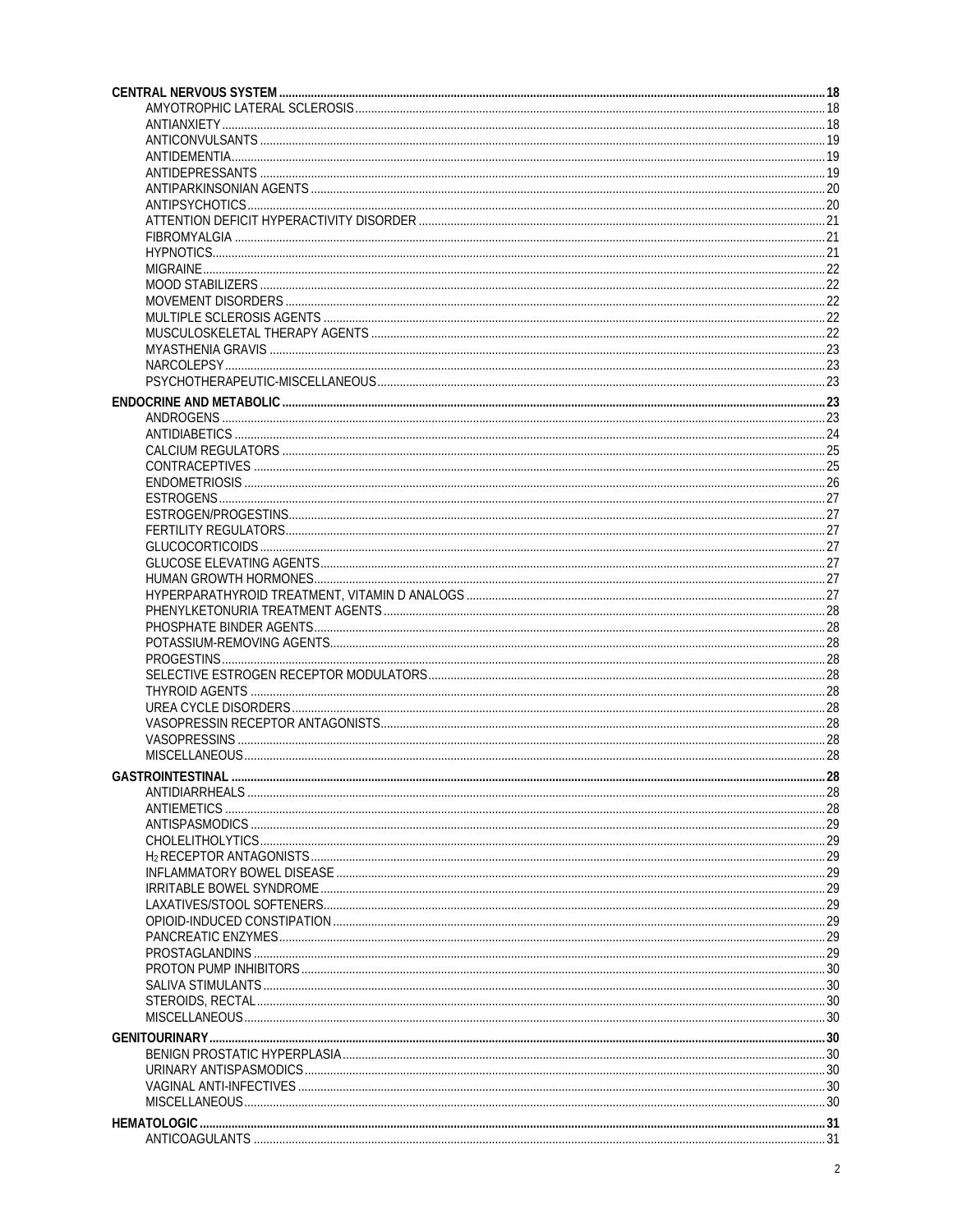**CENTRAL NERVOUS SYSTEM** ........ 18
- AMYOTROPHIC LATERAL SCLEROSIS ........ 18
- ANTIANXIETY ........ 18
- ANTICONVULSANTS ........ 19
- ANTIDEMENTIA ........ 19
- ANTIDEPRESSANTS ........ 19
- ANTIPARKINSONIAN AGENTS ........ 20
- ANTIPSYCHOTICS ........ 20
- ATTENTION DEFICIT HYPERACTIVITY DISORDER ........ 21
- FIBROMYALGIA ........ 21
- HYPNOTICS ........ 21
- MIGRAINE ........ 22
- MOOD STABILIZERS ........ 22
- MOVEMENT DISORDERS ........ 22
- MULTIPLE SCLEROSIS AGENTS ........ 22
- MUSCULOSKELETAL THERAPY AGENTS ........ 22
- MYASTHENIA GRAVIS ........ 23
- NARCOLEPSY ........ 23
- PSYCHOTHERAPEUTIC-MISCELLANEOUS ........ 23

**ENDOCRINE AND METABOLIC** ........ 23
- ANDROGENS ........ 23
- ANTIDIABETICS ........ 24
- CALCIUM REGULATORS ........ 25
- CONTRACEPTIVES ........ 25
- ENDOMETRIOSIS ........ 26
- ESTROGENS ........ 27
- ESTROGEN/PROGESTINS ........ 27
- FERTILITY REGULATORS ........ 27
- GLUCOCORTICOIDS ........ 27
- GLUCOSE ELEVATING AGENTS ........ 27
- HUMAN GROWTH HORMONES ........ 27
- HYPERPARATHYROID TREATMENT, VITAMIN D ANALOGS ........ 27
- PHENYLKETONURIA TREATMENT AGENTS ........ 28
- PHOSPHATE BINDER AGENTS ........ 28
- POTASSIUM-REMOVING AGENTS ........ 28
- PROGESTINS ........ 28
- SELECTIVE ESTROGEN RECEPTOR MODULATORS ........ 28
- THYROID AGENTS ........ 28
- UREA CYCLE DISORDERS ........ 28
- VASOPRESSIN RECEPTOR ANTAGONISTS ........ 28
- VASOPRESSINS ........ 28
- MISCELLANEOUS ........ 28

**GASTROINTESTINAL** ........ 28
- ANTIDIARRHEALS ........ 28
- ANTIEMETICS ........ 28
- ANTISPASMODICS ........ 29
- CHOLELITHOLYTICS ........ 29
- $H_2$ RECEPTOR ANTAGONISTS ........ 29
- INFLAMMATORY BOWEL DISEASE ........ 29
- IRRITABLE BOWEL SYNDROME ........ 29
- LAXATIVES/STOOL SOFTENERS ........ 29
- OPIOID-INDUCED CONSTIPATION ........ 29
- PANCREATIC ENZYMES ........ 29
- PROSTAGLANDINS ........ 29
- PROTON PUMP INHIBITORS ........ 30
- SALIVA STIMULANTS ........ 30
- STEROIDS, RECTAL ........ 30
- MISCELLANEOUS ........ 30

**GENITOURINARY** ........ 30
- BENIGN PROSTATIC HYPERPLASIA ........ 30
- URINARY ANTISPASMODICS ........ 30
- VAGINAL ANTI-INFECTIVES ........ 30
- MISCELLANEOUS ........ 30

**HEMATOLOGIC** ........ 31
- ANTICOAGULANTS ........ 31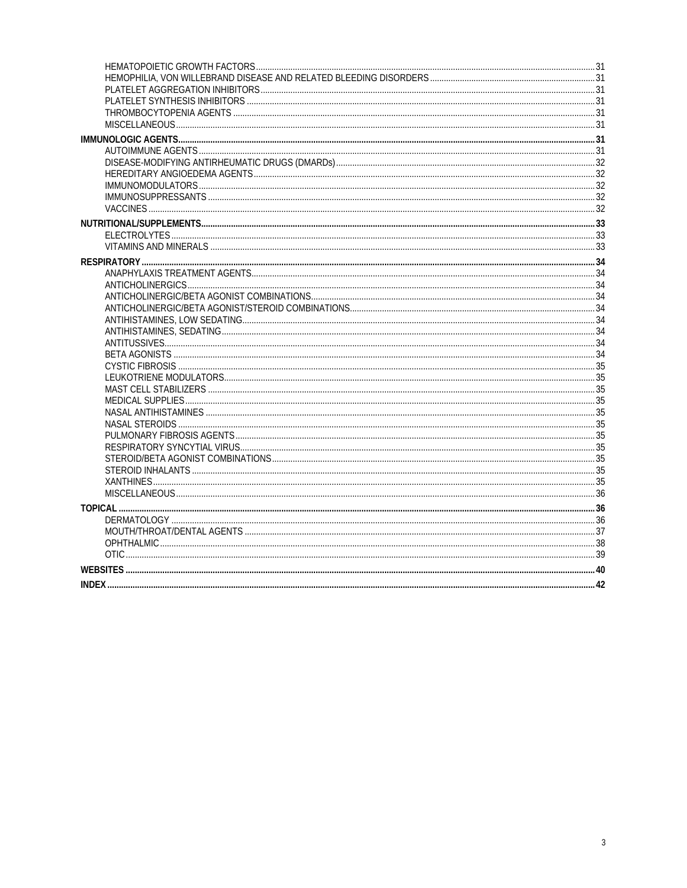HEMATOPOIETIC GROWTH FACTORS ........ 31
HEMOPHILIA, VON WILLEBRAND DISEASE AND RELATED BLEEDING DISORDERS ........ 31
PLATELET AGGREGATION INHIBITORS ........ 31
PLATELET SYNTHESIS INHIBITORS ........ 31
THROMBOCYTOPENIA AGENTS ........ 31
MISCELLANEOUS ........ 31

**IMMUNOLOGIC AGENTS ........ 31**

AUTOIMMUNE AGENTS ........ 31
DISEASE-MODIFYING ANTIRHEUMATIC DRUGS (DMARDs) ........ 32
HEREDITARY ANGIOEDEMA AGENTS ........ 32
IMMUNOMODULATORS ........ 32
IMMUNOSUPPRESSANTS ........ 32
VACCINES ........ 32

**NUTRITIONAL/SUPPLEMENTS ........ 33**

ELECTROLYTES ........ 33
VITAMINS AND MINERALS ........ 33

**RESPIRATORY ........ 34**

ANAPHYLAXIS TREATMENT AGENTS ........ 34
ANTICHOLINERGICS ........ 34
ANTICHOLINERGIC/BETA AGONIST COMBINATIONS ........ 34
ANTICHOLINERGIC/BETA AGONIST/STEROID COMBINATIONS ........ 34
ANTIHISTAMINES, LOW SEDATING ........ 34
ANTIHISTAMINES, SEDATING ........ 34
ANTITUSSIVES ........ 34
BETA AGONISTS ........ 34
CYSTIC FIBROSIS ........ 35
LEUKOTRIENE MODULATORS ........ 35
MAST CELL STABILIZERS ........ 35
MEDICAL SUPPLIES ........ 35
NASAL ANTIHISTAMINES ........ 35
NASAL STEROIDS ........ 35
PULMONARY FIBROSIS AGENTS ........ 35
RESPIRATORY SYNCYTIAL VIRUS ........ 35
STEROID/BETA AGONIST COMBINATIONS ........ 35
STEROID INHALANTS ........ 35
XANTHINES ........ 35
MISCELLANEOUS ........ 36

**TOPICAL ........ 36**

DERMATOLOGY ........ 36
MOUTH/THROAT/DENTAL AGENTS ........ 37
OPHTHALMIC ........ 38
OTIC ........ 39

**WEBSITES ........ 40**

**INDEX ........ 42**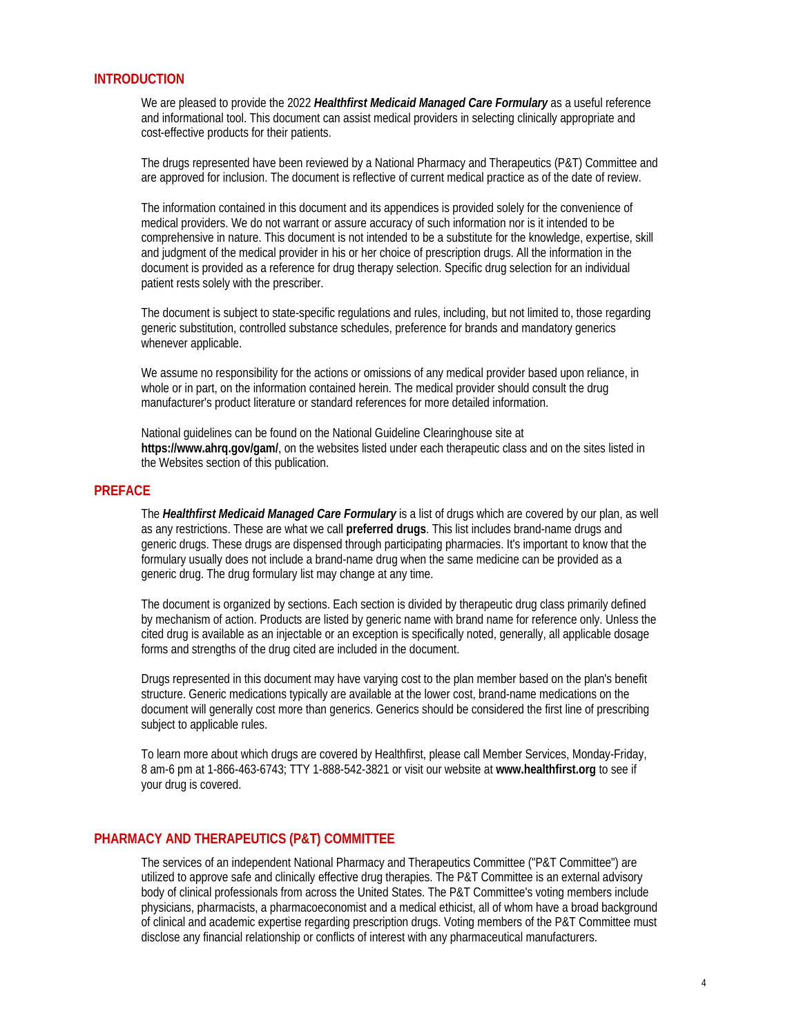## INTRODUCTION

We are pleased to provide the 2022 ***Healthfirst Medicaid Managed Care Formulary*** as a useful reference and informational tool. This document can assist medical providers in selecting clinically appropriate and cost-effective products for their patients.

The drugs represented have been reviewed by a National Pharmacy and Therapeutics (P&T) Committee and are approved for inclusion. The document is reflective of current medical practice as of the date of review.

The information contained in this document and its appendices is provided solely for the convenience of medical providers. We do not warrant or assure accuracy of such information nor is it intended to be comprehensive in nature. This document is not intended to be a substitute for the knowledge, expertise, skill and judgment of the medical provider in his or her choice of prescription drugs. All the information in the document is provided as a reference for drug therapy selection. Specific drug selection for an individual patient rests solely with the prescriber.

The document is subject to state-specific regulations and rules, including, but not limited to, those regarding generic substitution, controlled substance schedules, preference for brands and mandatory generics whenever applicable.

We assume no responsibility for the actions or omissions of any medical provider based upon reliance, in whole or in part, on the information contained herein. The medical provider should consult the drug manufacturer's product literature or standard references for more detailed information.

National guidelines can be found on the National Guideline Clearinghouse site at **https://www.ahrq.gov/gam/**, on the websites listed under each therapeutic class and on the sites listed in the Websites section of this publication.

## PREFACE

The ***Healthfirst Medicaid Managed Care Formulary*** is a list of drugs which are covered by our plan, as well as any restrictions. These are what we call **preferred drugs**. This list includes brand-name drugs and generic drugs. These drugs are dispensed through participating pharmacies. It's important to know that the formulary usually does not include a brand-name drug when the same medicine can be provided as a generic drug. The drug formulary list may change at any time.

The document is organized by sections. Each section is divided by therapeutic drug class primarily defined by mechanism of action. Products are listed by generic name with brand name for reference only. Unless the cited drug is available as an injectable or an exception is specifically noted, generally, all applicable dosage forms and strengths of the drug cited are included in the document.

Drugs represented in this document may have varying cost to the plan member based on the plan's benefit structure. Generic medications typically are available at the lower cost, brand-name medications on the document will generally cost more than generics. Generics should be considered the first line of prescribing subject to applicable rules.

To learn more about which drugs are covered by Healthfirst, please call Member Services, Monday-Friday, 8 am-6 pm at 1-866-463-6743; TTY 1-888-542-3821 or visit our website at **www.healthfirst.org** to see if your drug is covered.

## PHARMACY AND THERAPEUTICS (P&T) COMMITTEE

The services of an independent National Pharmacy and Therapeutics Committee ("P&T Committee") are utilized to approve safe and clinically effective drug therapies. The P&T Committee is an external advisory body of clinical professionals from across the United States. The P&T Committee's voting members include physicians, pharmacists, a pharmacoeconomist and a medical ethicist, all of whom have a broad background of clinical and academic expertise regarding prescription drugs. Voting members of the P&T Committee must disclose any financial relationship or conflicts of interest with any pharmaceutical manufacturers.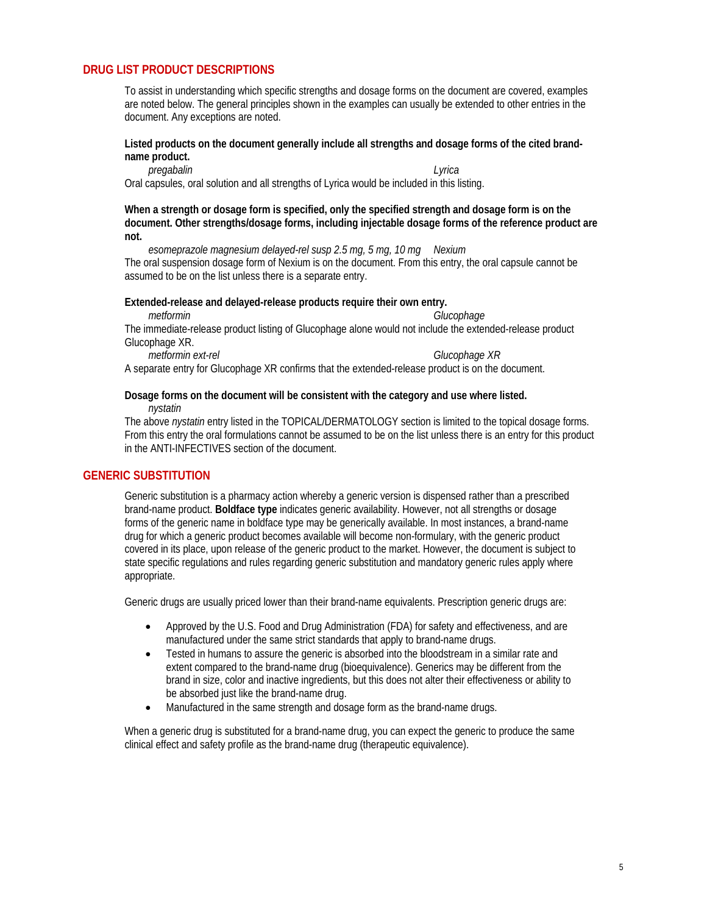## DRUG LIST PRODUCT DESCRIPTIONS

To assist in understanding which specific strengths and dosage forms on the document are covered, examples are noted below. The general principles shown in the examples can usually be extended to other entries in the document. Any exceptions are noted.

**Listed products on the document generally include all strengths and dosage forms of the cited brand-name product.**

*pregabalin* *Lyrica*

Oral capsules, oral solution and all strengths of Lyrica would be included in this listing.

**When a strength or dosage form is specified, only the specified strength and dosage form is on the document. Other strengths/dosage forms, including injectable dosage forms of the reference product are not.**

*esomeprazole magnesium delayed-rel susp 2.5 mg, 5 mg, 10 mg* *Nexium*

The oral suspension dosage form of Nexium is on the document. From this entry, the oral capsule cannot be assumed to be on the list unless there is a separate entry.

**Extended-release and delayed-release products require their own entry.**

*metformin* *Glucophage*

The immediate-release product listing of Glucophage alone would not include the extended-release product Glucophage XR.

*metformin ext-rel* *Glucophage XR*

A separate entry for Glucophage XR confirms that the extended-release product is on the document.

**Dosage forms on the document will be consistent with the category and use where listed.**

*nystatin*

The above *nystatin* entry listed in the TOPICAL/DERMATOLOGY section is limited to the topical dosage forms. From this entry the oral formulations cannot be assumed to be on the list unless there is an entry for this product in the ANTI-INFECTIVES section of the document.

## GENERIC SUBSTITUTION

Generic substitution is a pharmacy action whereby a generic version is dispensed rather than a prescribed brand-name product. **Boldface type** indicates generic availability. However, not all strengths or dosage forms of the generic name in boldface type may be generically available. In most instances, a brand-name drug for which a generic product becomes available will become non-formulary, with the generic product covered in its place, upon release of the generic product to the market. However, the document is subject to state specific regulations and rules regarding generic substitution and mandatory generic rules apply where appropriate.

Generic drugs are usually priced lower than their brand-name equivalents. Prescription generic drugs are:

- Approved by the U.S. Food and Drug Administration (FDA) for safety and effectiveness, and are manufactured under the same strict standards that apply to brand-name drugs.
- Tested in humans to assure the generic is absorbed into the bloodstream in a similar rate and extent compared to the brand-name drug (bioequivalence). Generics may be different from the brand in size, color and inactive ingredients, but this does not alter their effectiveness or ability to be absorbed just like the brand-name drug.
- Manufactured in the same strength and dosage form as the brand-name drugs.

When a generic drug is substituted for a brand-name drug, you can expect the generic to produce the same clinical effect and safety profile as the brand-name drug (therapeutic equivalence).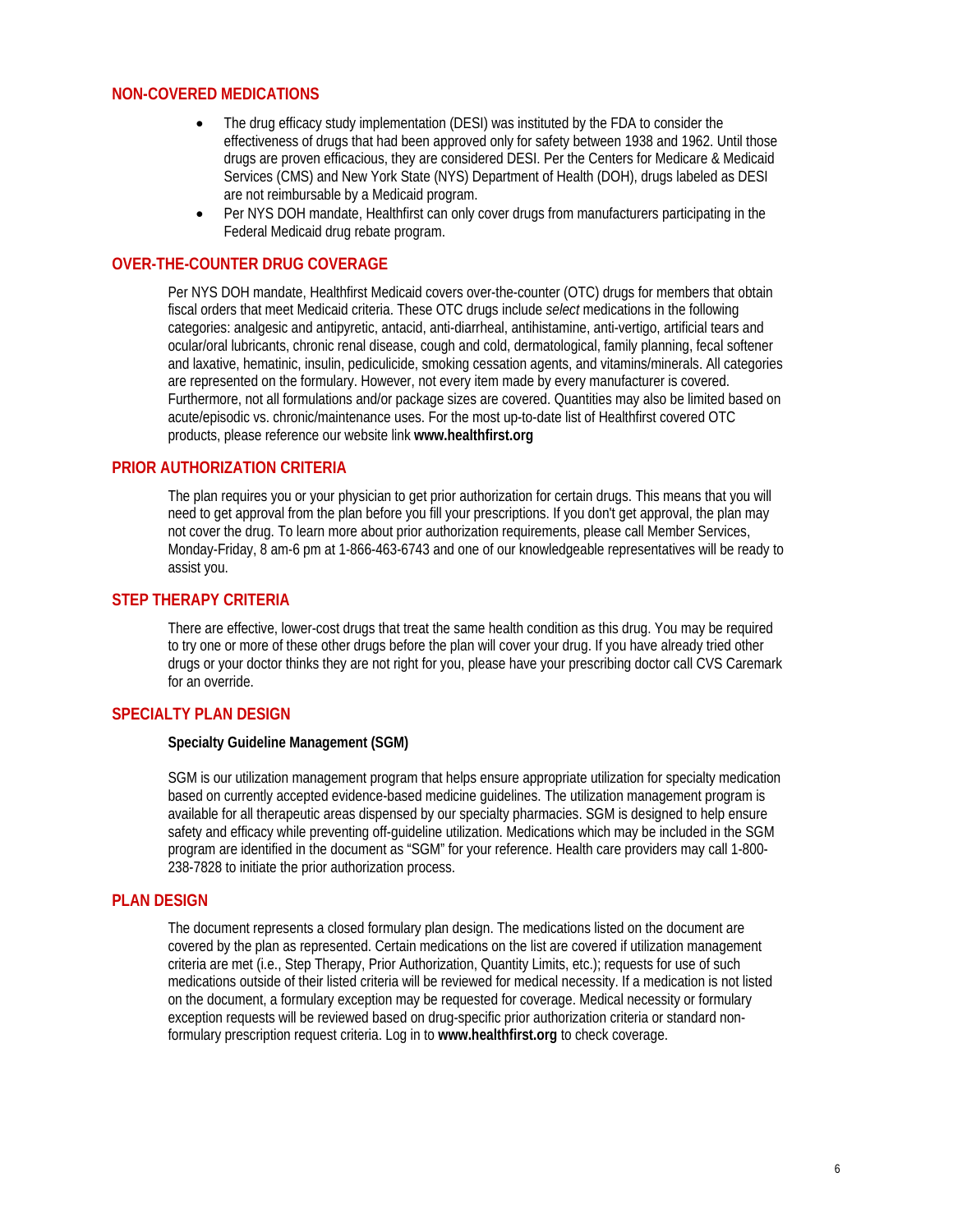## NON-COVERED MEDICATIONS

- The drug efficacy study implementation (DESI) was instituted by the FDA to consider the effectiveness of drugs that had been approved only for safety between 1938 and 1962. Until those drugs are proven efficacious, they are considered DESI. Per the Centers for Medicare & Medicaid Services (CMS) and New York State (NYS) Department of Health (DOH), drugs labeled as DESI are not reimbursable by a Medicaid program.
- Per NYS DOH mandate, Healthfirst can only cover drugs from manufacturers participating in the Federal Medicaid drug rebate program.

## OVER-THE-COUNTER DRUG COVERAGE

Per NYS DOH mandate, Healthfirst Medicaid covers over-the-counter (OTC) drugs for members that obtain fiscal orders that meet Medicaid criteria. These OTC drugs include *select* medications in the following categories: analgesic and antipyretic, antacid, anti-diarrheal, antihistamine, anti-vertigo, artificial tears and ocular/oral lubricants, chronic renal disease, cough and cold, dermatological, family planning, fecal softener and laxative, hematinic, insulin, pediculicide, smoking cessation agents, and vitamins/minerals. All categories are represented on the formulary. However, not every item made by every manufacturer is covered. Furthermore, not all formulations and/or package sizes are covered. Quantities may also be limited based on acute/episodic vs. chronic/maintenance uses. For the most up-to-date list of Healthfirst covered OTC products, please reference our website link **www.healthfirst.org**

## PRIOR AUTHORIZATION CRITERIA

The plan requires you or your physician to get prior authorization for certain drugs. This means that you will need to get approval from the plan before you fill your prescriptions. If you don't get approval, the plan may not cover the drug. To learn more about prior authorization requirements, please call Member Services, Monday-Friday, 8 am-6 pm at 1-866-463-6743 and one of our knowledgeable representatives will be ready to assist you.

## STEP THERAPY CRITERIA

There are effective, lower-cost drugs that treat the same health condition as this drug. You may be required to try one or more of these other drugs before the plan will cover your drug. If you have already tried other drugs or your doctor thinks they are not right for you, please have your prescribing doctor call CVS Caremark for an override.

## SPECIALTY PLAN DESIGN

**Specialty Guideline Management (SGM)**

SGM is our utilization management program that helps ensure appropriate utilization for specialty medication based on currently accepted evidence-based medicine guidelines. The utilization management program is available for all therapeutic areas dispensed by our specialty pharmacies. SGM is designed to help ensure safety and efficacy while preventing off-guideline utilization. Medications which may be included in the SGM program are identified in the document as "SGM" for your reference. Health care providers may call 1-800-238-7828 to initiate the prior authorization process.

## PLAN DESIGN

The document represents a closed formulary plan design. The medications listed on the document are covered by the plan as represented. Certain medications on the list are covered if utilization management criteria are met (i.e., Step Therapy, Prior Authorization, Quantity Limits, etc.); requests for use of such medications outside of their listed criteria will be reviewed for medical necessity. If a medication is not listed on the document, a formulary exception may be requested for coverage. Medical necessity or formulary exception requests will be reviewed based on drug-specific prior authorization criteria or standard non-formulary prescription request criteria. Log in to **www.healthfirst.org** to check coverage.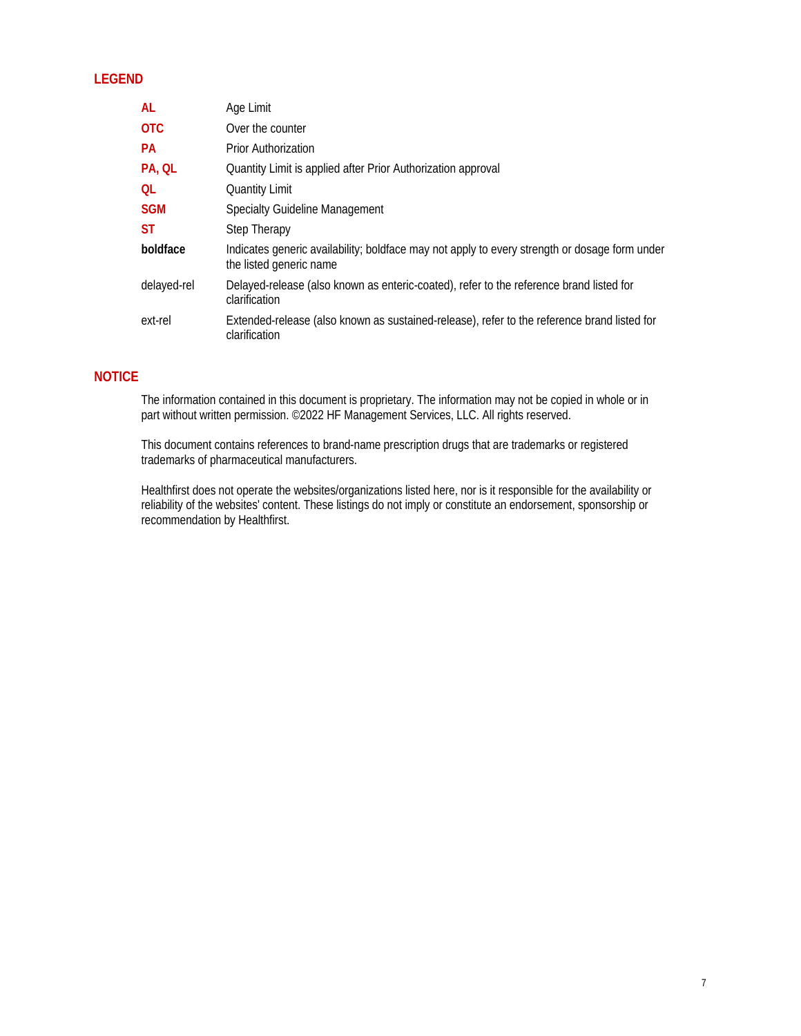## LEGEND

| | |
|---|---|
| **AL** | Age Limit |
| **OTC** | Over the counter |
| **PA** | Prior Authorization |
| **PA, QL** | Quantity Limit is applied after Prior Authorization approval |
| **QL** | Quantity Limit |
| **SGM** | Specialty Guideline Management |
| **ST** | Step Therapy |
| **boldface** | Indicates generic availability; boldface may not apply to every strength or dosage form under the listed generic name |
| delayed-rel | Delayed-release (also known as enteric-coated), refer to the reference brand listed for clarification |
| ext-rel | Extended-release (also known as sustained-release), refer to the reference brand listed for clarification |

## NOTICE

The information contained in this document is proprietary. The information may not be copied in whole or in part without written permission. ©2022 HF Management Services, LLC. All rights reserved.

This document contains references to brand-name prescription drugs that are trademarks or registered trademarks of pharmaceutical manufacturers.

Healthfirst does not operate the websites/organizations listed here, nor is it responsible for the availability or reliability of the websites' content. These listings do not imply or constitute an endorsement, sponsorship or recommendation by Healthfirst.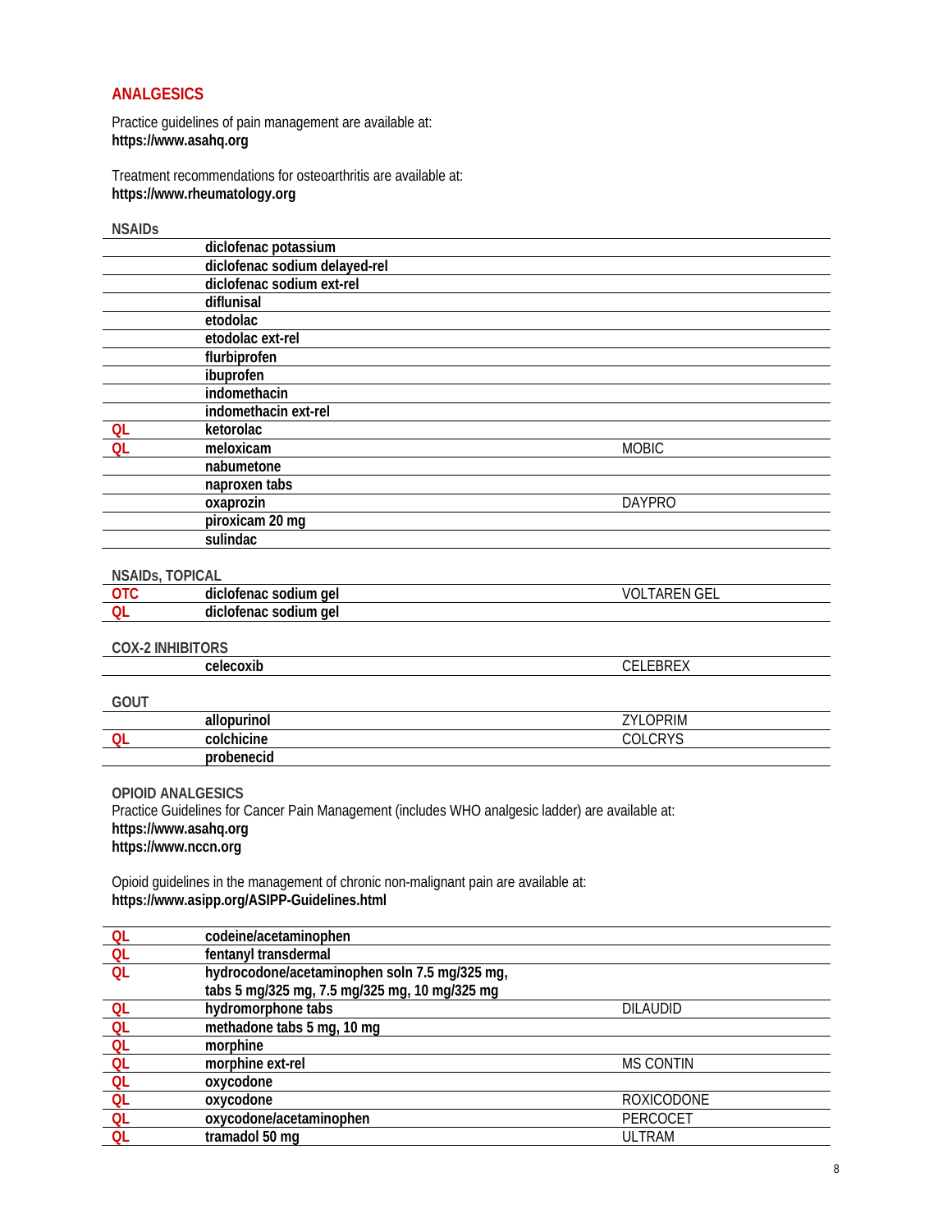## ANALGESICS

Practice guidelines of pain management are available at:
**https://www.asahq.org**

Treatment recommendations for osteoarthritis are available at:
**https://www.rheumatology.org**

### NSAIDs

| | | |
|---|---|---|
| | **diclofenac potassium** | |
| | **diclofenac sodium delayed-rel** | |
| | **diclofenac sodium ext-rel** | |
| | **diflunisal** | |
| | **etodolac** | |
| | **etodolac ext-rel** | |
| | **flurbiprofen** | |
| | **ibuprofen** | |
| | **indomethacin** | |
| | **indomethacin ext-rel** | |
| QL | **ketorolac** | |
| QL | **meloxicam** | MOBIC |
| | **nabumetone** | |
| | **naproxen tabs** | |
| | **oxaprozin** | DAYPRO |
| | **piroxicam 20 mg** | |
| | **sulindac** | |

### NSAIDs, TOPICAL

| | | |
|---|---|---|
| OTC | **diclofenac sodium gel** | VOLTAREN GEL |
| QL | **diclofenac sodium gel** | |

### COX-2 INHIBITORS

| | | |
|---|---|---|
| | **celecoxib** | CELEBREX |

### GOUT

| | | |
|---|---|---|
| | **allopurinol** | ZYLOPRIM |
| QL | **colchicine** | COLCRYS |
| | **probenecid** | |

### OPIOID ANALGESICS

Practice Guidelines for Cancer Pain Management (includes WHO analgesic ladder) are available at:
**https://www.asahq.org**
**https://www.nccn.org**

Opioid guidelines in the management of chronic non-malignant pain are available at:
**https://www.asipp.org/ASIPP-Guidelines.html**

| | | |
|---|---|---|
| QL | **codeine/acetaminophen** | |
| QL | **fentanyl transdermal** | |
| QL | **hydrocodone/acetaminophen soln 7.5 mg/325 mg, tabs 5 mg/325 mg, 7.5 mg/325 mg, 10 mg/325 mg** | |
| QL | **hydromorphone tabs** | DILAUDID |
| QL | **methadone tabs 5 mg, 10 mg** | |
| QL | **morphine** | |
| QL | **morphine ext-rel** | MS CONTIN |
| QL | **oxycodone** | |
| QL | **oxycodone** | ROXICODONE |
| QL | **oxycodone/acetaminophen** | PERCOCET |
| QL | **tramadol 50 mg** | ULTRAM |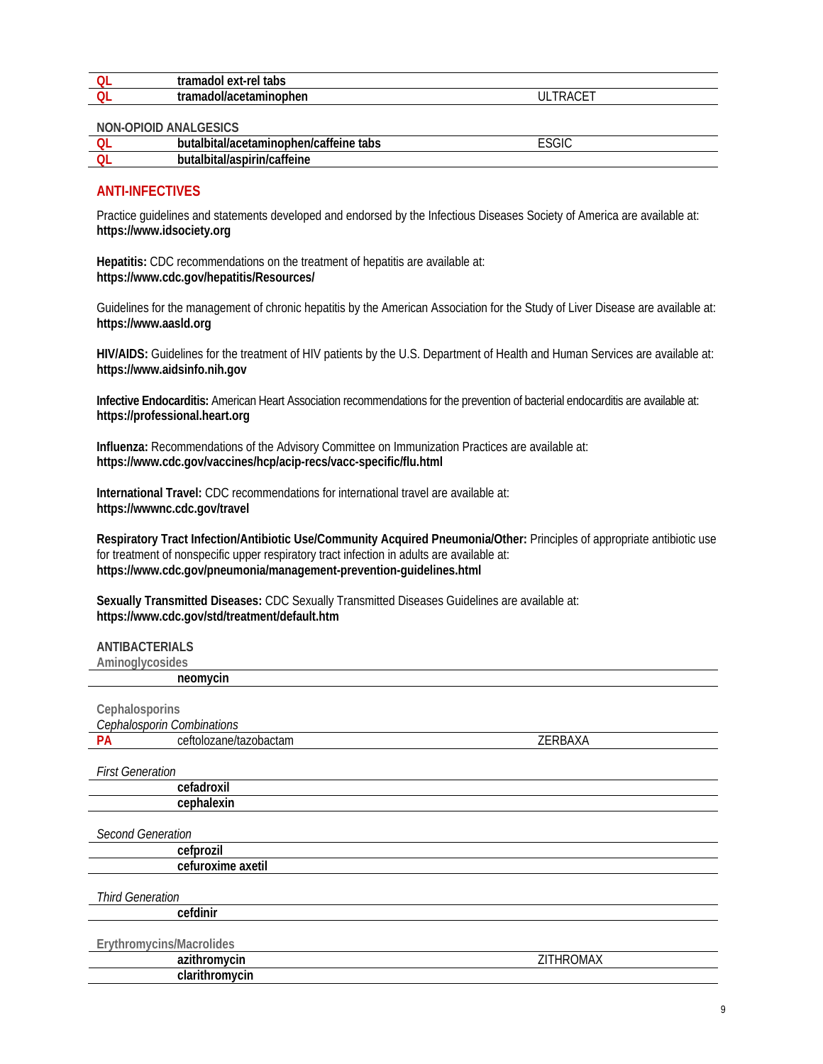| | | |
|---|---|---|
| QL | **tramadol ext-rel tabs** | |
| QL | **tramadol/acetaminophen** | ULTRACET |

NON-OPIOID ANALGESICS

| | | |
|---|---|---|
| QL | **butalbital/acetaminophen/caffeine tabs** | ESGIC |
| QL | **butalbital/aspirin/caffeine** | |

## ANTI-INFECTIVES

Practice guidelines and statements developed and endorsed by the Infectious Diseases Society of America are available at:
**https://www.idsociety.org**

**Hepatitis:** CDC recommendations on the treatment of hepatitis are available at:
**https://www.cdc.gov/hepatitis/Resources/**

Guidelines for the management of chronic hepatitis by the American Association for the Study of Liver Disease are available at:
**https://www.aasld.org**

**HIV/AIDS:** Guidelines for the treatment of HIV patients by the U.S. Department of Health and Human Services are available at:
**https://www.aidsinfo.nih.gov**

**Infective Endocarditis:** American Heart Association recommendations for the prevention of bacterial endocarditis are available at:
**https://professional.heart.org**

**Influenza:** Recommendations of the Advisory Committee on Immunization Practices are available at:
**https://www.cdc.gov/vaccines/hcp/acip-recs/vacc-specific/flu.html**

**International Travel:** CDC recommendations for international travel are available at:
**https://wwwnc.cdc.gov/travel**

**Respiratory Tract Infection/Antibiotic Use/Community Acquired Pneumonia/Other:** Principles of appropriate antibiotic use for treatment of nonspecific upper respiratory tract infection in adults are available at:
**https://www.cdc.gov/pneumonia/management-prevention-guidelines.html**

**Sexually Transmitted Diseases:** CDC Sexually Transmitted Diseases Guidelines are available at:
**https://www.cdc.gov/std/treatment/default.htm**

ANTIBACTERIALS

Aminoglycosides

| | | |
|---|---|---|
| | **neomycin** | |

Cephalosporins

*Cephalosporin Combinations*

| | | |
|---|---|---|
| PA | ceftolozane/tazobactam | ZERBAXA |

*First Generation*

| | | |
|---|---|---|
| | **cefadroxil** | |
| | **cephalexin** | |

*Second Generation*

| | | |
|---|---|---|
| | **cefprozil** | |
| | **cefuroxime axetil** | |

*Third Generation*

| | | |
|---|---|---|
| | **cefdinir** | |

Erythromycins/Macrolides

| | | |
|---|---|---|
| | **azithromycin** | ZITHROMAX |
| | **clarithromycin** | |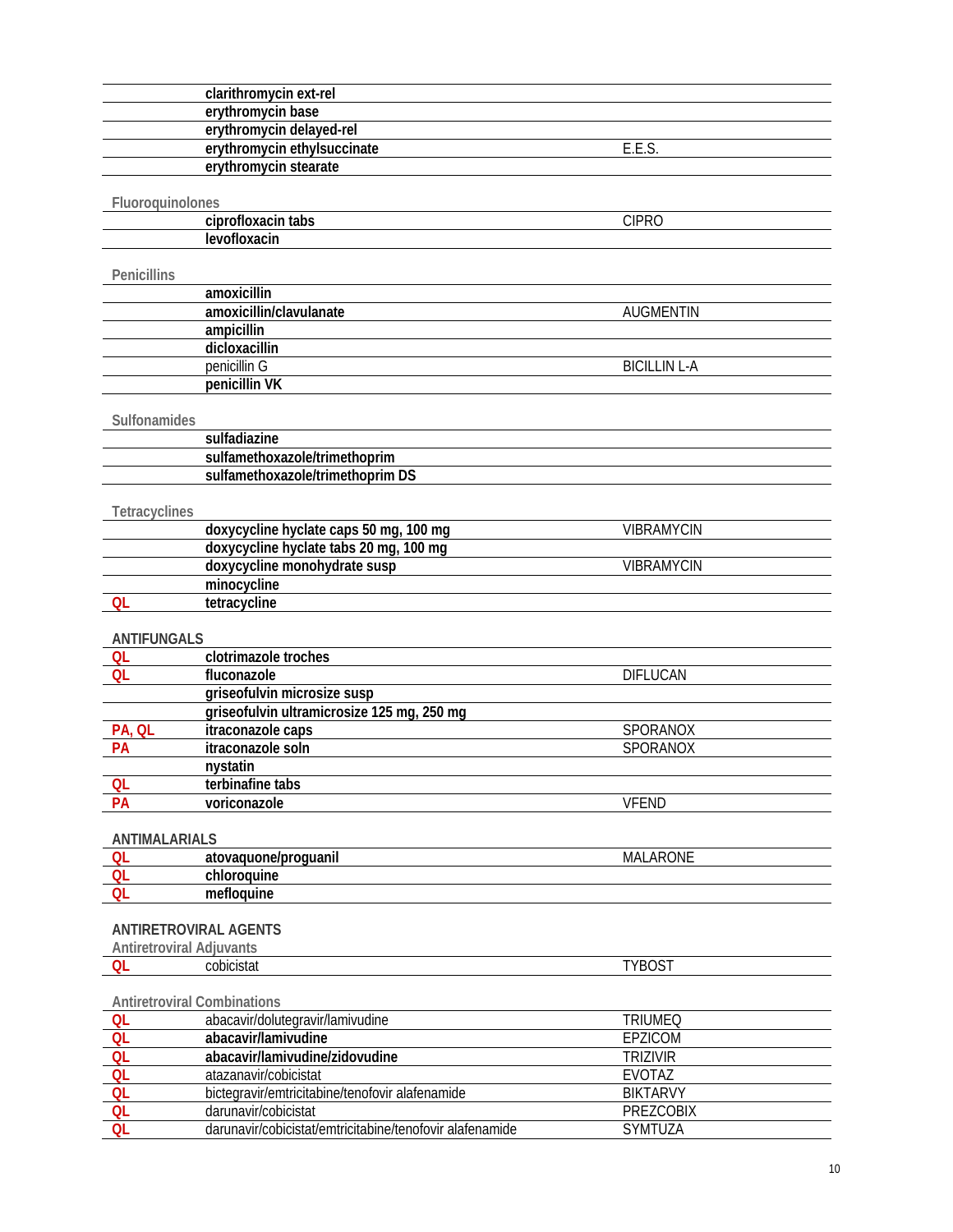| | | |
|---|---|---|
| | **clarithromycin ext-rel** | |
| | **erythromycin base** | |
| | **erythromycin delayed-rel** | |
| | **erythromycin ethylsuccinate** | E.E.S. |
| | **erythromycin stearate** | |

### Fluoroquinolones

| | | |
|---|---|---|
| | **ciprofloxacin tabs** | CIPRO |
| | **levofloxacin** | |

### Penicillins

| | | |
|---|---|---|
| | **amoxicillin** | |
| | **amoxicillin/clavulanate** | AUGMENTIN |
| | **ampicillin** | |
| | **dicloxacillin** | |
| | penicillin G | BICILLIN L-A |
| | **penicillin VK** | |

### Sulfonamides

| | | |
|---|---|---|
| | **sulfadiazine** | |
| | **sulfamethoxazole/trimethoprim** | |
| | **sulfamethoxazole/trimethoprim DS** | |

### Tetracyclines

| | | |
|---|---|---|
| | **doxycycline hyclate caps 50 mg, 100 mg** | VIBRAMYCIN |
| | **doxycycline hyclate tabs 20 mg, 100 mg** | |
| | **doxycycline monohydrate susp** | VIBRAMYCIN |
| | **minocycline** | |
| QL | **tetracycline** | |

## ANTIFUNGALS

| | | |
|---|---|---|
| QL | **clotrimazole troches** | |
| QL | **fluconazole** | DIFLUCAN |
| | **griseofulvin microsize susp** | |
| | **griseofulvin ultramicrosize 125 mg, 250 mg** | |
| PA, QL | **itraconazole caps** | SPORANOX |
| PA | **itraconazole soln** | SPORANOX |
| | **nystatin** | |
| QL | **terbinafine tabs** | |
| PA | **voriconazole** | VFEND |

## ANTIMALARIALS

| | | |
|---|---|---|
| QL | **atovaquone/proguanil** | MALARONE |
| QL | **chloroquine** | |
| QL | **mefloquine** | |

## ANTIRETROVIRAL AGENTS

### Antiretroviral Adjuvants

| | | |
|---|---|---|
| QL | cobicistat | TYBOST |

### Antiretroviral Combinations

| | | |
|---|---|---|
| QL | abacavir/dolutegravir/lamivudine | TRIUMEQ |
| QL | **abacavir/lamivudine** | EPZICOM |
| QL | **abacavir/lamivudine/zidovudine** | TRIZIVIR |
| QL | atazanavir/cobicistat | EVOTAZ |
| QL | bictegravir/emtricitabine/tenofovir alafenamide | BIKTARVY |
| QL | darunavir/cobicistat | PREZCOBIX |
| QL | darunavir/cobicistat/emtricitabine/tenofovir alafenamide | SYMTUZA |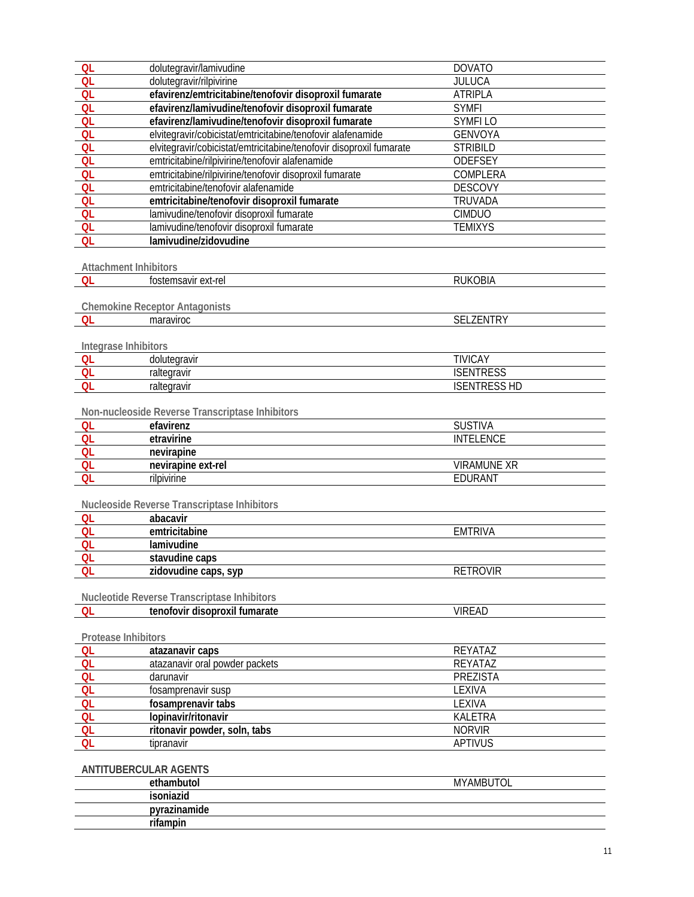| | | |
|---|---|---|
| QL | dolutegravir/lamivudine | DOVATO |
| QL | dolutegravir/rilpivirine | JULUCA |
| QL | **efavirenz/emtricitabine/tenofovir disoproxil fumarate** | ATRIPLA |
| QL | **efavirenz/lamivudine/tenofovir disoproxil fumarate** | SYMFI |
| QL | **efavirenz/lamivudine/tenofovir disoproxil fumarate** | SYMFI LO |
| QL | elvitegravir/cobicistat/emtricitabine/tenofovir alafenamide | GENVOYA |
| QL | elvitegravir/cobicistat/emtricitabine/tenofovir disoproxil fumarate | STRIBILD |
| QL | emtricitabine/rilpivirine/tenofovir alafenamide | ODEFSEY |
| QL | emtricitabine/rilpivirine/tenofovir disoproxil fumarate | COMPLERA |
| QL | emtricitabine/tenofovir alafenamide | DESCOVY |
| QL | **emtricitabine/tenofovir disoproxil fumarate** | TRUVADA |
| QL | lamivudine/tenofovir disoproxil fumarate | CIMDUO |
| QL | lamivudine/tenofovir disoproxil fumarate | TEMIXYS |
| QL | **lamivudine/zidovudine** | |

Attachment Inhibitors

| | | |
|---|---|---|
| QL | fostemsavir ext-rel | RUKOBIA |

Chemokine Receptor Antagonists

| | | |
|---|---|---|
| QL | maraviroc | SELZENTRY |

Integrase Inhibitors

| | | |
|---|---|---|
| QL | dolutegravir | TIVICAY |
| QL | raltegravir | ISENTRESS |
| QL | raltegravir | ISENTRESS HD |

Non-nucleoside Reverse Transcriptase Inhibitors

| | | |
|---|---|---|
| QL | **efavirenz** | SUSTIVA |
| QL | **etravirine** | INTELENCE |
| QL | **nevirapine** | |
| QL | **nevirapine ext-rel** | VIRAMUNE XR |
| QL | rilpivirine | EDURANT |

Nucleoside Reverse Transcriptase Inhibitors

| | | |
|---|---|---|
| QL | **abacavir** | |
| QL | **emtricitabine** | EMTRIVA |
| QL | **lamivudine** | |
| QL | **stavudine caps** | |
| QL | **zidovudine caps, syp** | RETROVIR |

Nucleotide Reverse Transcriptase Inhibitors

| | | |
|---|---|---|
| QL | **tenofovir disoproxil fumarate** | VIREAD |

Protease Inhibitors

| | | |
|---|---|---|
| QL | **atazanavir caps** | REYATAZ |
| QL | atazanavir oral powder packets | REYATAZ |
| QL | darunavir | PREZISTA |
| QL | fosamprenavir susp | LEXIVA |
| QL | **fosamprenavir tabs** | LEXIVA |
| QL | **lopinavir/ritonavir** | KALETRA |
| QL | **ritonavir powder, soln, tabs** | NORVIR |
| QL | tipranavir | APTIVUS |

ANTITUBERCULAR AGENTS

| | | |
|---|---|---|
| | **ethambutol** | MYAMBUTOL |
| | **isoniazid** | |
| | **pyrazinamide** | |
| | **rifampin** | |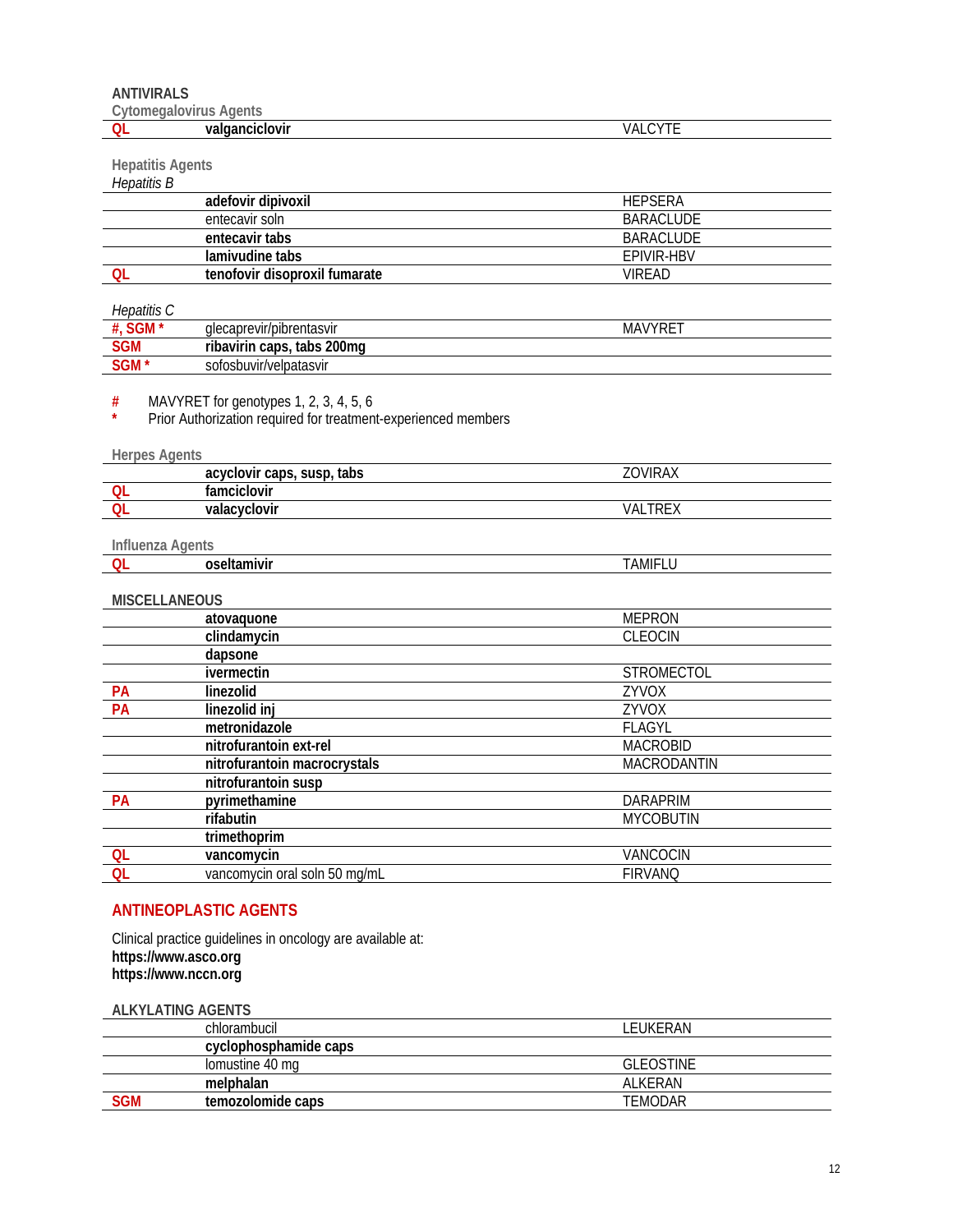## ANTIVIRALS

### Cytomegalovirus Agents

| | | |
|---|---|---|
| QL | **valganciclovir** | VALCYTE |

### Hepatitis Agents

*Hepatitis B*

| | | |
|---|---|---|
| | **adefovir dipivoxil** | HEPSERA |
| | entecavir soln | BARACLUDE |
| | **entecavir tabs** | BARACLUDE |
| | **lamivudine tabs** | EPIVIR-HBV |
| QL | **tenofovir disoproxil fumarate** | VIREAD |

*Hepatitis C*

| | | |
|---|---|---|
| #, SGM * | glecaprevir/pibrentasvir | MAVYRET |
| SGM | **ribavirin caps, tabs 200mg** | |
| SGM * | sofosbuvir/velpatasvir | |

# MAVYRET for genotypes 1, 2, 3, 4, 5, 6

* Prior Authorization required for treatment-experienced members

### Herpes Agents

| | | |
|---|---|---|
| | **acyclovir caps, susp, tabs** | ZOVIRAX |
| QL | **famciclovir** | |
| QL | **valacyclovir** | VALTREX |

### Influenza Agents

| | | |
|---|---|---|
| QL | **oseltamivir** | TAMIFLU |

## MISCELLANEOUS

| | | |
|---|---|---|
| | **atovaquone** | MEPRON |
| | **clindamycin** | CLEOCIN |
| | **dapsone** | |
| | **ivermectin** | STROMECTOL |
| PA | **linezolid** | ZYVOX |
| PA | **linezolid inj** | ZYVOX |
| | **metronidazole** | FLAGYL |
| | **nitrofurantoin ext-rel** | MACROBID |
| | **nitrofurantoin macrocrystals** | MACRODANTIN |
| | **nitrofurantoin susp** | |
| PA | **pyrimethamine** | DARAPRIM |
| | **rifabutin** | MYCOBUTIN |
| | **trimethoprim** | |
| QL | **vancomycin** | VANCOCIN |
| QL | vancomycin oral soln 50 mg/mL | FIRVANQ |

## ANTINEOPLASTIC AGENTS

Clinical practice guidelines in oncology are available at:
**https://www.asco.org**
**https://www.nccn.org**

### ALKYLATING AGENTS

| | | |
|---|---|---|
| | chlorambucil | LEUKERAN |
| | **cyclophosphamide caps** | |
| | lomustine 40 mg | GLEOSTINE |
| | **melphalan** | ALKERAN |
| SGM | **temozolomide caps** | TEMODAR |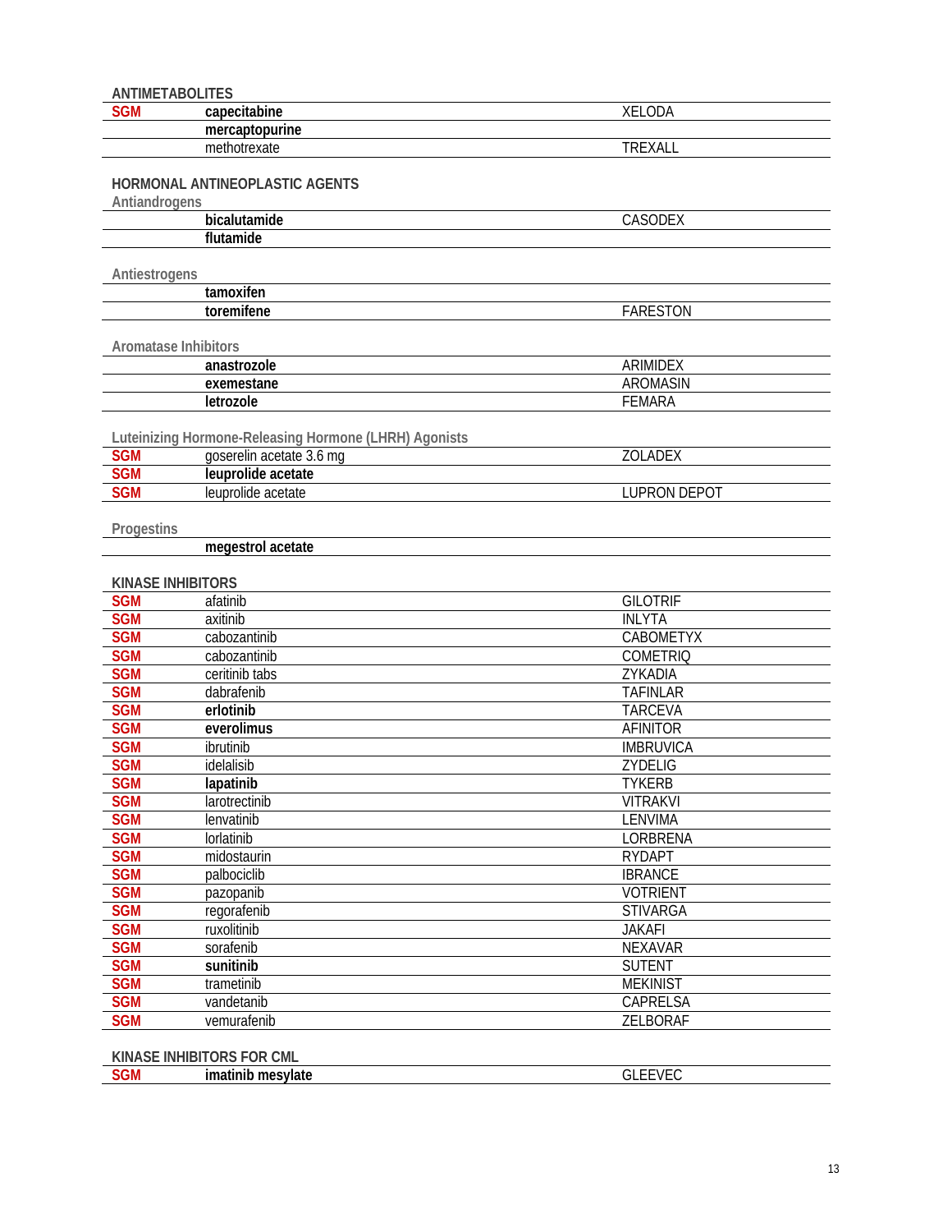## ANTIMETABOLITES

| | | |
|---|---|---|
| SGM | **capecitabine** | XELODA |
| | **mercaptopurine** | |
| | methotrexate | TREXALL |

## HORMONAL ANTINEOPLASTIC AGENTS

### Antiandrogens

| | | |
|---|---|---|
| | **bicalutamide** | CASODEX |
| | **flutamide** | |

### Antiestrogens

| | | |
|---|---|---|
| | **tamoxifen** | |
| | **toremifene** | FARESTON |

### Aromatase Inhibitors

| | | |
|---|---|---|
| | **anastrozole** | ARIMIDEX |
| | **exemestane** | AROMASIN |
| | **letrozole** | FEMARA |

### Luteinizing Hormone-Releasing Hormone (LHRH) Agonists

| | | |
|---|---|---|
| SGM | goserelin acetate 3.6 mg | ZOLADEX |
| SGM | **leuprolide acetate** | |
| SGM | leuprolide acetate | LUPRON DEPOT |

### Progestins

| | | |
|---|---|---|
| | **megestrol acetate** | |

## KINASE INHIBITORS

| | | |
|---|---|---|
| SGM | afatinib | GILOTRIF |
| SGM | axitinib | INLYTA |
| SGM | cabozantinib | CABOMETYX |
| SGM | cabozantinib | COMETRIQ |
| SGM | ceritinib tabs | ZYKADIA |
| SGM | dabrafenib | TAFINLAR |
| SGM | **erlotinib** | TARCEVA |
| SGM | **everolimus** | AFINITOR |
| SGM | ibrutinib | IMBRUVICA |
| SGM | idelalisib | ZYDELIG |
| SGM | **lapatinib** | TYKERB |
| SGM | larotrectinib | VITRAKVI |
| SGM | lenvatinib | LENVIMA |
| SGM | lorlatinib | LORBRENA |
| SGM | midostaurin | RYDAPT |
| SGM | palbociclib | IBRANCE |
| SGM | pazopanib | VOTRIENT |
| SGM | regorafenib | STIVARGA |
| SGM | ruxolitinib | JAKAFI |
| SGM | sorafenib | NEXAVAR |
| SGM | **sunitinib** | SUTENT |
| SGM | trametinib | MEKINIST |
| SGM | vandetanib | CAPRELSA |
| SGM | vemurafenib | ZELBORAF |

## KINASE INHIBITORS FOR CML

| | | |
|---|---|---|
| SGM | **imatinib mesylate** | GLEEVEC |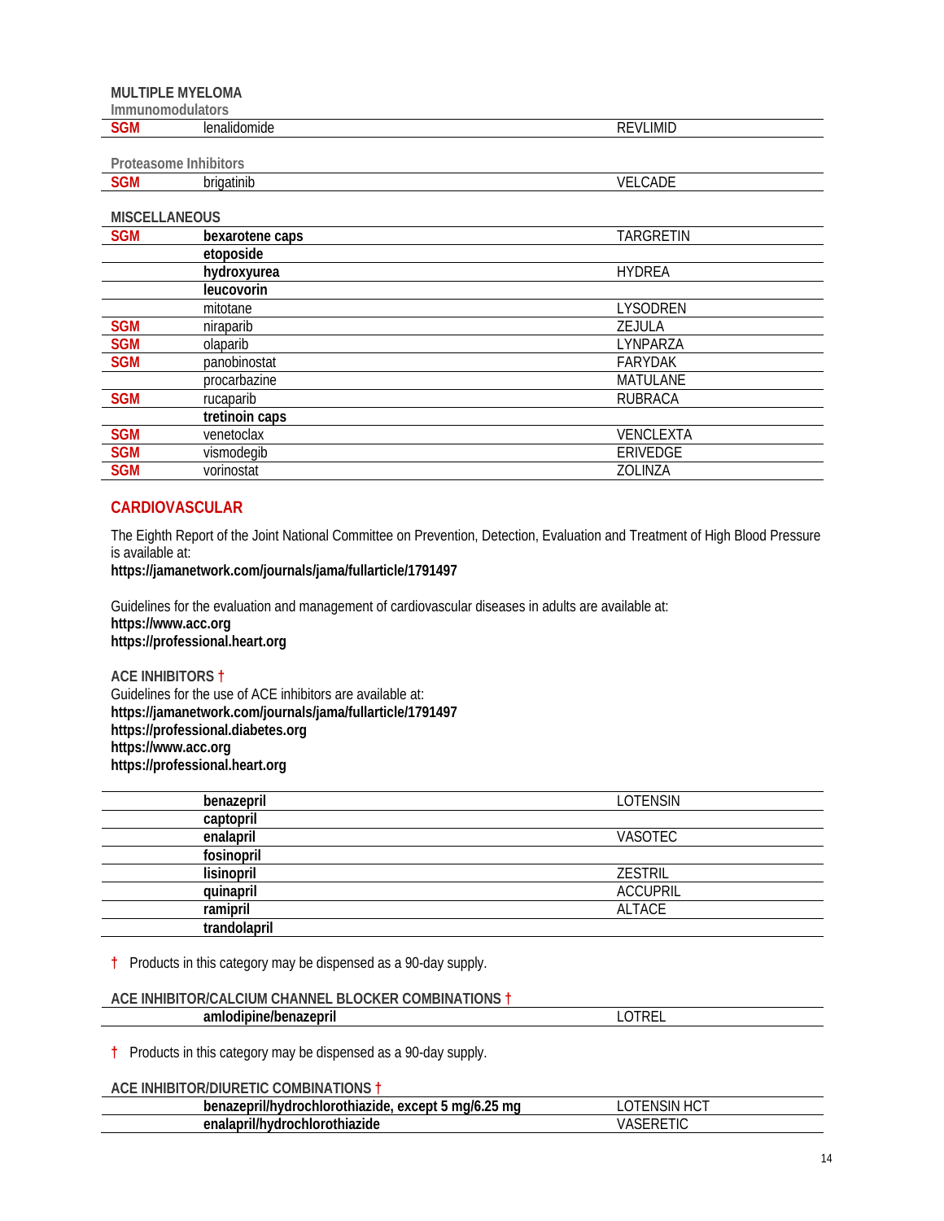**MULTIPLE MYELOMA**

Immunomodulators

| | | |
|---|---|---|
| SGM | lenalidomide | REVLIMID |

Proteasome Inhibitors

| | | |
|---|---|---|
| SGM | brigatinib | VELCADE |

**MISCELLANEOUS**

| | | |
|---|---|---|
| SGM | **bexarotene caps** | TARGRETIN |
| | **etoposide** | |
| | **hydroxyurea** | HYDREA |
| | **leucovorin** | |
| | mitotane | LYSODREN |
| SGM | niraparib | ZEJULA |
| SGM | olaparib | LYNPARZA |
| SGM | panobinostat | FARYDAK |
| | procarbazine | MATULANE |
| SGM | rucaparib | RUBRACA |
| | **tretinoin caps** | |
| SGM | venetoclax | VENCLEXTA |
| SGM | vismodegib | ERIVEDGE |
| SGM | vorinostat | ZOLINZA |

## CARDIOVASCULAR

The Eighth Report of the Joint National Committee on Prevention, Detection, Evaluation and Treatment of High Blood Pressure is available at:
**https://jamanetwork.com/journals/jama/fullarticle/1791497**

Guidelines for the evaluation and management of cardiovascular diseases in adults are available at:
**https://www.acc.org**
**https://professional.heart.org**

**ACE INHIBITORS †**
Guidelines for the use of ACE inhibitors are available at:
**https://jamanetwork.com/journals/jama/fullarticle/1791497**
**https://professional.diabetes.org**
**https://www.acc.org**
**https://professional.heart.org**

| | | |
|---|---|---|
| | **benazepril** | LOTENSIN |
| | **captopril** | |
| | **enalapril** | VASOTEC |
| | **fosinopril** | |
| | **lisinopril** | ZESTRIL |
| | **quinapril** | ACCUPRIL |
| | **ramipril** | ALTACE |
| | **trandolapril** | |

† Products in this category may be dispensed as a 90-day supply.

**ACE INHIBITOR/CALCIUM CHANNEL BLOCKER COMBINATIONS †**

| | | |
|---|---|---|
| | **amlodipine/benazepril** | LOTREL |

† Products in this category may be dispensed as a 90-day supply.

**ACE INHIBITOR/DIURETIC COMBINATIONS †**

| | | |
|---|---|---|
| | **benazepril/hydrochlorothiazide, except 5 mg/6.25 mg** | LOTENSIN HCT |
| | **enalapril/hydrochlorothiazide** | VASERETIC |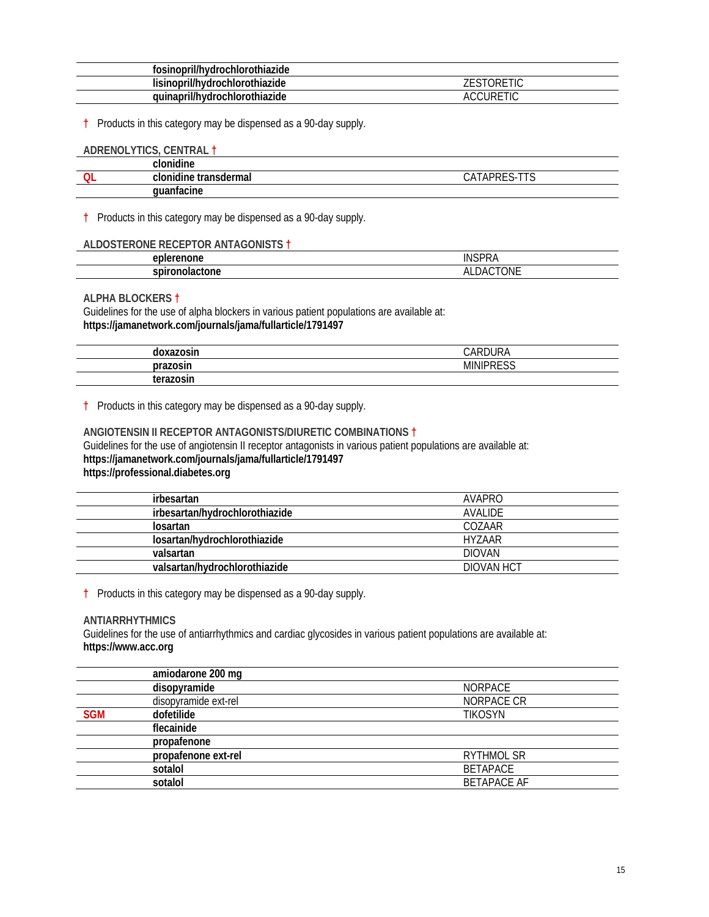| | | |
|---|---|---|
| | **fosinopril/hydrochlorothiazide** | |
| | **lisinopril/hydrochlorothiazide** | ZESTORETIC |
| | **quinapril/hydrochlorothiazide** | ACCURETIC |

† Products in this category may be dispensed as a 90-day supply.

### ADRENOLYTICS, CENTRAL †

| | | |
|---|---|---|
| | **clonidine** | |
| QL | **clonidine transdermal** | CATAPRES-TTS |
| | **guanfacine** | |

† Products in this category may be dispensed as a 90-day supply.

### ALDOSTERONE RECEPTOR ANTAGONISTS †

| | | |
|---|---|---|
| | **eplerenone** | INSPRA |
| | **spironolactone** | ALDACTONE |

### ALPHA BLOCKERS †

Guidelines for the use of alpha blockers in various patient populations are available at:
**https://jamanetwork.com/journals/jama/fullarticle/1791497**

| | | |
|---|---|---|
| | **doxazosin** | CARDURA |
| | **prazosin** | MINIPRESS |
| | **terazosin** | |

† Products in this category may be dispensed as a 90-day supply.

### ANGIOTENSIN II RECEPTOR ANTAGONISTS/DIURETIC COMBINATIONS †

Guidelines for the use of angiotensin II receptor antagonists in various patient populations are available at:
**https://jamanetwork.com/journals/jama/fullarticle/1791497**
**https://professional.diabetes.org**

| | | |
|---|---|---|
| | **irbesartan** | AVAPRO |
| | **irbesartan/hydrochlorothiazide** | AVALIDE |
| | **losartan** | COZAAR |
| | **losartan/hydrochlorothiazide** | HYZAAR |
| | **valsartan** | DIOVAN |
| | **valsartan/hydrochlorothiazide** | DIOVAN HCT |

† Products in this category may be dispensed as a 90-day supply.

### ANTIARRHYTHMICS

Guidelines for the use of antiarrhythmics and cardiac glycosides in various patient populations are available at:
**https://www.acc.org**

| | | |
|---|---|---|
| | **amiodarone 200 mg** | |
| | **disopyramide** | NORPACE |
| | disopyramide ext-rel | NORPACE CR |
| SGM | **dofetilide** | TIKOSYN |
| | **flecainide** | |
| | **propafenone** | |
| | **propafenone ext-rel** | RYTHMOL SR |
| | **sotalol** | BETAPACE |
| | **sotalol** | BETAPACE AF |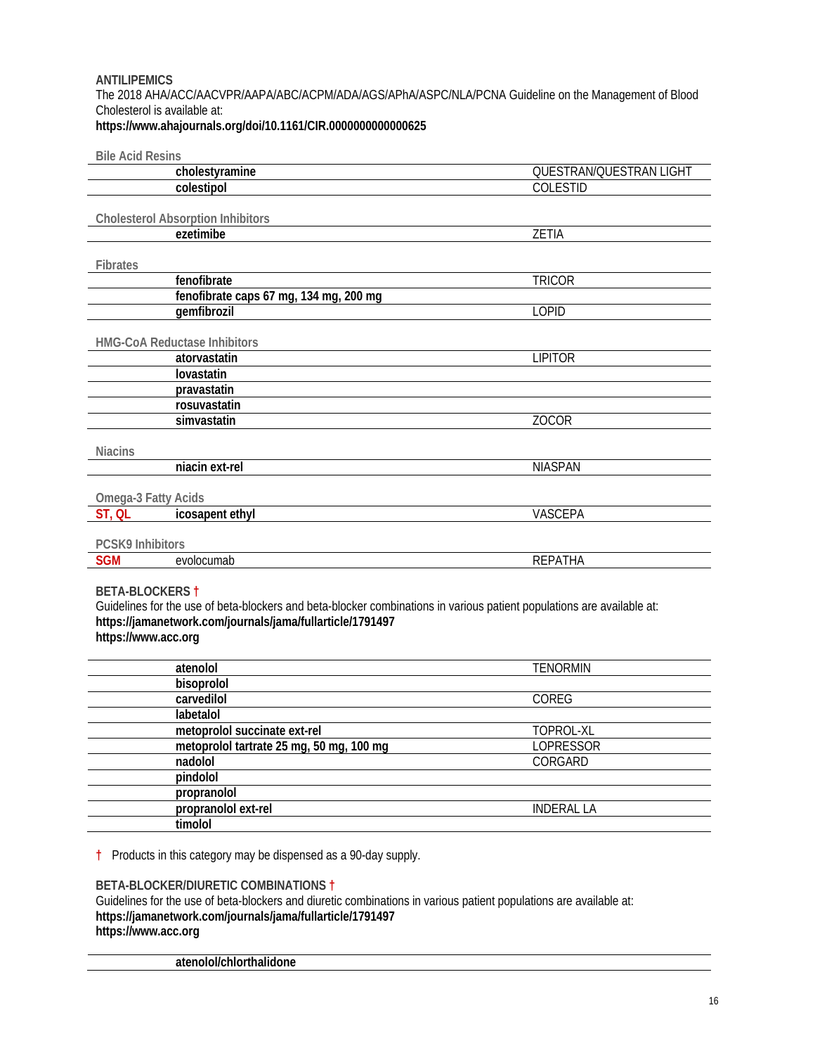## ANTILIPEMICS

The 2018 AHA/ACC/AACVPR/AAPA/ABC/ACPM/ADA/AGS/APhA/ASPC/NLA/PCNA Guideline on the Management of Blood Cholesterol is available at:
**https://www.ahajournals.org/doi/10.1161/CIR.0000000000000625**

### Bile Acid Resins

| | | |
|---|---|---|
| | **cholestyramine** | QUESTRAN/QUESTRAN LIGHT |
| | **colestipol** | COLESTID |

### Cholesterol Absorption Inhibitors

| | | |
|---|---|---|
| | **ezetimibe** | ZETIA |

### Fibrates

| | | |
|---|---|---|
| | **fenofibrate** | TRICOR |
| | **fenofibrate caps 67 mg, 134 mg, 200 mg** | |
| | **gemfibrozil** | LOPID |

### HMG-CoA Reductase Inhibitors

| | | |
|---|---|---|
| | **atorvastatin** | LIPITOR |
| | **lovastatin** | |
| | **pravastatin** | |
| | **rosuvastatin** | |
| | **simvastatin** | ZOCOR |

### Niacins

| | | |
|---|---|---|
| | **niacin ext-rel** | NIASPAN |

### Omega-3 Fatty Acids

| | | |
|---|---|---|
| ST, QL | **icosapent ethyl** | VASCEPA |

### PCSK9 Inhibitors

| | | |
|---|---|---|
| SGM | evolocumab | REPATHA |

## BETA-BLOCKERS †

Guidelines for the use of beta-blockers and beta-blocker combinations in various patient populations are available at:
**https://jamanetwork.com/journals/jama/fullarticle/1791497**
**https://www.acc.org**

| | | |
|---|---|---|
| | **atenolol** | TENORMIN |
| | **bisoprolol** | |
| | **carvedilol** | COREG |
| | **labetalol** | |
| | **metoprolol succinate ext-rel** | TOPROL-XL |
| | **metoprolol tartrate 25 mg, 50 mg, 100 mg** | LOPRESSOR |
| | **nadolol** | CORGARD |
| | **pindolol** | |
| | **propranolol** | |
| | **propranolol ext-rel** | INDERAL LA |
| | **timolol** | |

† Products in this category may be dispensed as a 90-day supply.

## BETA-BLOCKER/DIURETIC COMBINATIONS †

Guidelines for the use of beta-blockers and diuretic combinations in various patient populations are available at:
**https://jamanetwork.com/journals/jama/fullarticle/1791497**
**https://www.acc.org**

| | | |
|---|---|---|
| | **atenolol/chlorthalidone** | |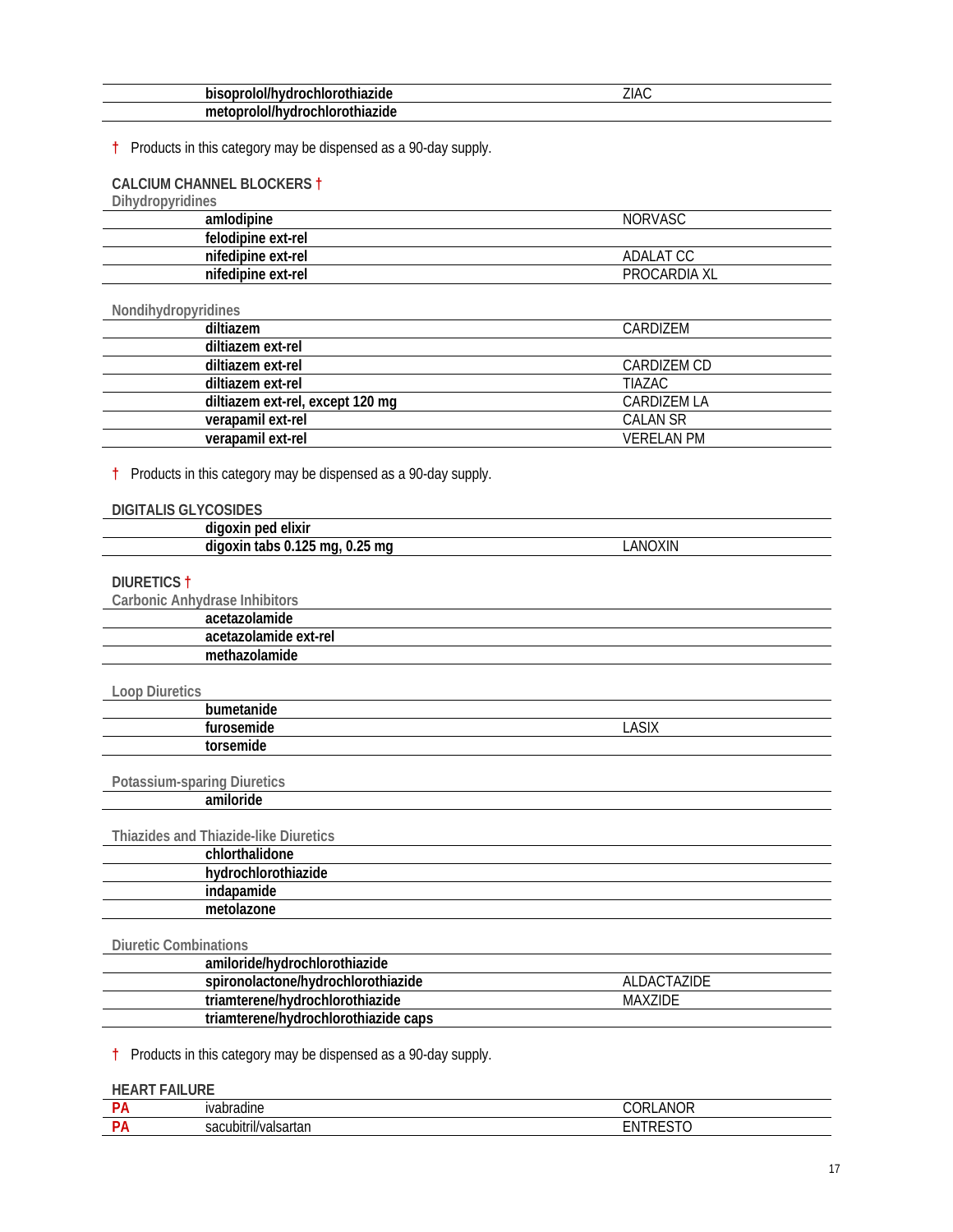| | | |
|---|---|---|
| | **bisoprolol/hydrochlorothiazide** | ZIAC |
| | **metoprolol/hydrochlorothiazide** | |

† Products in this category may be dispensed as a 90-day supply.

**CALCIUM CHANNEL BLOCKERS †**

Dihydropyridines

| | | |
|---|---|---|
| | **amlodipine** | NORVASC |
| | **felodipine ext-rel** | |
| | **nifedipine ext-rel** | ADALAT CC |
| | **nifedipine ext-rel** | PROCARDIA XL |

Nondihydropyridines

| | | |
|---|---|---|
| | **diltiazem** | CARDIZEM |
| | **diltiazem ext-rel** | |
| | **diltiazem ext-rel** | CARDIZEM CD |
| | **diltiazem ext-rel** | TIAZAC |
| | **diltiazem ext-rel, except 120 mg** | CARDIZEM LA |
| | **verapamil ext-rel** | CALAN SR |
| | **verapamil ext-rel** | VERELAN PM |

† Products in this category may be dispensed as a 90-day supply.

**DIGITALIS GLYCOSIDES**

| | | |
|---|---|---|
| | **digoxin ped elixir** | |
| | **digoxin tabs 0.125 mg, 0.25 mg** | LANOXIN |

**DIURETICS †**

Carbonic Anhydrase Inhibitors

| | | |
|---|---|---|
| | **acetazolamide** | |
| | **acetazolamide ext-rel** | |
| | **methazolamide** | |

Loop Diuretics

| | | |
|---|---|---|
| | **bumetanide** | |
| | **furosemide** | LASIX |
| | **torsemide** | |

Potassium-sparing Diuretics

| | | |
|---|---|---|
| | **amiloride** | |

Thiazides and Thiazide-like Diuretics

| | | |
|---|---|---|
| | **chlorthalidone** | |
| | **hydrochlorothiazide** | |
| | **indapamide** | |
| | **metolazone** | |

Diuretic Combinations

| | | |
|---|---|---|
| | **amiloride/hydrochlorothiazide** | |
| | **spironolactone/hydrochlorothiazide** | ALDACTAZIDE |
| | **triamterene/hydrochlorothiazide** | MAXZIDE |
| | **triamterene/hydrochlorothiazide caps** | |

† Products in this category may be dispensed as a 90-day supply.

**HEART FAILURE**

| | | |
|---|---|---|
| PA | ivabradine | CORLANOR |
| PA | sacubitril/valsartan | ENTRESTO |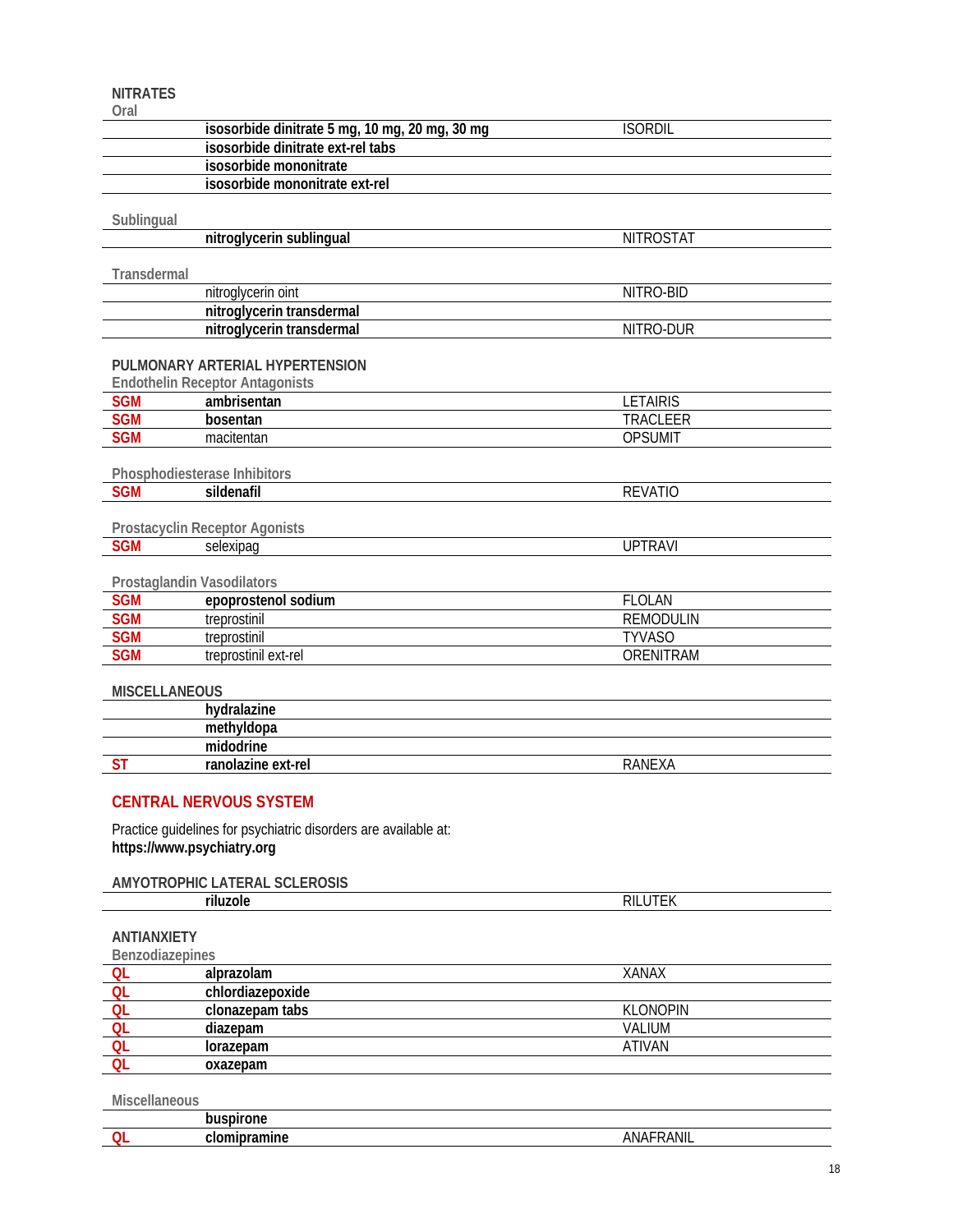### NITRATES

#### Oral

| | | |
|---|---|---|
| | **isosorbide dinitrate 5 mg, 10 mg, 20 mg, 30 mg** | ISORDIL |
| | **isosorbide dinitrate ext-rel tabs** | |
| | **isosorbide mononitrate** | |
| | **isosorbide mononitrate ext-rel** | |

#### Sublingual

| | | |
|---|---|---|
| | **nitroglycerin sublingual** | NITROSTAT |

#### Transdermal

| | | |
|---|---|---|
| | nitroglycerin oint | NITRO-BID |
| | **nitroglycerin transdermal** | |
| | **nitroglycerin transdermal** | NITRO-DUR |

### PULMONARY ARTERIAL HYPERTENSION

#### Endothelin Receptor Antagonists

| | | |
|---|---|---|
| SGM | **ambrisentan** | LETAIRIS |
| SGM | **bosentan** | TRACLEER |
| SGM | macitentan | OPSUMIT |

#### Phosphodiesterase Inhibitors

| | | |
|---|---|---|
| SGM | **sildenafil** | REVATIO |

#### Prostacyclin Receptor Agonists

| | | |
|---|---|---|
| SGM | selexipag | UPTRAVI |

#### Prostaglandin Vasodilators

| | | |
|---|---|---|
| SGM | **epoprostenol sodium** | FLOLAN |
| SGM | treprostinil | REMODULIN |
| SGM | treprostinil | TYVASO |
| SGM | treprostinil ext-rel | ORENITRAM |

### MISCELLANEOUS

| | | |
|---|---|---|
| | **hydralazine** | |
| | **methyldopa** | |
| | **midodrine** | |
| ST | **ranolazine ext-rel** | RANEXA |

## CENTRAL NERVOUS SYSTEM

Practice guidelines for psychiatric disorders are available at:
**https://www.psychiatry.org**

### AMYOTROPHIC LATERAL SCLEROSIS

| | | |
|---|---|---|
| | **riluzole** | RILUTEK |

### ANTIANXIETY

#### Benzodiazepines

| | | |
|---|---|---|
| QL | **alprazolam** | XANAX |
| QL | **chlordiazepoxide** | |
| QL | **clonazepam tabs** | KLONOPIN |
| QL | **diazepam** | VALIUM |
| QL | **lorazepam** | ATIVAN |
| QL | **oxazepam** | |

#### Miscellaneous

| | | |
|---|---|---|
| | **buspirone** | |
| QL | **clomipramine** | ANAFRANIL |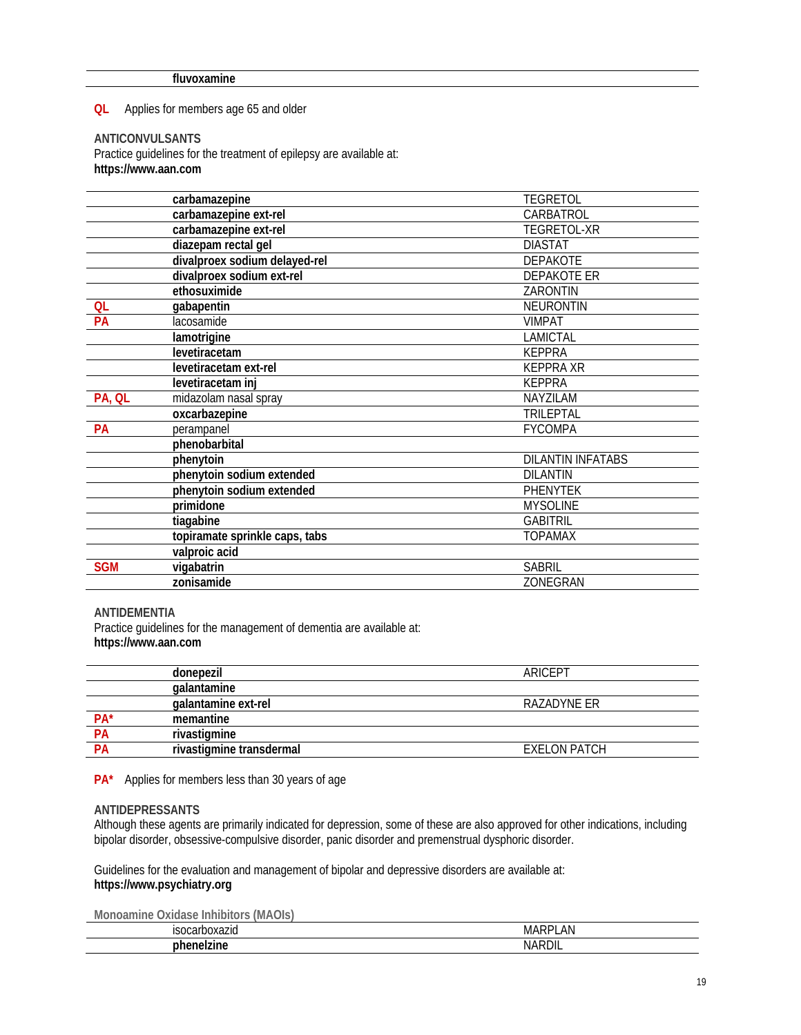| | | |
|---|---|---|
| | **fluvoxamine** | |

**QL** Applies for members age 65 and older

### ANTICONVULSANTS

Practice guidelines for the treatment of epilepsy are available at:
**https://www.aan.com**

| | | |
|---|---|---|
| | **carbamazepine** | TEGRETOL |
| | **carbamazepine ext-rel** | CARBATROL |
| | **carbamazepine ext-rel** | TEGRETOL-XR |
| | **diazepam rectal gel** | DIASTAT |
| | **divalproex sodium delayed-rel** | DEPAKOTE |
| | **divalproex sodium ext-rel** | DEPAKOTE ER |
| | **ethosuximide** | ZARONTIN |
| QL | **gabapentin** | NEURONTIN |
| PA | lacosamide | VIMPAT |
| | **lamotrigine** | LAMICTAL |
| | **levetiracetam** | KEPPRA |
| | **levetiracetam ext-rel** | KEPPRA XR |
| | **levetiracetam inj** | KEPPRA |
| PA, QL | midazolam nasal spray | NAYZILAM |
| | **oxcarbazepine** | TRILEPTAL |
| PA | perampanel | FYCOMPA |
| | **phenobarbital** | |
| | **phenytoin** | DILANTIN INFATABS |
| | **phenytoin sodium extended** | DILANTIN |
| | **phenytoin sodium extended** | PHENYTEK |
| | **primidone** | MYSOLINE |
| | **tiagabine** | GABITRIL |
| | **topiramate sprinkle caps, tabs** | TOPAMAX |
| | **valproic acid** | |
| SGM | **vigabatrin** | SABRIL |
| | **zonisamide** | ZONEGRAN |

### ANTIDEMENTIA

Practice guidelines for the management of dementia are available at:
**https://www.aan.com**

| | | |
|---|---|---|
| | **donepezil** | ARICEPT |
| | **galantamine** | |
| | **galantamine ext-rel** | RAZADYNE ER |
| PA* | **memantine** | |
| PA | **rivastigmine** | |
| PA | **rivastigmine transdermal** | EXELON PATCH |

**PA*** Applies for members less than 30 years of age

### ANTIDEPRESSANTS

Although these agents are primarily indicated for depression, some of these are also approved for other indications, including bipolar disorder, obsessive-compulsive disorder, panic disorder and premenstrual dysphoric disorder.

Guidelines for the evaluation and management of bipolar and depressive disorders are available at:
**https://www.psychiatry.org**

#### Monoamine Oxidase Inhibitors (MAOIs)

| | | |
|---|---|---|
| | isocarboxazid | MARPLAN |
| | **phenelzine** | NARDIL |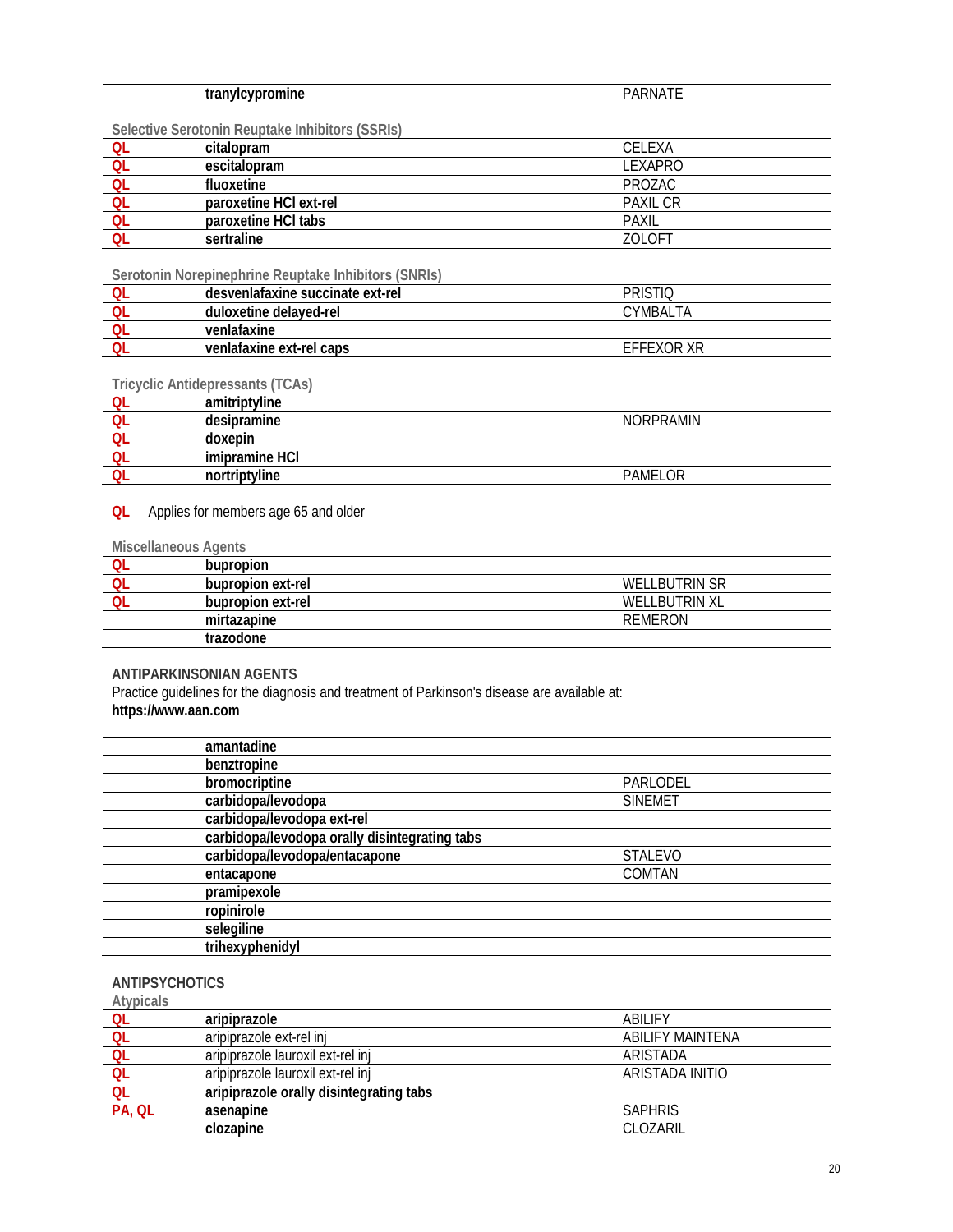| | tranylcypromine | PARNATE |
|---|---|---|

Selective Serotonin Reuptake Inhibitors (SSRIs)

| | | |
|---|---|---|
| QL | citalopram | CELEXA |
| QL | escitalopram | LEXAPRO |
| QL | fluoxetine | PROZAC |
| QL | paroxetine HCl ext-rel | PAXIL CR |
| QL | paroxetine HCl tabs | PAXIL |
| QL | sertraline | ZOLOFT |

Serotonin Norepinephrine Reuptake Inhibitors (SNRIs)

| | | |
|---|---|---|
| QL | desvenlafaxine succinate ext-rel | PRISTIQ |
| QL | duloxetine delayed-rel | CYMBALTA |
| QL | venlafaxine | |
| QL | venlafaxine ext-rel caps | EFFEXOR XR |

Tricyclic Antidepressants (TCAs)

| | | |
|---|---|---|
| QL | amitriptyline | |
| QL | desipramine | NORPRAMIN |
| QL | doxepin | |
| QL | imipramine HCl | |
| QL | nortriptyline | PAMELOR |

**QL** Applies for members age 65 and older

Miscellaneous Agents

| | | |
|---|---|---|
| QL | bupropion | |
| QL | bupropion ext-rel | WELLBUTRIN SR |
| QL | bupropion ext-rel | WELLBUTRIN XL |
| | mirtazapine | REMERON |
| | trazodone | |

## ANTIPARKINSONIAN AGENTS

Practice guidelines for the diagnosis and treatment of Parkinson's disease are available at:
**https://www.aan.com**

| | | |
|---|---|---|
| | amantadine | |
| | benztropine | |
| | bromocriptine | PARLODEL |
| | carbidopa/levodopa | SINEMET |
| | carbidopa/levodopa ext-rel | |
| | carbidopa/levodopa orally disintegrating tabs | |
| | carbidopa/levodopa/entacapone | STALEVO |
| | entacapone | COMTAN |
| | pramipexole | |
| | ropinirole | |
| | selegiline | |
| | trihexyphenidyl | |

## ANTIPSYCHOTICS

Atypicals

| | | |
|---|---|---|
| QL | aripiprazole | ABILIFY |
| QL | aripiprazole ext-rel inj | ABILIFY MAINTENA |
| QL | aripiprazole lauroxil ext-rel inj | ARISTADA |
| QL | aripiprazole lauroxil ext-rel inj | ARISTADA INITIO |
| QL | aripiprazole orally disintegrating tabs | |
| PA, QL | asenapine | SAPHRIS |
| | clozapine | CLOZARIL |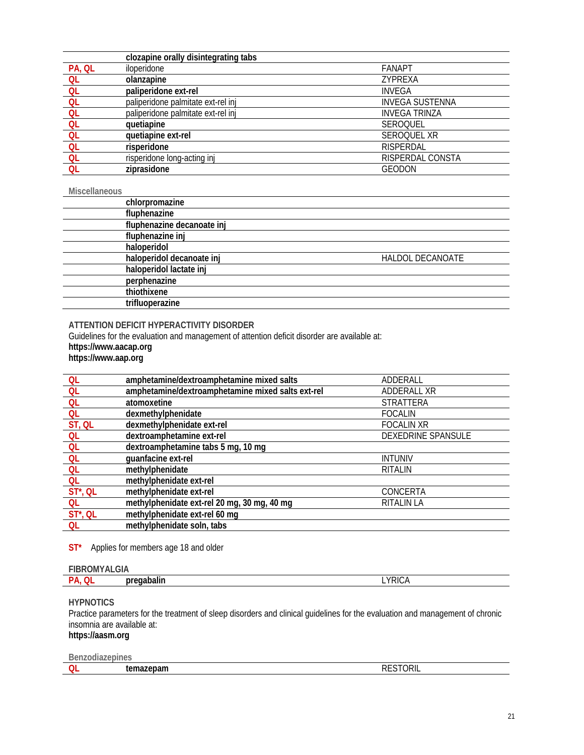| | | |
|---|---|---|
| | **clozapine orally disintegrating tabs** | |
| PA, QL | iloperidone | FANAPT |
| QL | **olanzapine** | ZYPREXA |
| QL | **paliperidone ext-rel** | INVEGA |
| QL | paliperidone palmitate ext-rel inj | INVEGA SUSTENNA |
| QL | paliperidone palmitate ext-rel inj | INVEGA TRINZA |
| QL | **quetiapine** | SEROQUEL |
| QL | **quetiapine ext-rel** | SEROQUEL XR |
| QL | **risperidone** | RISPERDAL |
| QL | risperidone long-acting inj | RISPERDAL CONSTA |
| QL | **ziprasidone** | GEODON |

Miscellaneous

| | | |
|---|---|---|
| | **chlorpromazine** | |
| | **fluphenazine** | |
| | **fluphenazine decanoate inj** | |
| | **fluphenazine inj** | |
| | **haloperidol** | |
| | **haloperidol decanoate inj** | HALDOL DECANOATE |
| | **haloperidol lactate inj** | |
| | **perphenazine** | |
| | **thiothixene** | |
| | **trifluoperazine** | |

## ATTENTION DEFICIT HYPERACTIVITY DISORDER

Guidelines for the evaluation and management of attention deficit disorder are available at:
**https://www.aacap.org**
**https://www.aap.org**

| | | |
|---|---|---|
| QL | **amphetamine/dextroamphetamine mixed salts** | ADDERALL |
| QL | **amphetamine/dextroamphetamine mixed salts ext-rel** | ADDERALL XR |
| QL | **atomoxetine** | STRATTERA |
| QL | **dexmethylphenidate** | FOCALIN |
| ST, QL | **dexmethylphenidate ext-rel** | FOCALIN XR |
| QL | **dextroamphetamine ext-rel** | DEXEDRINE SPANSULE |
| QL | **dextroamphetamine tabs 5 mg, 10 mg** | |
| QL | **guanfacine ext-rel** | INTUNIV |
| QL | **methylphenidate** | RITALIN |
| QL | **methylphenidate ext-rel** | |
| ST*, QL | **methylphenidate ext-rel** | CONCERTA |
| QL | **methylphenidate ext-rel 20 mg, 30 mg, 40 mg** | RITALIN LA |
| ST*, QL | **methylphenidate ext-rel 60 mg** | |
| QL | **methylphenidate soln, tabs** | |

ST* Applies for members age 18 and older

## FIBROMYALGIA

| | | |
|---|---|---|
| PA, QL | **pregabalin** | LYRICA |

## HYPNOTICS

Practice parameters for the treatment of sleep disorders and clinical guidelines for the evaluation and management of chronic insomnia are available at:
**https://aasm.org**

Benzodiazepines

| | | |
|---|---|---|
| QL | **temazepam** | RESTORIL |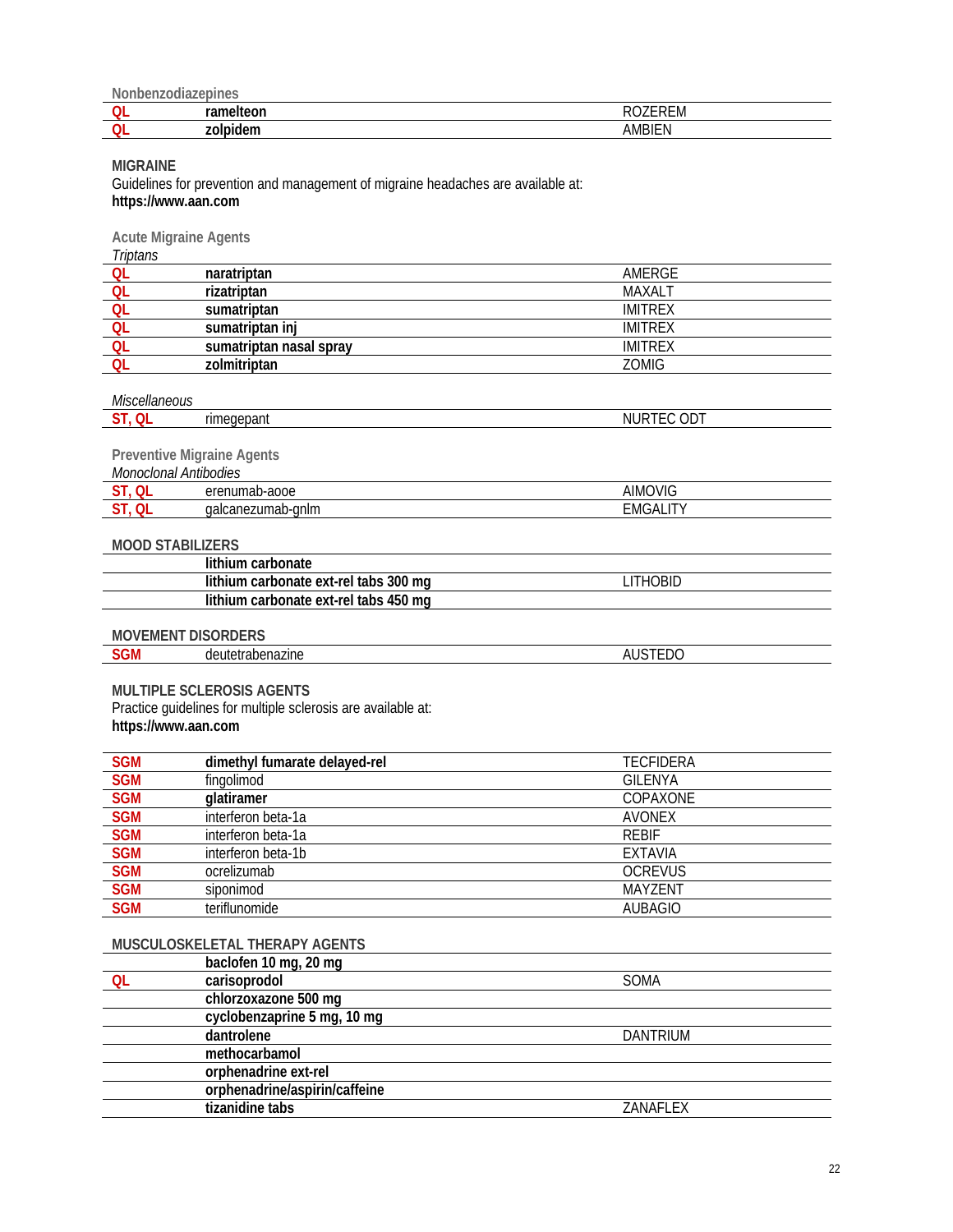Nonbenzodiazepines

| | | |
|---|---|---|
| QL | **ramelteon** | ROZEREM |
| QL | **zolpidem** | AMBIEN |

## MIGRAINE

Guidelines for prevention and management of migraine headaches are available at:
**https://www.aan.com**

### Acute Migraine Agents

*Triptans*

| | | |
|---|---|---|
| QL | **naratriptan** | AMERGE |
| QL | **rizatriptan** | MAXALT |
| QL | **sumatriptan** | IMITREX |
| QL | **sumatriptan inj** | IMITREX |
| QL | **sumatriptan nasal spray** | IMITREX |
| QL | **zolmitriptan** | ZOMIG |

*Miscellaneous*

| | | |
|---|---|---|
| ST, QL | rimegepant | NURTEC ODT |

### Preventive Migraine Agents

*Monoclonal Antibodies*

| | | |
|---|---|---|
| ST, QL | erenumab-aooe | AIMOVIG |
| ST, QL | galcanezumab-gnlm | EMGALITY |

## MOOD STABILIZERS

| | | |
|---|---|---|
| | **lithium carbonate** | |
| | **lithium carbonate ext-rel tabs 300 mg** | LITHOBID |
| | **lithium carbonate ext-rel tabs 450 mg** | |

## MOVEMENT DISORDERS

| | | |
|---|---|---|
| SGM | deutetrabenazine | AUSTEDO |

## MULTIPLE SCLEROSIS AGENTS

Practice guidelines for multiple sclerosis are available at:
**https://www.aan.com**

| | | |
|---|---|---|
| SGM | **dimethyl fumarate delayed-rel** | TECFIDERA |
| SGM | fingolimod | GILENYA |
| SGM | **glatiramer** | COPAXONE |
| SGM | interferon beta-1a | AVONEX |
| SGM | interferon beta-1a | REBIF |
| SGM | interferon beta-1b | EXTAVIA |
| SGM | ocrelizumab | OCREVUS |
| SGM | siponimod | MAYZENT |
| SGM | teriflunomide | AUBAGIO |

## MUSCULOSKELETAL THERAPY AGENTS

| | | |
|---|---|---|
| | **baclofen 10 mg, 20 mg** | |
| QL | **carisoprodol** | SOMA |
| | **chlorzoxazone 500 mg** | |
| | **cyclobenzaprine 5 mg, 10 mg** | |
| | **dantrolene** | DANTRIUM |
| | **methocarbamol** | |
| | **orphenadrine ext-rel** | |
| | **orphenadrine/aspirin/caffeine** | |
| | **tizanidine tabs** | ZANAFLEX |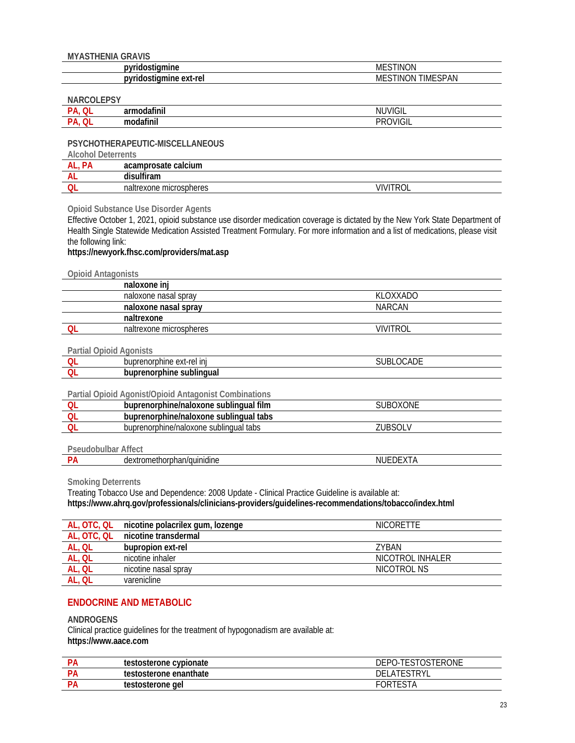### MYASTHENIA GRAVIS

| | | |
|---|---|---|
| | **pyridostigmine** | MESTINON |
| | **pyridostigmine ext-rel** | MESTINON TIMESPAN |

### NARCOLEPSY

| | | |
|---|---|---|
| PA, QL | **armodafinil** | NUVIGIL |
| PA, QL | **modafinil** | PROVIGIL |

### PSYCHOTHERAPEUTIC-MISCELLANEOUS

#### Alcohol Deterrents

| | | |
|---|---|---|
| AL, PA | **acamprosate calcium** | |
| AL | **disulfiram** | |
| QL | naltrexone microspheres | VIVITROL |

#### Opioid Substance Use Disorder Agents

Effective October 1, 2021, opioid substance use disorder medication coverage is dictated by the New York State Department of Health Single Statewide Medication Assisted Treatment Formulary. For more information and a list of medications, please visit the following link:
**https://newyork.fhsc.com/providers/mat.asp**

#### Opioid Antagonists

| | | |
|---|---|---|
| | **naloxone inj** | |
| | naloxone nasal spray | KLOXXADO |
| | **naloxone nasal spray** | NARCAN |
| | **naltrexone** | |
| QL | naltrexone microspheres | VIVITROL |

#### Partial Opioid Agonists

| | | |
|---|---|---|
| QL | buprenorphine ext-rel inj | SUBLOCADE |
| QL | **buprenorphine sublingual** | |

#### Partial Opioid Agonist/Opioid Antagonist Combinations

| | | |
|---|---|---|
| QL | **buprenorphine/naloxone sublingual film** | SUBOXONE |
| QL | **buprenorphine/naloxone sublingual tabs** | |
| QL | buprenorphine/naloxone sublingual tabs | ZUBSOLV |

#### Pseudobulbar Affect

| | | |
|---|---|---|
| PA | dextromethorphan/quinidine | NUEDEXTA |

#### Smoking Deterrents

Treating Tobacco Use and Dependence: 2008 Update - Clinical Practice Guideline is available at:
**https://www.ahrq.gov/professionals/clinicians-providers/guidelines-recommendations/tobacco/index.html**

| | | |
|---|---|---|
| AL, OTC, QL | **nicotine polacrilex gum, lozenge** | NICORETTE |
| AL, OTC, QL | **nicotine transdermal** | |
| AL, QL | **bupropion ext-rel** | ZYBAN |
| AL, QL | nicotine inhaler | NICOTROL INHALER |
| AL, QL | nicotine nasal spray | NICOTROL NS |
| AL, QL | varenicline | |

## ENDOCRINE AND METABOLIC

### ANDROGENS

Clinical practice guidelines for the treatment of hypogonadism are available at:
**https://www.aace.com**

| | | |
|---|---|---|
| PA | **testosterone cypionate** | DEPO-TESTOSTERONE |
| PA | **testosterone enanthate** | DELATESTRYL |
| PA | **testosterone gel** | FORTESTA |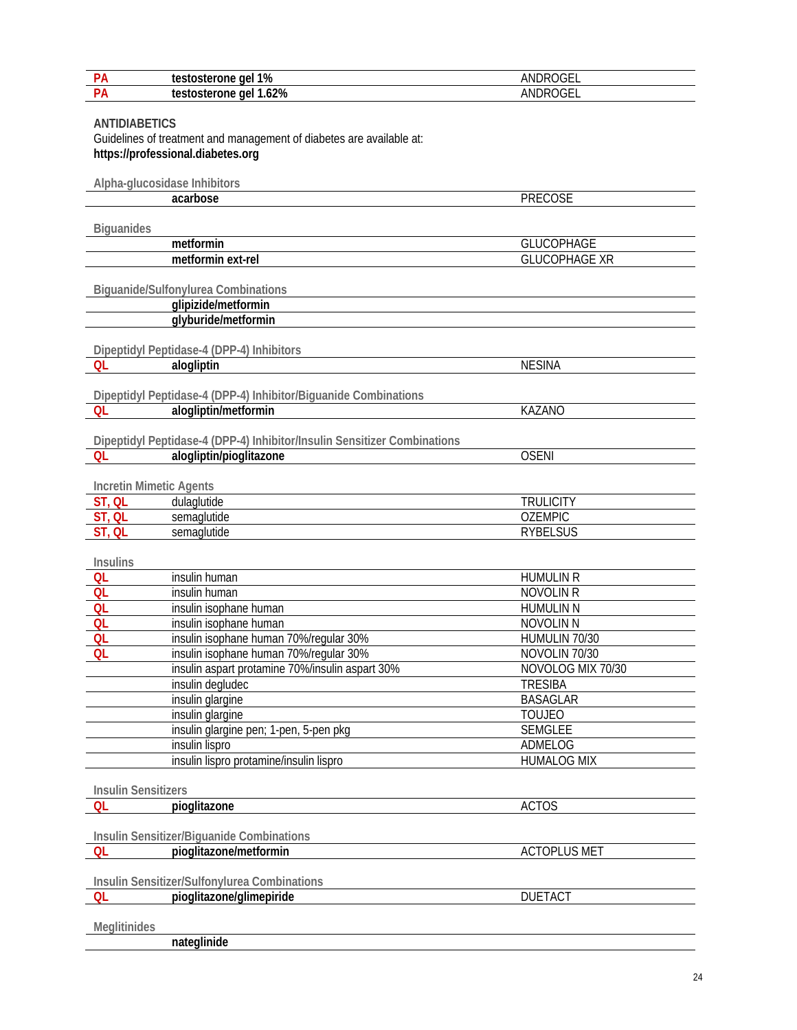| | | |
|---|---|---|
| PA | **testosterone gel 1%** | ANDROGEL |
| PA | **testosterone gel 1.62%** | ANDROGEL |

**ANTIDIABETICS**

Guidelines of treatment and management of diabetes are available at:
**https://professional.diabetes.org**

Alpha-glucosidase Inhibitors

| | | |
|---|---|---|
| | **acarbose** | PRECOSE |

Biguanides

| | | |
|---|---|---|
| | **metformin** | GLUCOPHAGE |
| | **metformin ext-rel** | GLUCOPHAGE XR |

Biguanide/Sulfonylurea Combinations

| | | |
|---|---|---|
| | **glipizide/metformin** | |
| | **glyburide/metformin** | |

Dipeptidyl Peptidase-4 (DPP-4) Inhibitors

| | | |
|---|---|---|
| QL | **alogliptin** | NESINA |

Dipeptidyl Peptidase-4 (DPP-4) Inhibitor/Biguanide Combinations

| | | |
|---|---|---|
| QL | **alogliptin/metformin** | KAZANO |

Dipeptidyl Peptidase-4 (DPP-4) Inhibitor/Insulin Sensitizer Combinations

| | | |
|---|---|---|
| QL | **alogliptin/pioglitazone** | OSENI |

Incretin Mimetic Agents

| | | |
|---|---|---|
| ST, QL | dulaglutide | TRULICITY |
| ST, QL | semaglutide | OZEMPIC |
| ST, QL | semaglutide | RYBELSUS |

Insulins

| | | |
|---|---|---|
| QL | insulin human | HUMULIN R |
| QL | insulin human | NOVOLIN R |
| QL | insulin isophane human | HUMULIN N |
| QL | insulin isophane human | NOVOLIN N |
| QL | insulin isophane human 70%/regular 30% | HUMULIN 70/30 |
| QL | insulin isophane human 70%/regular 30% | NOVOLIN 70/30 |
| | insulin aspart protamine 70%/insulin aspart 30% | NOVOLOG MIX 70/30 |
| | insulin degludec | TRESIBA |
| | insulin glargine | BASAGLAR |
| | insulin glargine | TOUJEO |
| | insulin glargine pen; 1-pen, 5-pen pkg | SEMGLEE |
| | insulin lispro | ADMELOG |
| | insulin lispro protamine/insulin lispro | HUMALOG MIX |

Insulin Sensitizers

| | | |
|---|---|---|
| QL | **pioglitazone** | ACTOS |

Insulin Sensitizer/Biguanide Combinations

| | | |
|---|---|---|
| QL | **pioglitazone/metformin** | ACTOPLUS MET |

Insulin Sensitizer/Sulfonylurea Combinations

| | | |
|---|---|---|
| QL | **pioglitazone/glimepiride** | DUETACT |

Meglitinides

| | | |
|---|---|---|
| | **nateglinide** | |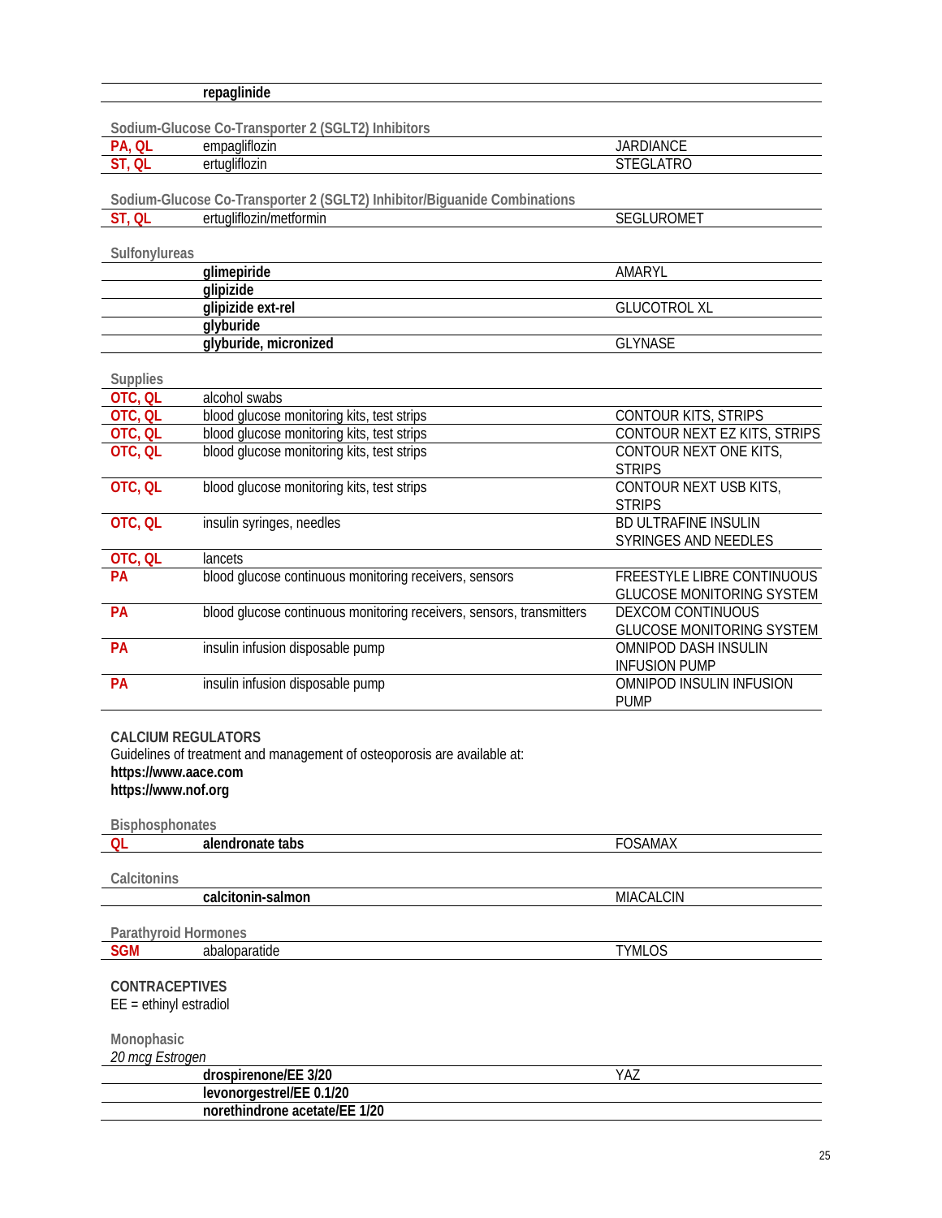| | | |
|---|---|---|
| | **repaglinide** | |

### Sodium-Glucose Co-Transporter 2 (SGLT2) Inhibitors

| | | |
|---|---|---|
| PA, QL | empagliflozin | JARDIANCE |
| ST, QL | ertugliflozin | STEGLATRO |

### Sodium-Glucose Co-Transporter 2 (SGLT2) Inhibitor/Biguanide Combinations

| | | |
|---|---|---|
| ST, QL | ertugliflozin/metformin | SEGLUROMET |

### Sulfonylureas

| | | |
|---|---|---|
| | **glimepiride** | AMARYL |
| | **glipizide** | |
| | **glipizide ext-rel** | GLUCOTROL XL |
| | **glyburide** | |
| | **glyburide, micronized** | GLYNASE |

### Supplies

| | | |
|---|---|---|
| OTC, QL | alcohol swabs | |
| OTC, QL | blood glucose monitoring kits, test strips | CONTOUR KITS, STRIPS |
| OTC, QL | blood glucose monitoring kits, test strips | CONTOUR NEXT EZ KITS, STRIPS |
| OTC, QL | blood glucose monitoring kits, test strips | CONTOUR NEXT ONE KITS, STRIPS |
| OTC, QL | blood glucose monitoring kits, test strips | CONTOUR NEXT USB KITS, STRIPS |
| OTC, QL | insulin syringes, needles | BD ULTRAFINE INSULIN SYRINGES AND NEEDLES |
| OTC, QL | lancets | |
| PA | blood glucose continuous monitoring receivers, sensors | FREESTYLE LIBRE CONTINUOUS GLUCOSE MONITORING SYSTEM |
| PA | blood glucose continuous monitoring receivers, sensors, transmitters | DEXCOM CONTINUOUS GLUCOSE MONITORING SYSTEM |
| PA | insulin infusion disposable pump | OMNIPOD DASH INSULIN INFUSION PUMP |
| PA | insulin infusion disposable pump | OMNIPOD INSULIN INFUSION PUMP |

## CALCIUM REGULATORS

Guidelines of treatment and management of osteoporosis are available at:
**https://www.aace.com**
**https://www.nof.org**

### Bisphosphonates

| | | |
|---|---|---|
| QL | **alendronate tabs** | FOSAMAX |

### Calcitonins

| | | |
|---|---|---|
| | **calcitonin-salmon** | MIACALCIN |

### Parathyroid Hormones

| | | |
|---|---|---|
| SGM | abaloparatide | TYMLOS |

## CONTRACEPTIVES

EE = ethinyl estradiol

### Monophasic

*20 mcg Estrogen*

| | | |
|---|---|---|
| | **drospirenone/EE 3/20** | YAZ |
| | **levonorgestrel/EE 0.1/20** | |
| | **norethindrone acetate/EE 1/20** | |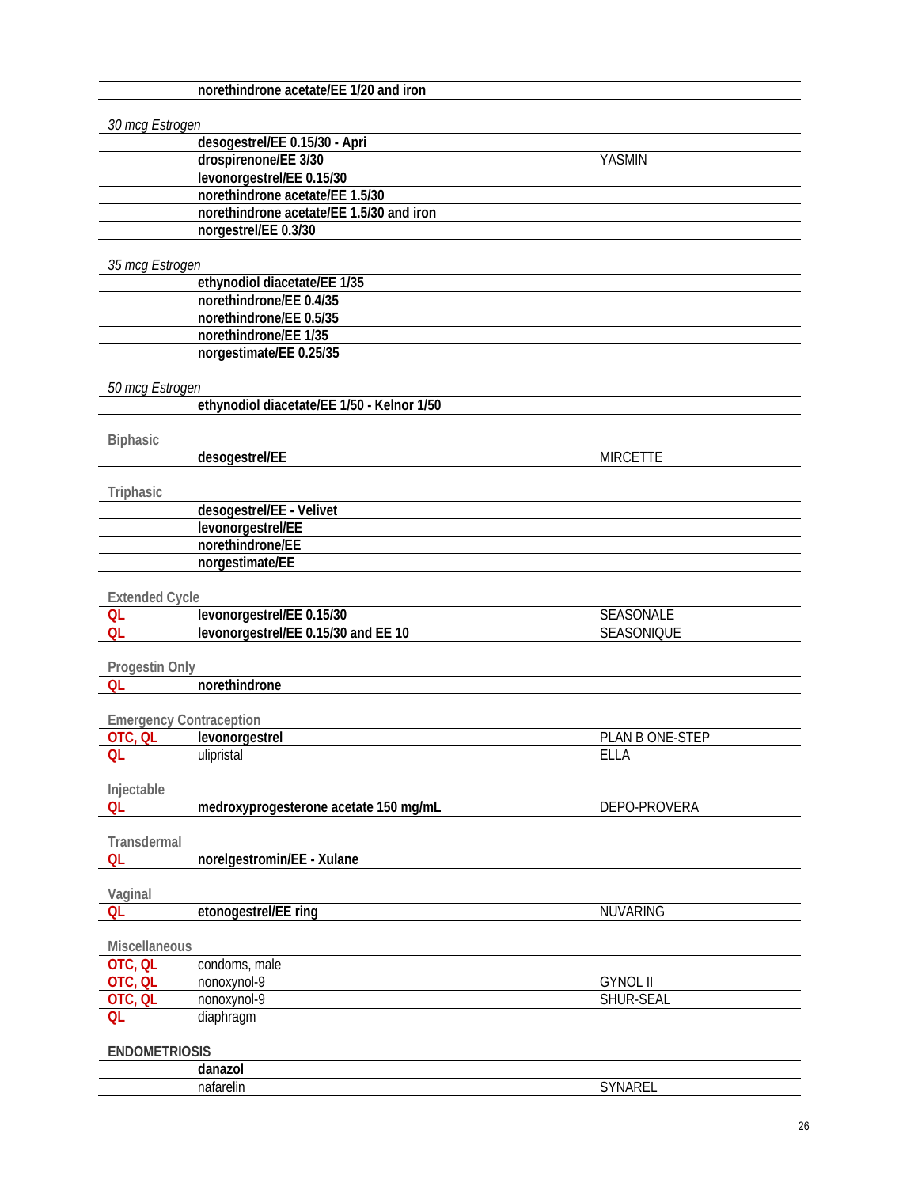| | | |
|---|---|---|
| | **norethindrone acetate/EE 1/20 and iron** | |

*30 mcg Estrogen*

| | | |
|---|---|---|
| | **desogestrel/EE 0.15/30 - Apri** | |
| | **drospirenone/EE 3/30** | YASMIN |
| | **levonorgestrel/EE 0.15/30** | |
| | **norethindrone acetate/EE 1.5/30** | |
| | **norethindrone acetate/EE 1.5/30 and iron** | |
| | **norgestrel/EE 0.3/30** | |

*35 mcg Estrogen*

| | | |
|---|---|---|
| | **ethynodiol diacetate/EE 1/35** | |
| | **norethindrone/EE 0.4/35** | |
| | **norethindrone/EE 0.5/35** | |
| | **norethindrone/EE 1/35** | |
| | **norgestimate/EE 0.25/35** | |

*50 mcg Estrogen*

| | | |
|---|---|---|
| | **ethynodiol diacetate/EE 1/50 - Kelnor 1/50** | |

Biphasic

| | | |
|---|---|---|
| | **desogestrel/EE** | MIRCETTE |

Triphasic

| | | |
|---|---|---|
| | **desogestrel/EE - Velivet** | |
| | **levonorgestrel/EE** | |
| | **norethindrone/EE** | |
| | **norgestimate/EE** | |

Extended Cycle

| | | |
|---|---|---|
| QL | **levonorgestrel/EE 0.15/30** | SEASONALE |
| QL | **levonorgestrel/EE 0.15/30 and EE 10** | SEASONIQUE |

Progestin Only

| | | |
|---|---|---|
| QL | **norethindrone** | |

Emergency Contraception

| | | |
|---|---|---|
| OTC, QL | **levonorgestrel** | PLAN B ONE-STEP |
| QL | ulipristal | ELLA |

Injectable

| | | |
|---|---|---|
| QL | **medroxyprogesterone acetate 150 mg/mL** | DEPO-PROVERA |

Transdermal

| | | |
|---|---|---|
| QL | **norelgestromin/EE - Xulane** | |

Vaginal

| | | |
|---|---|---|
| QL | **etonogestrel/EE ring** | NUVARING |

Miscellaneous

| | | |
|---|---|---|
| OTC, QL | condoms, male | |
| OTC, QL | nonoxynol-9 | GYNOL II |
| OTC, QL | nonoxynol-9 | SHUR-SEAL |
| QL | diaphragm | |

## ENDOMETRIOSIS

| | | |
|---|---|---|
| | **danazol** | |
| | nafarelin | SYNAREL |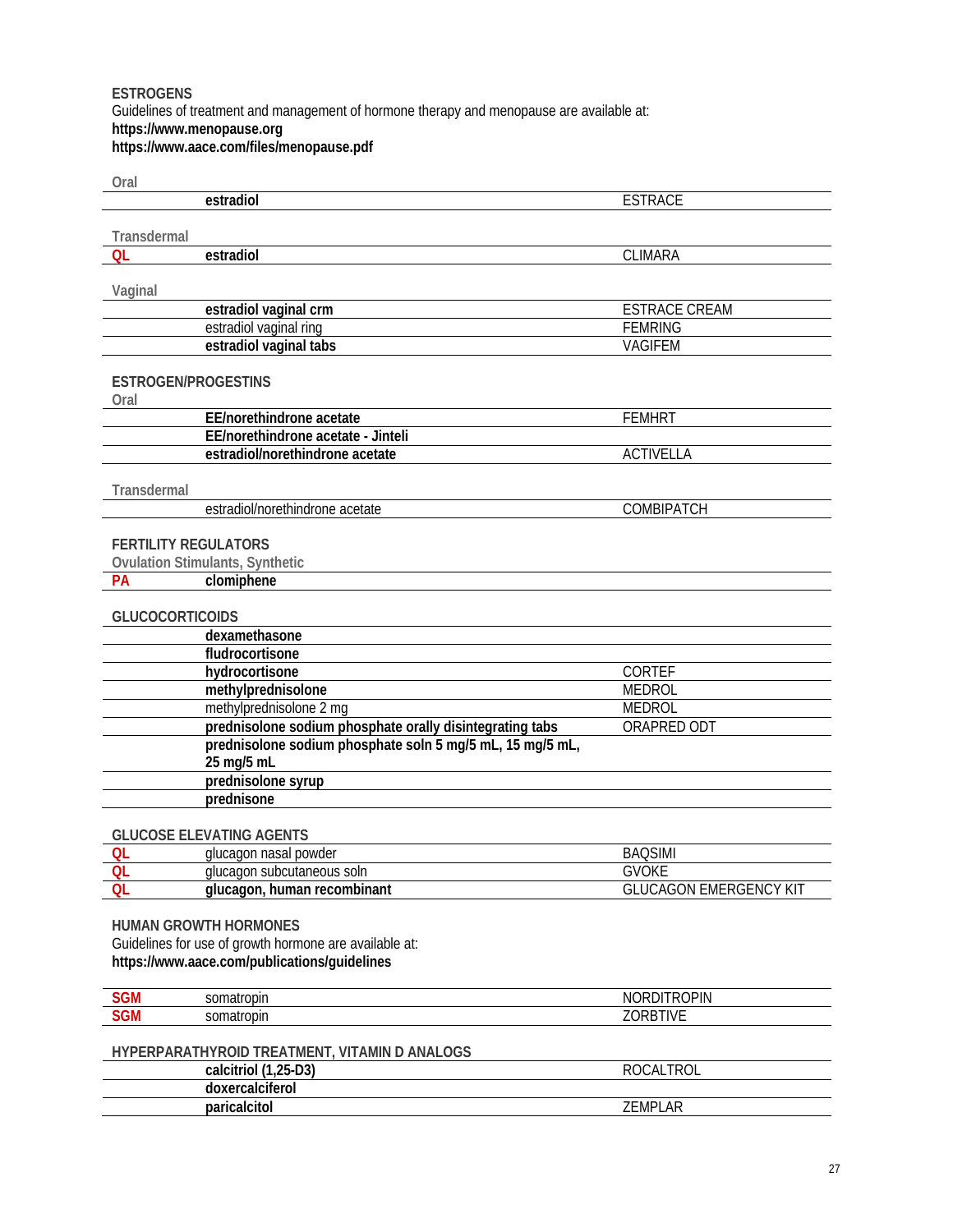## ESTROGENS

Guidelines of treatment and management of hormone therapy and menopause are available at:
**https://www.menopause.org**
**https://www.aace.com/files/menopause.pdf**

Oral

| | | |
|---|---|---|
| | **estradiol** | ESTRACE |

Transdermal

| | | |
|---|---|---|
| QL | **estradiol** | CLIMARA |

Vaginal

| | | |
|---|---|---|
| | **estradiol vaginal crm** | ESTRACE CREAM |
| | estradiol vaginal ring | FEMRING |
| | **estradiol vaginal tabs** | VAGIFEM |

## ESTROGEN/PROGESTINS

Oral

| | | |
|---|---|---|
| | **EE/norethindrone acetate** | FEMHRT |
| | **EE/norethindrone acetate - Jinteli** | |
| | **estradiol/norethindrone acetate** | ACTIVELLA |

Transdermal

| | | |
|---|---|---|
| | estradiol/norethindrone acetate | COMBIPATCH |

## FERTILITY REGULATORS

Ovulation Stimulants, Synthetic

| | | |
|---|---|---|
| PA | **clomiphene** | |

## GLUCOCORTICOIDS

| | | |
|---|---|---|
| | **dexamethasone** | |
| | **fludrocortisone** | |
| | **hydrocortisone** | CORTEF |
| | **methylprednisolone** | MEDROL |
| | methylprednisolone 2 mg | MEDROL |
| | **prednisolone sodium phosphate orally disintegrating tabs** | ORAPRED ODT |
| | **prednisolone sodium phosphate soln 5 mg/5 mL, 15 mg/5 mL, 25 mg/5 mL** | |
| | **prednisolone syrup** | |
| | **prednisone** | |

## GLUCOSE ELEVATING AGENTS

| | | |
|---|---|---|
| QL | glucagon nasal powder | BAQSIMI |
| QL | glucagon subcutaneous soln | GVOKE |
| QL | **glucagon, human recombinant** | GLUCAGON EMERGENCY KIT |

## HUMAN GROWTH HORMONES

Guidelines for use of growth hormone are available at:
**https://www.aace.com/publications/guidelines**

| | | |
|---|---|---|
| SGM | somatropin | NORDITROPIN |
| SGM | somatropin | ZORBTIVE |

## HYPERPARATHYROID TREATMENT, VITAMIN D ANALOGS

| | | |
|---|---|---|
| | **calcitriol (1,25-D3)** | ROCALTROL |
| | **doxercalciferol** | |
| | **paricalcitol** | ZEMPLAR |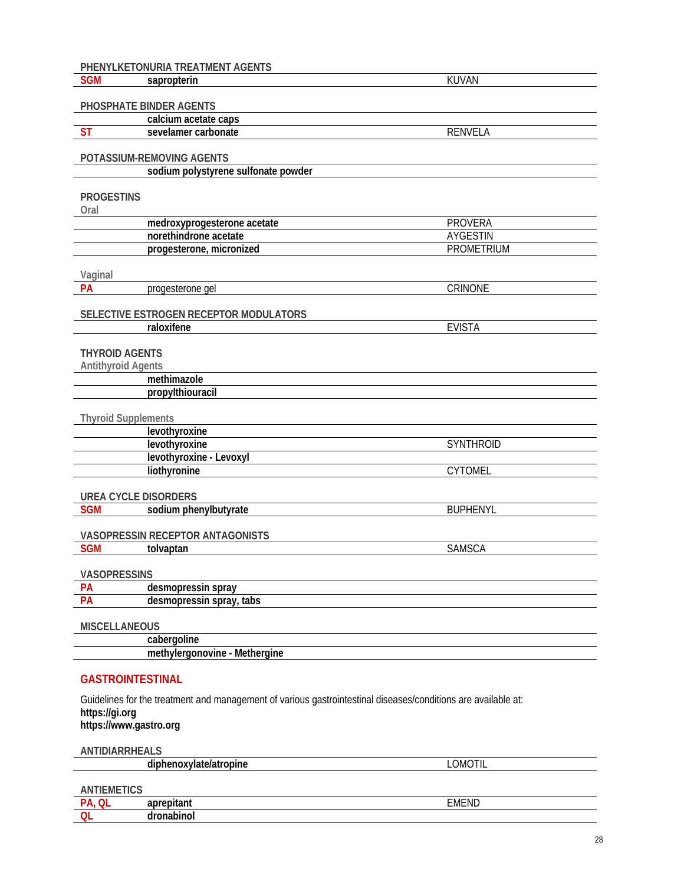## PHENYLKETONURIA TREATMENT AGENTS

| | | |
|---|---|---|
| SGM | **sapropterin** | KUVAN |

## PHOSPHATE BINDER AGENTS

| | | |
|---|---|---|
| | **calcium acetate caps** | |
| ST | **sevelamer carbonate** | RENVELA |

## POTASSIUM-REMOVING AGENTS

| | | |
|---|---|---|
| | **sodium polystyrene sulfonate powder** | |

## PROGESTINS

### Oral

| | | |
|---|---|---|
| | **medroxyprogesterone acetate** | PROVERA |
| | **norethindrone acetate** | AYGESTIN |
| | **progesterone, micronized** | PROMETRIUM |

### Vaginal

| | | |
|---|---|---|
| PA | progesterone gel | CRINONE |

## SELECTIVE ESTROGEN RECEPTOR MODULATORS

| | | |
|---|---|---|
| | **raloxifene** | EVISTA |

## THYROID AGENTS

### Antithyroid Agents

| | | |
|---|---|---|
| | **methimazole** | |
| | **propylthiouracil** | |

### Thyroid Supplements

| | | |
|---|---|---|
| | **levothyroxine** | |
| | **levothyroxine** | SYNTHROID |
| | **levothyroxine - Levoxyl** | |
| | **liothyronine** | CYTOMEL |

## UREA CYCLE DISORDERS

| | | |
|---|---|---|
| SGM | **sodium phenylbutyrate** | BUPHENYL |

## VASOPRESSIN RECEPTOR ANTAGONISTS

| | | |
|---|---|---|
| SGM | **tolvaptan** | SAMSCA |

## VASOPRESSINS

| | | |
|---|---|---|
| PA | **desmopressin spray** | |
| PA | **desmopressin spray, tabs** | |

## MISCELLANEOUS

| | | |
|---|---|---|
| | **cabergoline** | |
| | **methylergonovine - Methergine** | |

# GASTROINTESTINAL

Guidelines for the treatment and management of various gastrointestinal diseases/conditions are available at:
**https://gi.org**
**https://www.gastro.org**

## ANTIDIARRHEALS

| | | |
|---|---|---|
| | **diphenoxylate/atropine** | LOMOTIL |

## ANTIEMETICS

| | | |
|---|---|---|
| PA, QL | **aprepitant** | EMEND |
| QL | **dronabinol** | |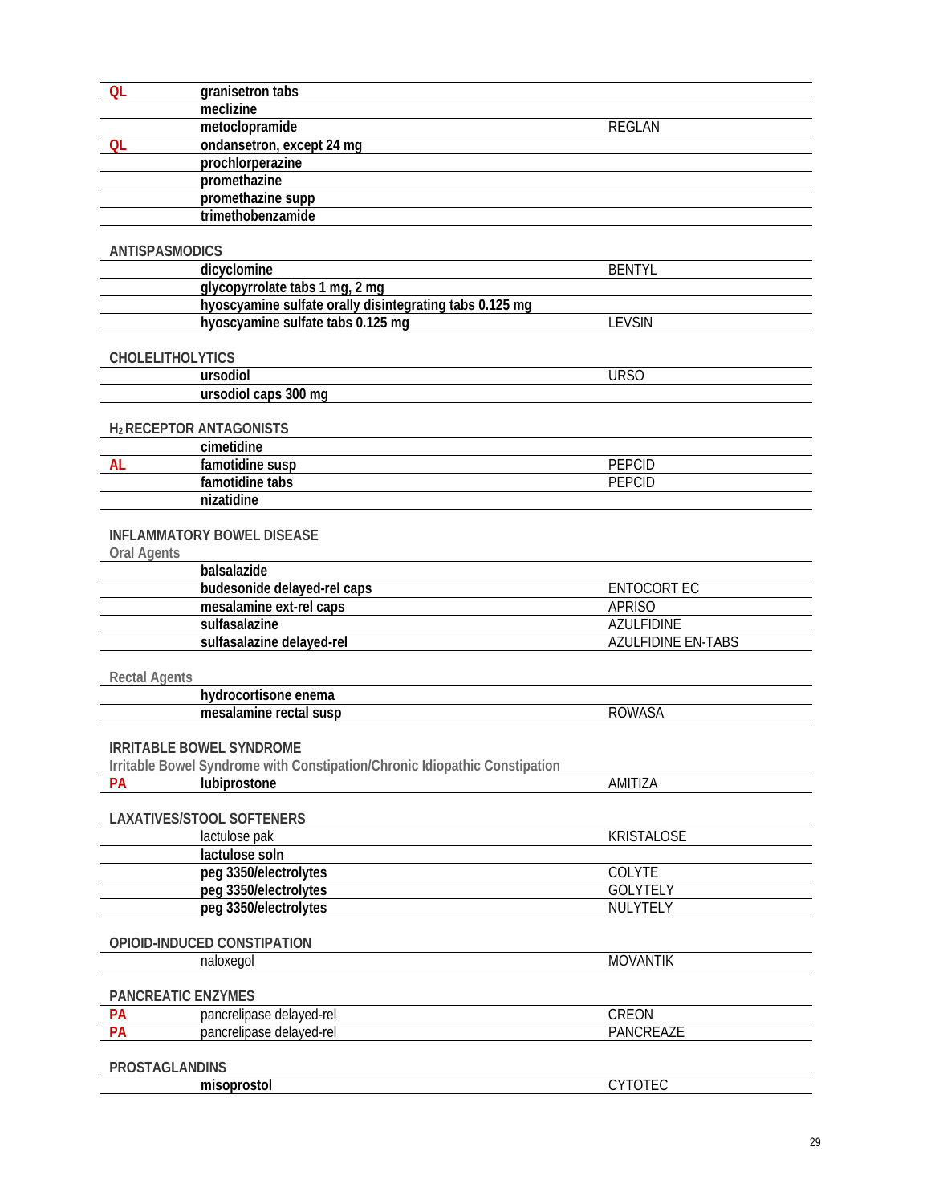| | | |
|---|---|---|
| QL | **granisetron tabs** | |
| | **meclizine** | |
| | **metoclopramide** | REGLAN |
| QL | **ondansetron, except 24 mg** | |
| | **prochlorperazine** | |
| | **promethazine** | |
| | **promethazine supp** | |
| | **trimethobenzamide** | |

**ANTISPASMODICS**

| | | |
|---|---|---|
| | **dicyclomine** | BENTYL |
| | **glycopyrrolate tabs 1 mg, 2 mg** | |
| | **hyoscyamine sulfate orally disintegrating tabs 0.125 mg** | |
| | **hyoscyamine sulfate tabs 0.125 mg** | LEVSIN |

**CHOLELITHOLYTICS**

| | | |
|---|---|---|
| | **ursodiol** | URSO |
| | **ursodiol caps 300 mg** | |

**$H_2$ RECEPTOR ANTAGONISTS**

| | | |
|---|---|---|
| | **cimetidine** | |
| AL | **famotidine susp** | PEPCID |
| | **famotidine tabs** | PEPCID |
| | **nizatidine** | |

**INFLAMMATORY BOWEL DISEASE**

Oral Agents

| | | |
|---|---|---|
| | **balsalazide** | |
| | **budesonide delayed-rel caps** | ENTOCORT EC |
| | **mesalamine ext-rel caps** | APRISO |
| | **sulfasalazine** | AZULFIDINE |
| | **sulfasalazine delayed-rel** | AZULFIDINE EN-TABS |

Rectal Agents

| | | |
|---|---|---|
| | **hydrocortisone enema** | |
| | **mesalamine rectal susp** | ROWASA |

**IRRITABLE BOWEL SYNDROME**

Irritable Bowel Syndrome with Constipation/Chronic Idiopathic Constipation

| | | |
|---|---|---|
| PA | **lubiprostone** | AMITIZA |

**LAXATIVES/STOOL SOFTENERS**

| | | |
|---|---|---|
| | lactulose pak | KRISTALOSE |
| | **lactulose soln** | |
| | **peg 3350/electrolytes** | COLYTE |
| | **peg 3350/electrolytes** | GOLYTELY |
| | **peg 3350/electrolytes** | NULYTELY |

**OPIOID-INDUCED CONSTIPATION**

| | | |
|---|---|---|
| | naloxegol | MOVANTIK |

**PANCREATIC ENZYMES**

| | | |
|---|---|---|
| PA | pancrelipase delayed-rel | CREON |
| PA | pancrelipase delayed-rel | PANCREAZE |

**PROSTAGLANDINS**

| | | |
|---|---|---|
| | **misoprostol** | CYTOTEC |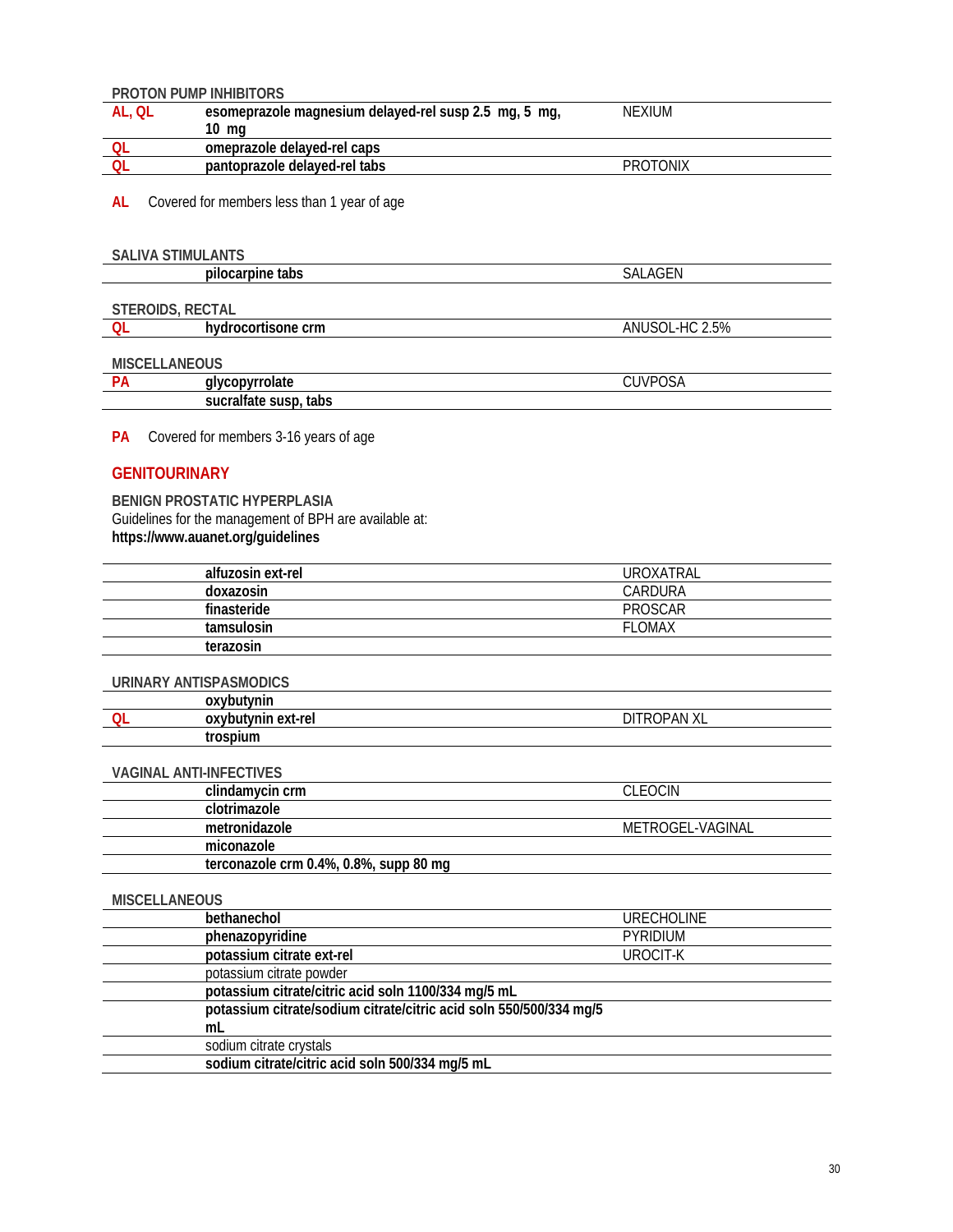### PROTON PUMP INHIBITORS

| | | |
|---|---|---|
| AL, QL | **esomeprazole magnesium delayed-rel susp 2.5 mg, 5 mg, 10 mg** | NEXIUM |
| QL | **omeprazole delayed-rel caps** | |
| QL | **pantoprazole delayed-rel tabs** | PROTONIX |

**AL** Covered for members less than 1 year of age

### SALIVA STIMULANTS

| | | |
|---|---|---|
| | **pilocarpine tabs** | SALAGEN |

### STEROIDS, RECTAL

| | | |
|---|---|---|
| QL | **hydrocortisone crm** | ANUSOL-HC 2.5% |

### MISCELLANEOUS

| | | |
|---|---|---|
| PA | **glycopyrrolate** | CUVPOSA |
| | **sucralfate susp, tabs** | |

**PA** Covered for members 3-16 years of age

## GENITOURINARY

### BENIGN PROSTATIC HYPERPLASIA

Guidelines for the management of BPH are available at:
**https://www.auanet.org/guidelines**

| | | |
|---|---|---|
| | **alfuzosin ext-rel** | UROXATRAL |
| | **doxazosin** | CARDURA |
| | **finasteride** | PROSCAR |
| | **tamsulosin** | FLOMAX |
| | **terazosin** | |

### URINARY ANTISPASMODICS

| | | |
|---|---|---|
| | **oxybutynin** | |
| QL | **oxybutynin ext-rel** | DITROPAN XL |
| | **trospium** | |

### VAGINAL ANTI-INFECTIVES

| | | |
|---|---|---|
| | **clindamycin crm** | CLEOCIN |
| | **clotrimazole** | |
| | **metronidazole** | METROGEL-VAGINAL |
| | **miconazole** | |
| | **terconazole crm 0.4%, 0.8%, supp 80 mg** | |

### MISCELLANEOUS

| | | |
|---|---|---|
| | **bethanechol** | URECHOLINE |
| | **phenazopyridine** | PYRIDIUM |
| | **potassium citrate ext-rel** | UROCIT-K |
| | potassium citrate powder | |
| | **potassium citrate/citric acid soln 1100/334 mg/5 mL** | |
| | **potassium citrate/sodium citrate/citric acid soln 550/500/334 mg/5 mL** | |
| | sodium citrate crystals | |
| | **sodium citrate/citric acid soln 500/334 mg/5 mL** | |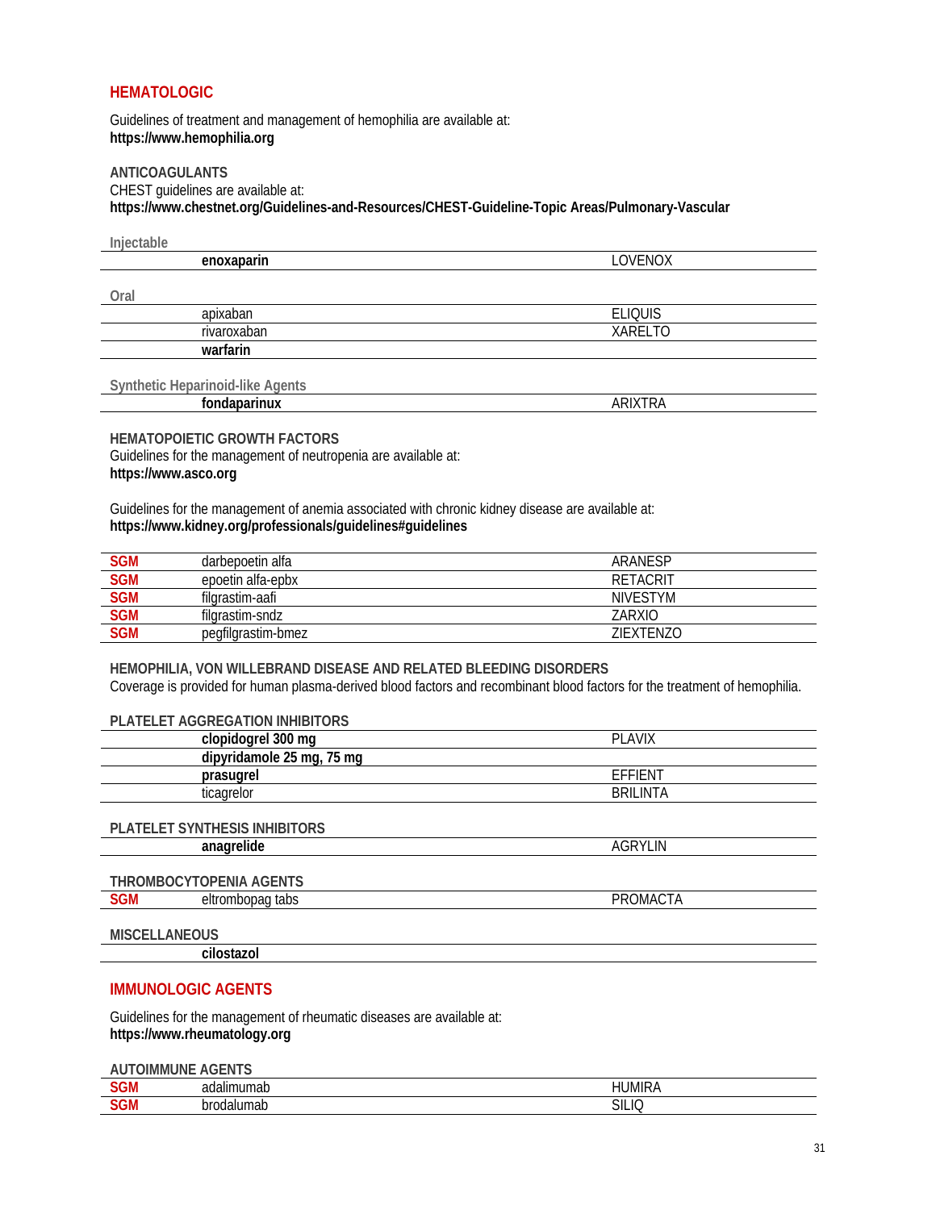## HEMATOLOGIC

Guidelines of treatment and management of hemophilia are available at:
**https://www.hemophilia.org**

### ANTICOAGULANTS

CHEST guidelines are available at:
**https://www.chestnet.org/Guidelines-and-Resources/CHEST-Guideline-Topic Areas/Pulmonary-Vascular**

| | | |
|---|---|---|
| **Injectable** | | |
| | **enoxaparin** | LOVENOX |
| **Oral** | | |
| | apixaban | ELIQUIS |
| | rivaroxaban | XARELTO |
| | **warfarin** | |
| **Synthetic Heparinoid-like Agents** | | |
| | **fondaparinux** | ARIXTRA |

### HEMATOPOIETIC GROWTH FACTORS

Guidelines for the management of neutropenia are available at:
**https://www.asco.org**

Guidelines for the management of anemia associated with chronic kidney disease are available at:
**https://www.kidney.org/professionals/guidelines#guidelines**

| | | |
|---|---|---|
| SGM | darbepoetin alfa | ARANESP |
| SGM | epoetin alfa-epbx | RETACRIT |
| SGM | filgrastim-aafi | NIVESTYM |
| SGM | filgrastim-sndz | ZARXIO |
| SGM | pegfilgrastim-bmez | ZIEXTENZO |

### HEMOPHILIA, VON WILLEBRAND DISEASE AND RELATED BLEEDING DISORDERS

Coverage is provided for human plasma-derived blood factors and recombinant blood factors for the treatment of hemophilia.

### PLATELET AGGREGATION INHIBITORS

| | | |
|---|---|---|
| | **clopidogrel 300 mg** | PLAVIX |
| | **dipyridamole 25 mg, 75 mg** | |
| | **prasugrel** | EFFIENT |
| | ticagrelor | BRILINTA |

### PLATELET SYNTHESIS INHIBITORS

| | | |
|---|---|---|
| | **anagrelide** | AGRYLIN |

### THROMBOCYTOPENIA AGENTS

| | | |
|---|---|---|
| SGM | eltrombopag tabs | PROMACTA |

### MISCELLANEOUS

| | | |
|---|---|---|
| | **cilostazol** | |

## IMMUNOLOGIC AGENTS

Guidelines for the management of rheumatic diseases are available at:
**https://www.rheumatology.org**

### AUTOIMMUNE AGENTS

| | | |
|---|---|---|
| SGM | adalimumab | HUMIRA |
| SGM | brodalumab | SILIQ |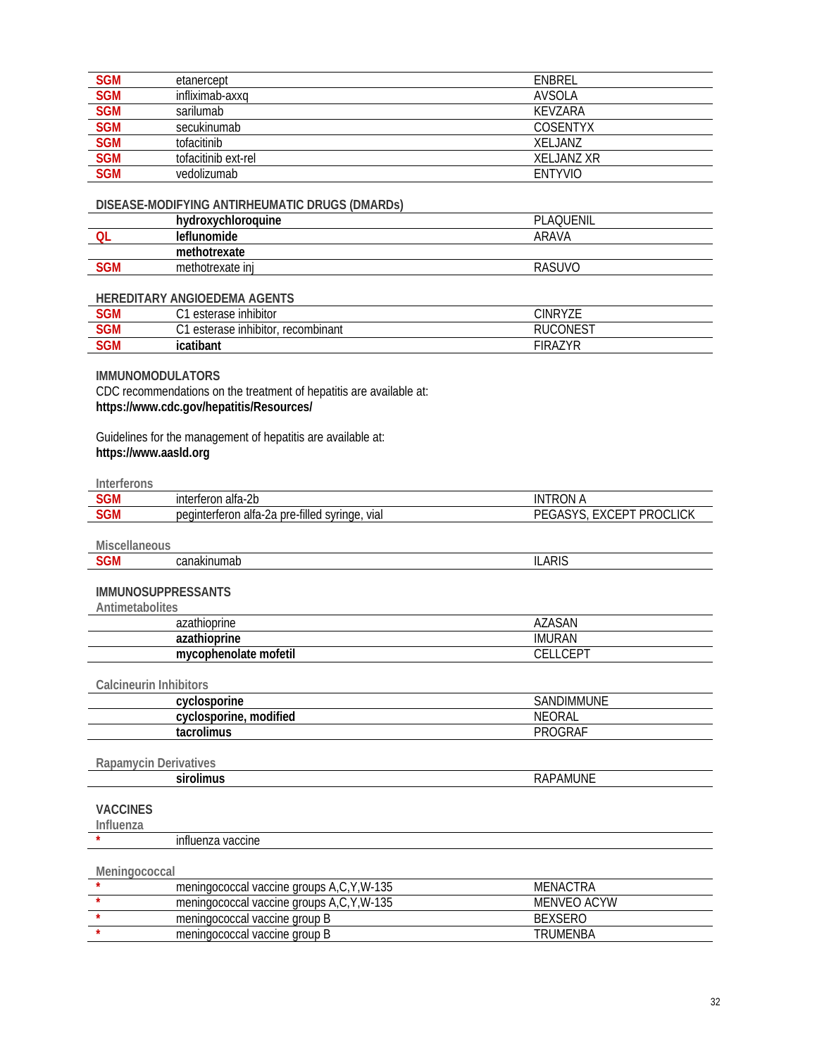| | | |
|---|---|---|
| SGM | etanercept | ENBREL |
| SGM | infliximab-axxq | AVSOLA |
| SGM | sarilumab | KEVZARA |
| SGM | secukinumab | COSENTYX |
| SGM | tofacitinib | XELJANZ |
| SGM | tofacitinib ext-rel | XELJANZ XR |
| SGM | vedolizumab | ENTYVIO |

### DISEASE-MODIFYING ANTIRHEUMATIC DRUGS (DMARDs)

| | | |
|---|---|---|
| | **hydroxychloroquine** | PLAQUENIL |
| QL | **leflunomide** | ARAVA |
| | **methotrexate** | |
| SGM | methotrexate inj | RASUVO |

### HEREDITARY ANGIOEDEMA AGENTS

| | | |
|---|---|---|
| SGM | C1 esterase inhibitor | CINRYZE |
| SGM | C1 esterase inhibitor, recombinant | RUCONEST |
| SGM | **icatibant** | FIRAZYR |

### IMMUNOMODULATORS

CDC recommendations on the treatment of hepatitis are available at:
**https://www.cdc.gov/hepatitis/Resources/**

Guidelines for the management of hepatitis are available at:
**https://www.aasld.org**

#### Interferons

| | | |
|---|---|---|
| SGM | interferon alfa-2b | INTRON A |
| SGM | peginterferon alfa-2a pre-filled syringe, vial | PEGASYS, EXCEPT PROCLICK |

#### Miscellaneous

| | | |
|---|---|---|
| SGM | canakinumab | ILARIS |

### IMMUNOSUPPRESSANTS

#### Antimetabolites

| | | |
|---|---|---|
| | azathioprine | AZASAN |
| | **azathioprine** | IMURAN |
| | **mycophenolate mofetil** | CELLCEPT |

#### Calcineurin Inhibitors

| | | |
|---|---|---|
| | **cyclosporine** | SANDIMMUNE |
| | **cyclosporine, modified** | NEORAL |
| | **tacrolimus** | PROGRAF |

#### Rapamycin Derivatives

| | | |
|---|---|---|
| | **sirolimus** | RAPAMUNE |

### VACCINES

#### Influenza

| | | |
|---|---|---|
| * | influenza vaccine | |

#### Meningococcal

| | | |
|---|---|---|
| * | meningococcal vaccine groups A,C,Y,W-135 | MENACTRA |
| * | meningococcal vaccine groups A,C,Y,W-135 | MENVEO ACYW |
| * | meningococcal vaccine group B | BEXSERO |
| * | meningococcal vaccine group B | TRUMENBA |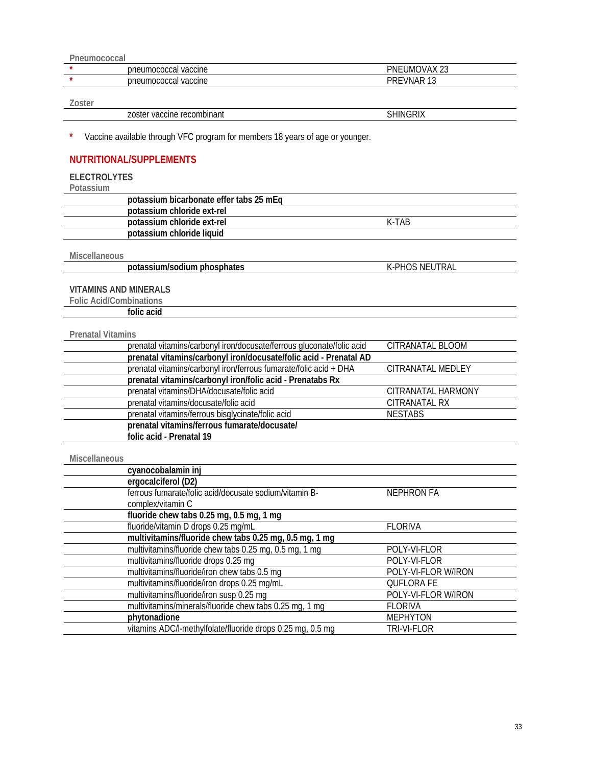Pneumococcal

| | | |
|---|---|---|
| * | pneumococcal vaccine | PNEUMOVAX 23 |
| * | pneumococcal vaccine | PREVNAR 13 |

Zoster

| | | |
|---|---|---|
| | zoster vaccine recombinant | SHINGRIX |

\* Vaccine available through VFC program for members 18 years of age or younger.

## NUTRITIONAL/SUPPLEMENTS

### ELECTROLYTES

Potassium

| | | |
|---|---|---|
| | **potassium bicarbonate effer tabs 25 mEq** | |
| | **potassium chloride ext-rel** | |
| | **potassium chloride ext-rel** | K-TAB |
| | **potassium chloride liquid** | |

Miscellaneous

| | | |
|---|---|---|
| | **potassium/sodium phosphates** | K-PHOS NEUTRAL |

### VITAMINS AND MINERALS

Folic Acid/Combinations

| | | |
|---|---|---|
| | **folic acid** | |

Prenatal Vitamins

| | | |
|---|---|---|
| | prenatal vitamins/carbonyl iron/docusate/ferrous gluconate/folic acid | CITRANATAL BLOOM |
| | **prenatal vitamins/carbonyl iron/docusate/folic acid - Prenatal AD** | |
| | prenatal vitamins/carbonyl iron/ferrous fumarate/folic acid + DHA | CITRANATAL MEDLEY |
| | **prenatal vitamins/carbonyl iron/folic acid - Prenatabs Rx** | |
| | prenatal vitamins/DHA/docusate/folic acid | CITRANATAL HARMONY |
| | prenatal vitamins/docusate/folic acid | CITRANATAL RX |
| | prenatal vitamins/ferrous bisglycinate/folic acid | NESTABS |
| | **prenatal vitamins/ferrous fumarate/docusate/ folic acid - Prenatal 19** | |

Miscellaneous

| | | |
|---|---|---|
| | **cyanocobalamin inj** | |
| | **ergocalciferol (D2)** | |
| | ferrous fumarate/folic acid/docusate sodium/vitamin B-complex/vitamin C | NEPHRON FA |
| | **fluoride chew tabs 0.25 mg, 0.5 mg, 1 mg** | |
| | fluoride/vitamin D drops 0.25 mg/mL | FLORIVA |
| | **multivitamins/fluoride chew tabs 0.25 mg, 0.5 mg, 1 mg** | |
| | multivitamins/fluoride chew tabs 0.25 mg, 0.5 mg, 1 mg | POLY-VI-FLOR |
| | multivitamins/fluoride drops 0.25 mg | POLY-VI-FLOR |
| | multivitamins/fluoride/iron chew tabs 0.5 mg | POLY-VI-FLOR W/IRON |
| | multivitamins/fluoride/iron drops 0.25 mg/mL | QUFLORA FE |
| | multivitamins/fluoride/iron susp 0.25 mg | POLY-VI-FLOR W/IRON |
| | multivitamins/minerals/fluoride chew tabs 0.25 mg, 1 mg | FLORIVA |
| | **phytonadione** | MEPHYTON |
| | vitamins ADC/l-methylfolate/fluoride drops 0.25 mg, 0.5 mg | TRI-VI-FLOR |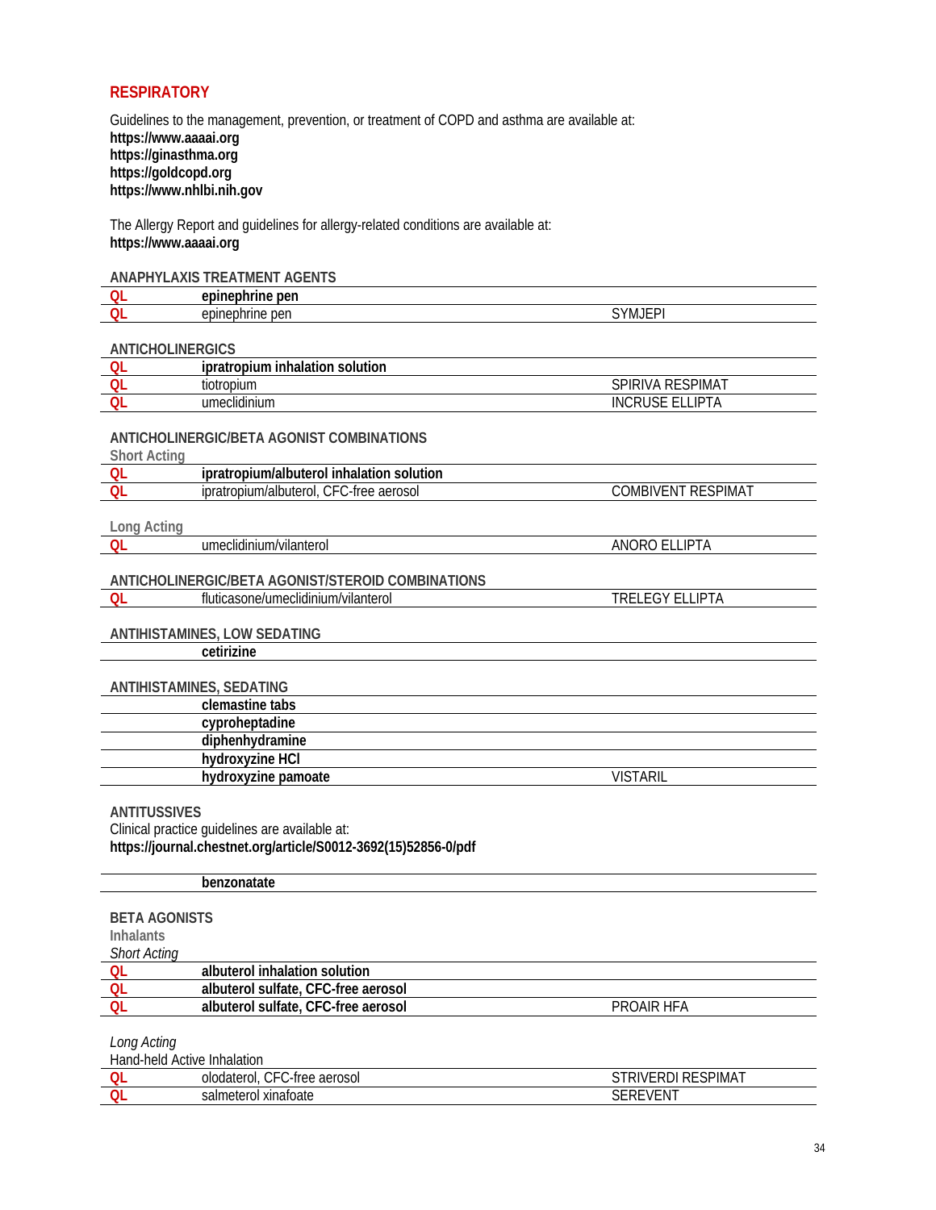## RESPIRATORY

Guidelines to the management, prevention, or treatment of COPD and asthma are available at:
**https://www.aaaai.org**
**https://ginasthma.org**
**https://goldcopd.org**
**https://www.nhlbi.nih.gov**

The Allergy Report and guidelines for allergy-related conditions are available at:
**https://www.aaaai.org**

### ANAPHYLAXIS TREATMENT AGENTS

| | | |
|---|---|---|
| QL | **epinephrine pen** | |
| QL | epinephrine pen | SYMJEPI |

### ANTICHOLINERGICS

| | | |
|---|---|---|
| QL | **ipratropium inhalation solution** | |
| QL | tiotropium | SPIRIVA RESPIMAT |
| QL | umeclidinium | INCRUSE ELLIPTA |

### ANTICHOLINERGIC/BETA AGONIST COMBINATIONS

**Short Acting**

| | | |
|---|---|---|
| QL | **ipratropium/albuterol inhalation solution** | |
| QL | ipratropium/albuterol, CFC-free aerosol | COMBIVENT RESPIMAT |

**Long Acting**

| | | |
|---|---|---|
| QL | umeclidinium/vilanterol | ANORO ELLIPTA |

### ANTICHOLINERGIC/BETA AGONIST/STEROID COMBINATIONS

| | | |
|---|---|---|
| QL | fluticasone/umeclidinium/vilanterol | TRELEGY ELLIPTA |

### ANTIHISTAMINES, LOW SEDATING

| | | |
|---|---|---|
| | **cetirizine** | |

### ANTIHISTAMINES, SEDATING

| | | |
|---|---|---|
| | **clemastine tabs** | |
| | **cyproheptadine** | |
| | **diphenhydramine** | |
| | **hydroxyzine HCl** | |
| | **hydroxyzine pamoate** | VISTARIL |

### ANTITUSSIVES

Clinical practice guidelines are available at:
**https://journal.chestnet.org/article/S0012-3692(15)52856-0/pdf**

| | | |
|---|---|---|
| | **benzonatate** | |

### BETA AGONISTS

**Inhalants**

*Short Acting*

| | | |
|---|---|---|
| QL | **albuterol inhalation solution** | |
| QL | **albuterol sulfate, CFC-free aerosol** | |
| QL | **albuterol sulfate, CFC-free aerosol** | PROAIR HFA |

*Long Acting*

Hand-held Active Inhalation

| | | |
|---|---|---|
| QL | olodaterol, CFC-free aerosol | STRIVERDI RESPIMAT |
| QL | salmeterol xinafoate | SEREVENT |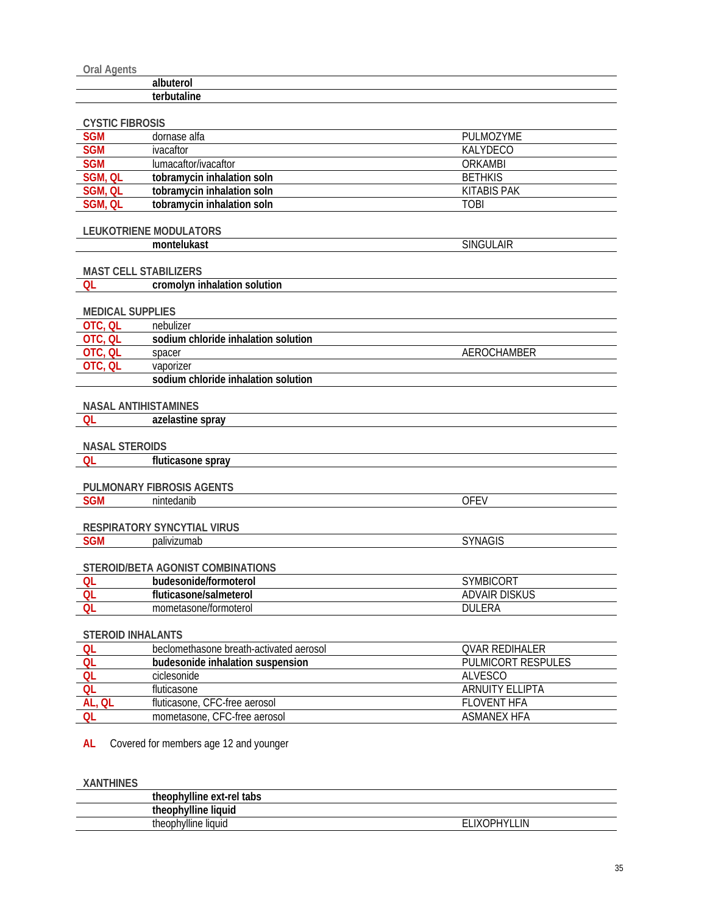### Oral Agents

| | | |
|---|---|---|
| | **albuterol** | |
| | **terbutaline** | |

### CYSTIC FIBROSIS

| | | |
|---|---|---|
| SGM | dornase alfa | PULMOZYME |
| SGM | ivacaftor | KALYDECO |
| SGM | lumacaftor/ivacaftor | ORKAMBI |
| SGM, QL | **tobramycin inhalation soln** | BETHKIS |
| SGM, QL | **tobramycin inhalation soln** | KITABIS PAK |
| SGM, QL | **tobramycin inhalation soln** | TOBI |

### LEUKOTRIENE MODULATORS

| | | |
|---|---|---|
| | **montelukast** | SINGULAIR |

### MAST CELL STABILIZERS

| | | |
|---|---|---|
| QL | **cromolyn inhalation solution** | |

### MEDICAL SUPPLIES

| | | |
|---|---|---|
| OTC, QL | nebulizer | |
| OTC, QL | **sodium chloride inhalation solution** | |
| OTC, QL | spacer | AEROCHAMBER |
| OTC, QL | vaporizer | |
| | **sodium chloride inhalation solution** | |

### NASAL ANTIHISTAMINES

| | | |
|---|---|---|
| QL | **azelastine spray** | |

### NASAL STEROIDS

| | | |
|---|---|---|
| QL | **fluticasone spray** | |

### PULMONARY FIBROSIS AGENTS

| | | |
|---|---|---|
| SGM | nintedanib | OFEV |

### RESPIRATORY SYNCYTIAL VIRUS

| | | |
|---|---|---|
| SGM | palivizumab | SYNAGIS |

### STEROID/BETA AGONIST COMBINATIONS

| | | |
|---|---|---|
| QL | **budesonide/formoterol** | SYMBICORT |
| QL | **fluticasone/salmeterol** | ADVAIR DISKUS |
| QL | mometasone/formoterol | DULERA |

### STEROID INHALANTS

| | | |
|---|---|---|
| QL | beclomethasone breath-activated aerosol | QVAR REDIHALER |
| QL | **budesonide inhalation suspension** | PULMICORT RESPULES |
| QL | ciclesonide | ALVESCO |
| QL | fluticasone | ARNUITY ELLIPTA |
| AL, QL | fluticasone, CFC-free aerosol | FLOVENT HFA |
| QL | mometasone, CFC-free aerosol | ASMANEX HFA |

AL Covered for members age 12 and younger

### XANTHINES

| | | |
|---|---|---|
| | **theophylline ext-rel tabs** | |
| | **theophylline liquid** | |
| | theophylline liquid | ELIXOPHYLLIN |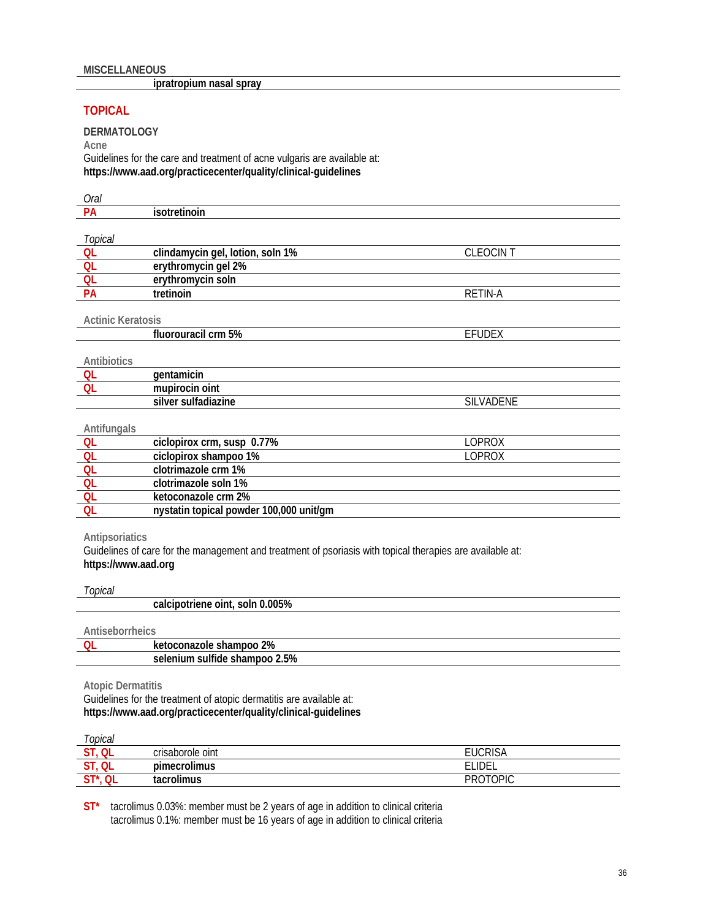### MISCELLANEOUS

| | | |
|---|---|---|
| | **ipratropium nasal spray** | |

## TOPICAL

### DERMATOLOGY

#### Acne

Guidelines for the care and treatment of acne vulgaris are available at:
**https://www.aad.org/practicecenter/quality/clinical-guidelines**

*Oral*

| | | |
|---|---|---|
| PA | **isotretinoin** | |

*Topical*

| | | |
|---|---|---|
| QL | **clindamycin gel, lotion, soln 1%** | CLEOCIN T |
| QL | **erythromycin gel 2%** | |
| QL | **erythromycin soln** | |
| PA | **tretinoin** | RETIN-A |

#### Actinic Keratosis

| | | |
|---|---|---|
| | **fluorouracil crm 5%** | EFUDEX |

#### Antibiotics

| | | |
|---|---|---|
| QL | **gentamicin** | |
| QL | **mupirocin oint** | |
| | **silver sulfadiazine** | SILVADENE |

#### Antifungals

| | | |
|---|---|---|
| QL | **ciclopirox crm, susp 0.77%** | LOPROX |
| QL | **ciclopirox shampoo 1%** | LOPROX |
| QL | **clotrimazole crm 1%** | |
| QL | **clotrimazole soln 1%** | |
| QL | **ketoconazole crm 2%** | |
| QL | **nystatin topical powder 100,000 unit/gm** | |

#### Antipsoriatics

Guidelines of care for the management and treatment of psoriasis with topical therapies are available at:
**https://www.aad.org**

*Topical*

| | | |
|---|---|---|
| | **calcipotriene oint, soln 0.005%** | |

#### Antiseborrheics

| | | |
|---|---|---|
| QL | **ketoconazole shampoo 2%** | |
| | **selenium sulfide shampoo 2.5%** | |

#### Atopic Dermatitis

Guidelines for the treatment of atopic dermatitis are available at:
**https://www.aad.org/practicecenter/quality/clinical-guidelines**

*Topical*

| | | |
|---|---|---|
| ST, QL | crisaborole oint | EUCRISA |
| ST, QL | **pimecrolimus** | ELIDEL |
| ST*, QL | **tacrolimus** | PROTOPIC |

**ST*** tacrolimus 0.03%: member must be 2 years of age in addition to clinical criteria
tacrolimus 0.1%: member must be 16 years of age in addition to clinical criteria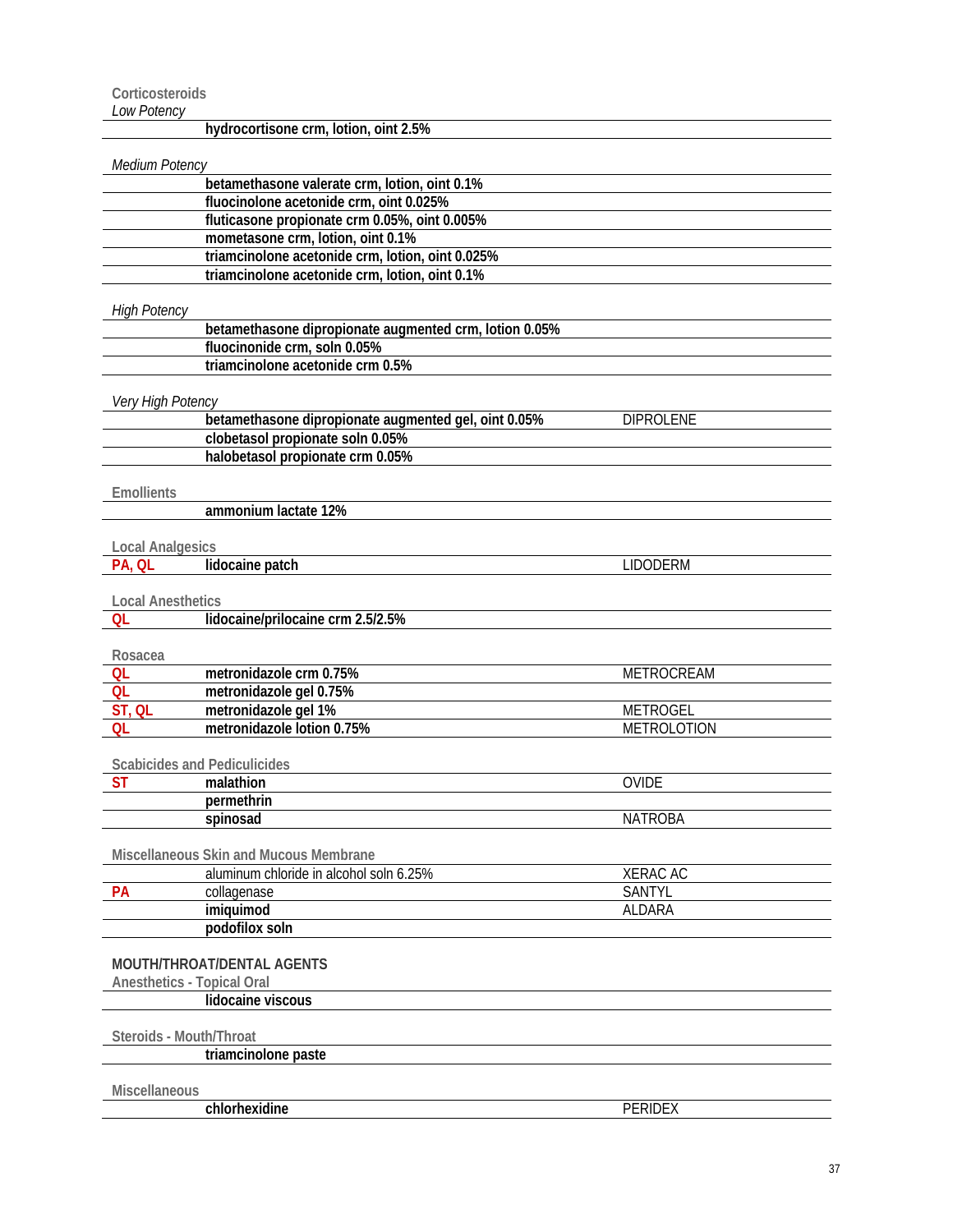### Corticosteroids

*Low Potency*

| | | |
|---|---|---|
| | **hydrocortisone crm, lotion, oint 2.5%** | |

*Medium Potency*

| | | |
|---|---|---|
| | **betamethasone valerate crm, lotion, oint 0.1%** | |
| | **fluocinolone acetonide crm, oint 0.025%** | |
| | **fluticasone propionate crm 0.05%, oint 0.005%** | |
| | **mometasone crm, lotion, oint 0.1%** | |
| | **triamcinolone acetonide crm, lotion, oint 0.025%** | |
| | **triamcinolone acetonide crm, lotion, oint 0.1%** | |

*High Potency*

| | | |
|---|---|---|
| | **betamethasone dipropionate augmented crm, lotion 0.05%** | |
| | **fluocinonide crm, soln 0.05%** | |
| | **triamcinolone acetonide crm 0.5%** | |

*Very High Potency*

| | | |
|---|---|---|
| | **betamethasone dipropionate augmented gel, oint 0.05%** | DIPROLENE |
| | **clobetasol propionate soln 0.05%** | |
| | **halobetasol propionate crm 0.05%** | |

### Emollients

| | | |
|---|---|---|
| | **ammonium lactate 12%** | |

### Local Analgesics

| | | |
|---|---|---|
| PA, QL | **lidocaine patch** | LIDODERM |

### Local Anesthetics

| | | |
|---|---|---|
| QL | **lidocaine/prilocaine crm 2.5/2.5%** | |

### Rosacea

| | | |
|---|---|---|
| QL | **metronidazole crm 0.75%** | METROCREAM |
| QL | **metronidazole gel 0.75%** | |
| ST, QL | **metronidazole gel 1%** | METROGEL |
| QL | **metronidazole lotion 0.75%** | METROLOTION |

### Scabicides and Pediculicides

| | | |
|---|---|---|
| ST | **malathion** | OVIDE |
| | **permethrin** | |
| | **spinosad** | NATROBA |

### Miscellaneous Skin and Mucous Membrane

| | | |
|---|---|---|
| | aluminum chloride in alcohol soln 6.25% | XERAC AC |
| PA | collagenase | SANTYL |
| | **imiquimod** | ALDARA |
| | **podofilox soln** | |

## MOUTH/THROAT/DENTAL AGENTS

### Anesthetics - Topical Oral

| | | |
|---|---|---|
| | **lidocaine viscous** | |

### Steroids - Mouth/Throat

| | | |
|---|---|---|
| | **triamcinolone paste** | |

### Miscellaneous

| | | |
|---|---|---|
| | **chlorhexidine** | PERIDEX |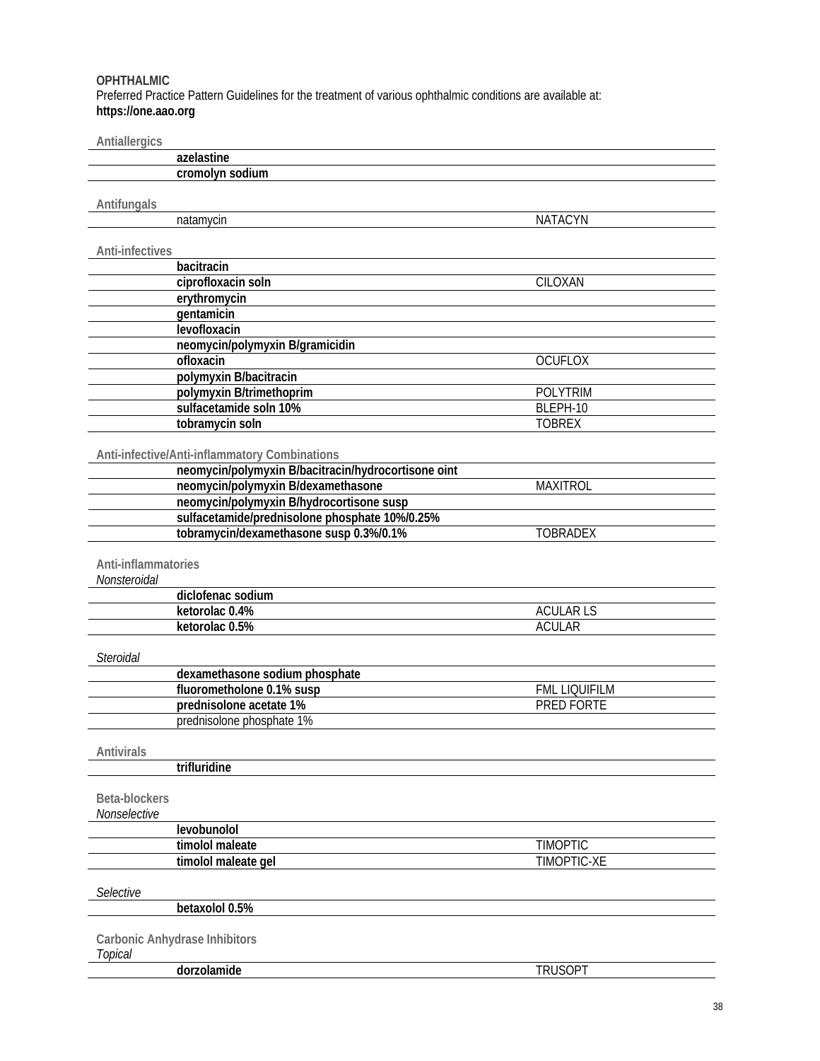**OPHTHALMIC**
Preferred Practice Pattern Guidelines for the treatment of various ophthalmic conditions are available at:
**https://one.aao.org**

### Antiallergics

| | |
|---|---|
| **azelastine** | |
| **cromolyn sodium** | |

### Antifungals

| | |
|---|---|
| natamycin | NATACYN |

### Anti-infectives

| | |
|---|---|
| **bacitracin** | |
| **ciprofloxacin soln** | CILOXAN |
| **erythromycin** | |
| **gentamicin** | |
| **levofloxacin** | |
| **neomycin/polymyxin B/gramicidin** | |
| **ofloxacin** | OCUFLOX |
| **polymyxin B/bacitracin** | |
| **polymyxin B/trimethoprim** | POLYTRIM |
| **sulfacetamide soln 10%** | BLEPH-10 |
| **tobramycin soln** | TOBREX |

### Anti-infective/Anti-inflammatory Combinations

| | |
|---|---|
| **neomycin/polymyxin B/bacitracin/hydrocortisone oint** | |
| **neomycin/polymyxin B/dexamethasone** | MAXITROL |
| **neomycin/polymyxin B/hydrocortisone susp** | |
| **sulfacetamide/prednisolone phosphate 10%/0.25%** | |
| **tobramycin/dexamethasone susp 0.3%/0.1%** | TOBRADEX |

### Anti-inflammatories

*Nonsteroidal*

| | |
|---|---|
| **diclofenac sodium** | |
| **ketorolac 0.4%** | ACULAR LS |
| **ketorolac 0.5%** | ACULAR |

*Steroidal*

| | |
|---|---|
| **dexamethasone sodium phosphate** | |
| **fluorometholone 0.1% susp** | FML LIQUIFILM |
| **prednisolone acetate 1%** | PRED FORTE |
| prednisolone phosphate 1% | |

### Antivirals

| | |
|---|---|
| **trifluridine** | |

### Beta-blockers

*Nonselective*

| | |
|---|---|
| **levobunolol** | |
| **timolol maleate** | TIMOPTIC |
| **timolol maleate gel** | TIMOPTIC-XE |

*Selective*

| | |
|---|---|
| **betaxolol 0.5%** | |

### Carbonic Anhydrase Inhibitors

*Topical*

| | |
|---|---|
| **dorzolamide** | TRUSOPT |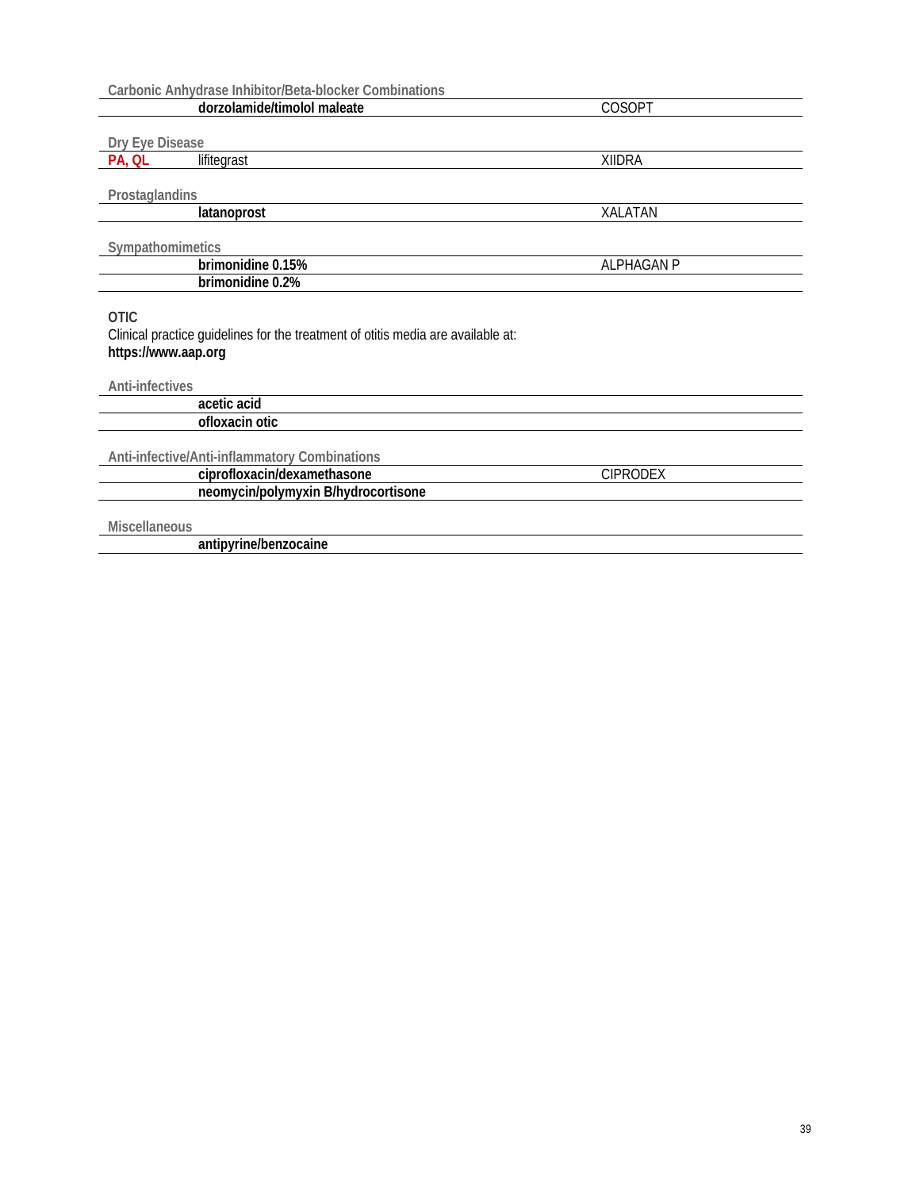| | Carbonic Anhydrase Inhibitor/Beta-blocker Combinations | |
|---|---|---|
| | **dorzolamide/timolol maleate** | COSOPT |

| | Dry Eye Disease | |
|---|---|---|
| **PA, QL** | lifitegrast | XIIDRA |

| | Prostaglandins | |
|---|---|---|
| | **latanoprost** | XALATAN |

| | Sympathomimetics | |
|---|---|---|
| | **brimonidine 0.15%** | ALPHAGAN P |
| | **brimonidine 0.2%** | |

## OTIC

Clinical practice guidelines for the treatment of otitis media are available at:
**https://www.aap.org**

| | Anti-infectives | |
|---|---|---|
| | **acetic acid** | |
| | **ofloxacin otic** | |

| | Anti-infective/Anti-inflammatory Combinations | |
|---|---|---|
| | **ciprofloxacin/dexamethasone** | CIPRODEX |
| | **neomycin/polymyxin B/hydrocortisone** | |

| | Miscellaneous | |
|---|---|---|
| | **antipyrine/benzocaine** | |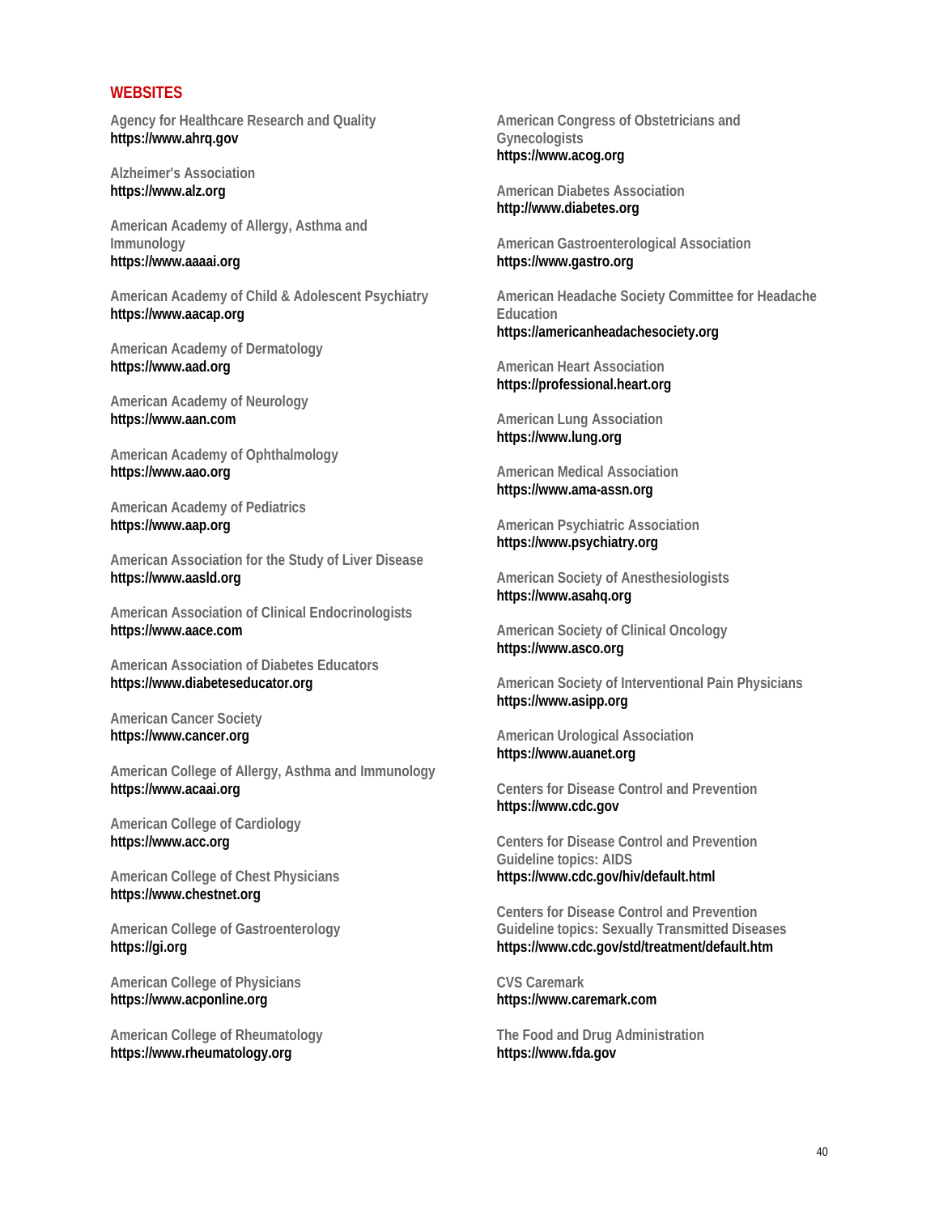## WEBSITES

Agency for Healthcare Research and Quality
**https://www.ahrq.gov**

Alzheimer's Association
**https://www.alz.org**

American Academy of Allergy, Asthma and Immunology
**https://www.aaaai.org**

American Academy of Child & Adolescent Psychiatry
**https://www.aacap.org**

American Academy of Dermatology
**https://www.aad.org**

American Academy of Neurology
**https://www.aan.com**

American Academy of Ophthalmology
**https://www.aao.org**

American Academy of Pediatrics
**https://www.aap.org**

American Association for the Study of Liver Disease
**https://www.aasld.org**

American Association of Clinical Endocrinologists
**https://www.aace.com**

American Association of Diabetes Educators
**https://www.diabeteseducator.org**

American Cancer Society
**https://www.cancer.org**

American College of Allergy, Asthma and Immunology
**https://www.acaai.org**

American College of Cardiology
**https://www.acc.org**

American College of Chest Physicians
**https://www.chestnet.org**

American College of Gastroenterology
**https://gi.org**

American College of Physicians
**https://www.acponline.org**

American College of Rheumatology
**https://www.rheumatology.org**

American Congress of Obstetricians and Gynecologists
**https://www.acog.org**

American Diabetes Association
**http://www.diabetes.org**

American Gastroenterological Association
**https://www.gastro.org**

American Headache Society Committee for Headache Education
**https://americanheadachesociety.org**

American Heart Association
**https://professional.heart.org**

American Lung Association
**https://www.lung.org**

American Medical Association
**https://www.ama-assn.org**

American Psychiatric Association
**https://www.psychiatry.org**

American Society of Anesthesiologists
**https://www.asahq.org**

American Society of Clinical Oncology
**https://www.asco.org**

American Society of Interventional Pain Physicians
**https://www.asipp.org**

American Urological Association
**https://www.auanet.org**

Centers for Disease Control and Prevention
**https://www.cdc.gov**

Centers for Disease Control and Prevention Guideline topics: AIDS
**https://www.cdc.gov/hiv/default.html**

Centers for Disease Control and Prevention Guideline topics: Sexually Transmitted Diseases
**https://www.cdc.gov/std/treatment/default.htm**

CVS Caremark
**https://www.caremark.com**

The Food and Drug Administration
**https://www.fda.gov**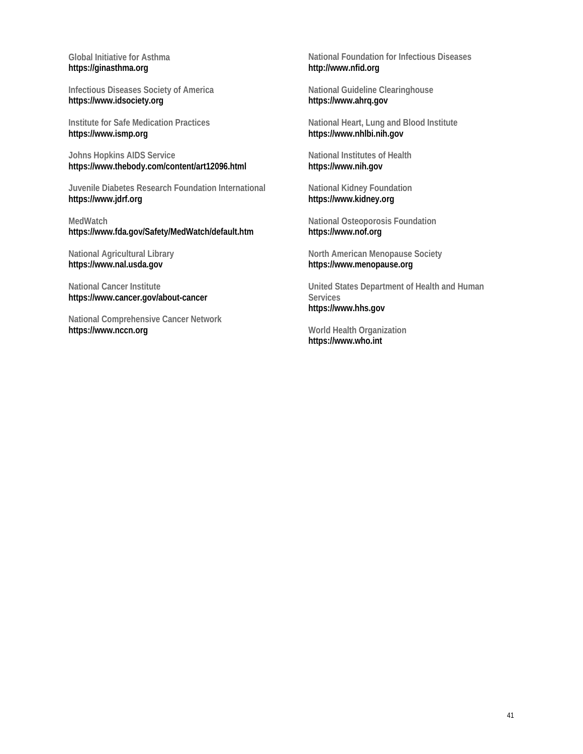Global Initiative for Asthma
**https://ginasthma.org**

Infectious Diseases Society of America
**https://www.idsociety.org**

Institute for Safe Medication Practices
**https://www.ismp.org**

Johns Hopkins AIDS Service
**https://www.thebody.com/content/art12096.html**

Juvenile Diabetes Research Foundation International
**https://www.jdrf.org**

MedWatch
**https://www.fda.gov/Safety/MedWatch/default.htm**

National Agricultural Library
**https://www.nal.usda.gov**

National Cancer Institute
**https://www.cancer.gov/about-cancer**

National Comprehensive Cancer Network
**https://www.nccn.org**

National Foundation for Infectious Diseases
**http://www.nfid.org**

National Guideline Clearinghouse
**https://www.ahrq.gov**

National Heart, Lung and Blood Institute
**https://www.nhlbi.nih.gov**

National Institutes of Health
**https://www.nih.gov**

National Kidney Foundation
**https://www.kidney.org**

National Osteoporosis Foundation
**https://www.nof.org**

North American Menopause Society
**https://www.menopause.org**

United States Department of Health and Human Services
**https://www.hhs.gov**

World Health Organization
**https://www.who.int**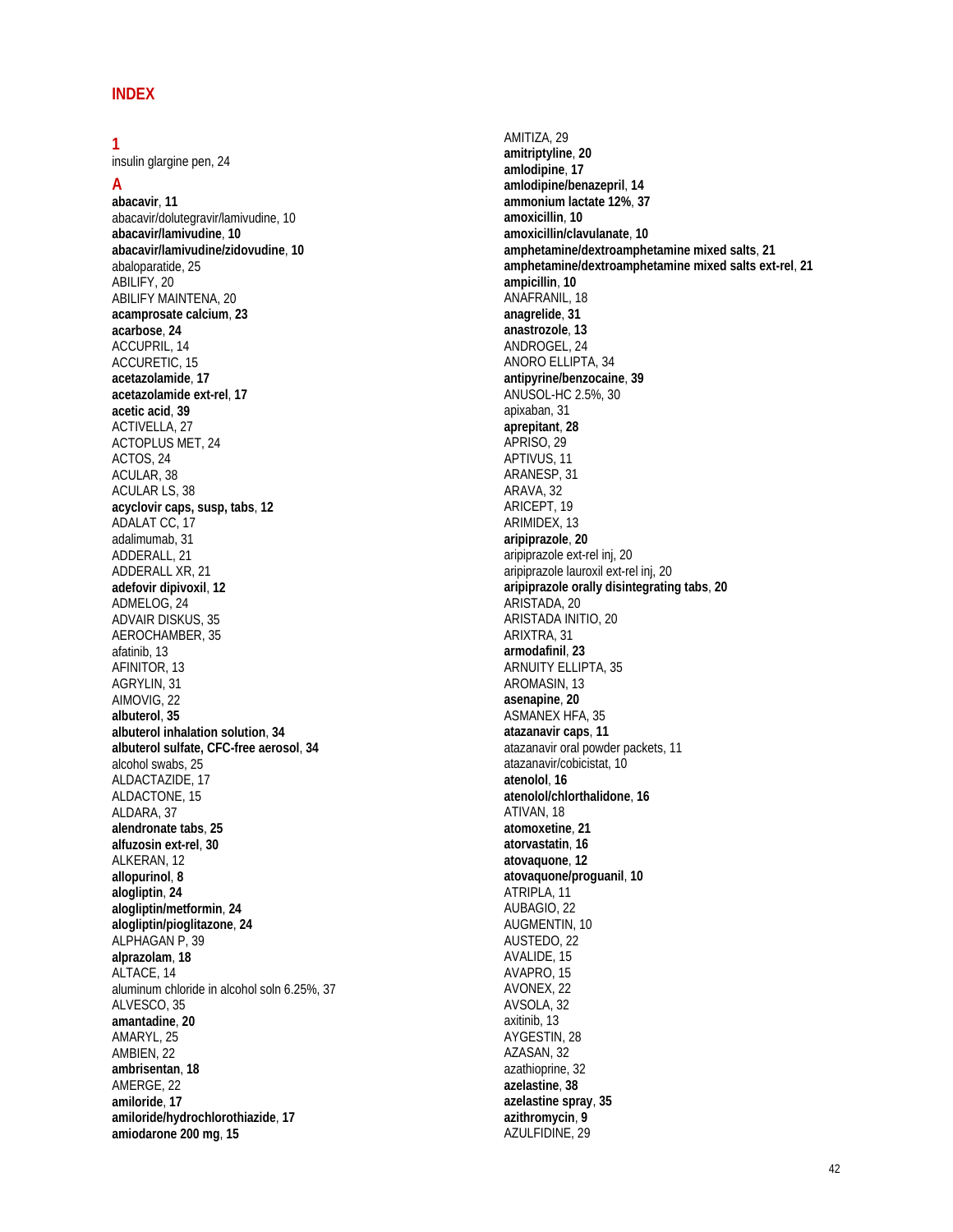# INDEX

## 1

insulin glargine pen, 24

## A

**abacavir**, **11**
abacavir/dolutegravir/lamivudine, 10
**abacavir/lamivudine**, **10**
**abacavir/lamivudine/zidovudine**, **10**
abaloparatide, 25
ABILIFY, 20
ABILIFY MAINTENA, 20
**acamprosate calcium**, **23**
**acarbose**, **24**
ACCUPRIL, 14
ACCURETIC, 15
**acetazolamide**, **17**
**acetazolamide ext-rel**, **17**
**acetic acid**, **39**
ACTIVELLA, 27
ACTOPLUS MET, 24
ACTOS, 24
ACULAR, 38
ACULAR LS, 38
**acyclovir caps, susp, tabs**, **12**
ADALAT CC, 17
adalimumab, 31
ADDERALL, 21
ADDERALL XR, 21
**adefovir dipivoxil**, **12**
ADMELOG, 24
ADVAIR DISKUS, 35
AEROCHAMBER, 35
afatinib, 13
AFINITOR, 13
AGRYLIN, 31
AIMOVIG, 22
**albuterol**, **35**
**albuterol inhalation solution**, **34**
**albuterol sulfate, CFC-free aerosol**, **34**
alcohol swabs, 25
ALDACTAZIDE, 17
ALDACTONE, 15
ALDARA, 37
**alendronate tabs**, **25**
**alfuzosin ext-rel**, **30**
ALKERAN, 12
**allopurinol**, **8**
**alogliptin**, **24**
**alogliptin/metformin**, **24**
**alogliptin/pioglitazone**, **24**
ALPHAGAN P, 39
**alprazolam**, **18**
ALTACE, 14
aluminum chloride in alcohol soln 6.25%, 37
ALVESCO, 35
**amantadine**, **20**
AMARYL, 25
AMBIEN, 22
**ambrisentan**, **18**
AMERGE, 22
**amiloride**, **17**
**amiloride/hydrochlorothiazide**, **17**
**amiodarone 200 mg**, **15**
AMITIZA, 29
**amitriptyline**, **20**
**amlodipine**, **17**
**amlodipine/benazepril**, **14**
**ammonium lactate 12%**, **37**
**amoxicillin**, **10**
**amoxicillin/clavulanate**, **10**
**amphetamine/dextroamphetamine mixed salts**, **21**
**amphetamine/dextroamphetamine mixed salts ext-rel**, **21**
**ampicillin**, **10**
ANAFRANIL, 18
**anagrelide**, **31**
**anastrozole**, **13**
ANDROGEL, 24
ANORO ELLIPTA, 34
**antipyrine/benzocaine**, **39**
ANUSOL-HC 2.5%, 30
apixaban, 31
**aprepitant**, **28**
APRISO, 29
APTIVUS, 11
ARANESP, 31
ARAVA, 32
ARICEPT, 19
ARIMIDEX, 13
**aripiprazole**, **20**
aripiprazole ext-rel inj, 20
aripiprazole lauroxil ext-rel inj, 20
**aripiprazole orally disintegrating tabs**, **20**
ARISTADA, 20
ARISTADA INITIO, 20
ARIXTRA, 31
**armodafinil**, **23**
ARNUITY ELLIPTA, 35
AROMASIN, 13
**asenapine**, **20**
ASMANEX HFA, 35
**atazanavir caps**, **11**
atazanavir oral powder packets, 11
atazanavir/cobicistat, 10
**atenolol**, **16**
**atenolol/chlorthalidone**, **16**
ATIVAN, 18
**atomoxetine**, **21**
**atorvastatin**, **16**
**atovaquone**, **12**
**atovaquone/proguanil**, **10**
ATRIPLA, 11
AUBAGIO, 22
AUGMENTIN, 10
AUSTEDO, 22
AVALIDE, 15
AVAPRO, 15
AVONEX, 22
AVSOLA, 32
axitinib, 13
AYGESTIN, 28
AZASAN, 32
azathioprine, 32
**azelastine**, **38**
**azelastine spray**, **35**
**azithromycin**, **9**
AZULFIDINE, 29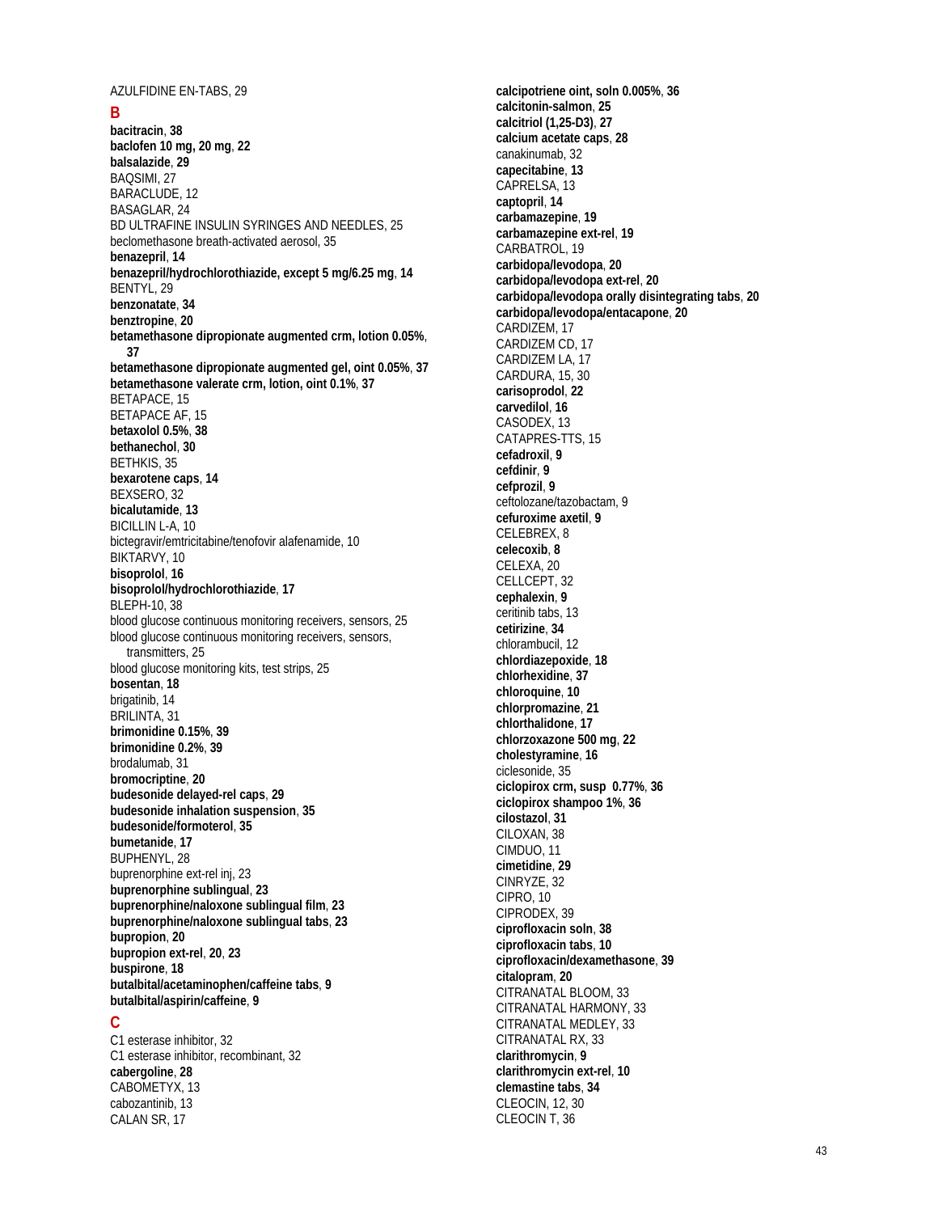AZULFIDINE EN-TABS, 29

## B

**bacitracin**, **38**
**baclofen 10 mg, 20 mg**, **22**
**balsalazide**, **29**
BAQSIMI, 27
BARACLUDE, 12
BASAGLAR, 24
BD ULTRAFINE INSULIN SYRINGES AND NEEDLES, 25
beclomethasone breath-activated aerosol, 35
**benazepril**, **14**
**benazepril/hydrochlorothiazide, except 5 mg/6.25 mg**, **14**
BENTYL, 29
**benzonatate**, **34**
**benztropine**, **20**
**betamethasone dipropionate augmented crm, lotion 0.05%**, **37**
**betamethasone dipropionate augmented gel, oint 0.05%**, **37**
**betamethasone valerate crm, lotion, oint 0.1%**, **37**
BETAPACE, 15
BETAPACE AF, 15
**betaxolol 0.5%**, **38**
**bethanechol**, **30**
BETHKIS, 35
**bexarotene caps**, **14**
BEXSERO, 32
**bicalutamide**, **13**
BICILLIN L-A, 10
bictegravir/emtricitabine/tenofovir alafenamide, 10
BIKTARVY, 10
**bisoprolol**, **16**
**bisoprolol/hydrochlorothiazide**, **17**
BLEPH-10, 38
blood glucose continuous monitoring receivers, sensors, 25
blood glucose continuous monitoring receivers, sensors, transmitters, 25
blood glucose monitoring kits, test strips, 25
**bosentan**, **18**
brigatinib, 14
BRILINTA, 31
**brimonidine 0.15%**, **39**
**brimonidine 0.2%**, **39**
brodalumab, 31
**bromocriptine**, **20**
**budesonide delayed-rel caps**, **29**
**budesonide inhalation suspension**, **35**
**budesonide/formoterol**, **35**
**bumetanide**, **17**
BUPHENYL, 28
buprenorphine ext-rel inj, 23
**buprenorphine sublingual**, **23**
**buprenorphine/naloxone sublingual film**, **23**
**buprenorphine/naloxone sublingual tabs**, **23**
**bupropion**, **20**
**bupropion ext-rel**, **20**, **23**
**buspirone**, **18**
**butalbital/acetaminophen/caffeine tabs**, **9**
**butalbital/aspirin/caffeine**, **9**

## C

C1 esterase inhibitor, 32
C1 esterase inhibitor, recombinant, 32
**cabergoline**, **28**
CABOMETYX, 13
cabozantinib, 13
CALAN SR, 17
**calcipotriene oint, soln 0.005%**, **36**
**calcitonin-salmon**, **25**
**calcitriol (1,25-D3)**, **27**
**calcium acetate caps**, **28**
canakinumab, 32
**capecitabine**, **13**
CAPRELSA, 13
**captopril**, **14**
**carbamazepine**, **19**
**carbamazepine ext-rel**, **19**
CARBATROL, 19
**carbidopa/levodopa**, **20**
**carbidopa/levodopa ext-rel**, **20**
**carbidopa/levodopa orally disintegrating tabs**, **20**
**carbidopa/levodopa/entacapone**, **20**
CARDIZEM, 17
CARDIZEM CD, 17
CARDIZEM LA, 17
CARDURA, 15, 30
**carisoprodol**, **22**
**carvedilol**, **16**
CASODEX, 13
CATAPRES-TTS, 15
**cefadroxil**, **9**
**cefdinir**, **9**
**cefprozil**, **9**
ceftolozane/tazobactam, 9
**cefuroxime axetil**, **9**
CELEBREX, 8
**celecoxib**, **8**
CELEXA, 20
CELLCEPT, 32
**cephalexin**, **9**
ceritinib tabs, 13
**cetirizine**, **34**
chlorambucil, 12
**chlordiazepoxide**, **18**
**chlorhexidine**, **37**
**chloroquine**, **10**
**chlorpromazine**, **21**
**chlorthalidone**, **17**
**chlorzoxazone 500 mg**, **22**
**cholestyramine**, **16**
ciclesonide, 35
**ciclopirox crm, susp 0.77%**, **36**
**ciclopirox shampoo 1%**, **36**
**cilostazol**, **31**
CILOXAN, 38
CIMDUO, 11
**cimetidine**, **29**
CINRYZE, 32
CIPRO, 10
CIPRODEX, 39
**ciprofloxacin soln**, **38**
**ciprofloxacin tabs**, **10**
**ciprofloxacin/dexamethasone**, **39**
**citalopram**, **20**
CITRANATAL BLOOM, 33
CITRANATAL HARMONY, 33
CITRANATAL MEDLEY, 33
CITRANATAL RX, 33
**clarithromycin**, **9**
**clarithromycin ext-rel**, **10**
**clemastine tabs**, **34**
CLEOCIN, 12, 30
CLEOCIN T, 36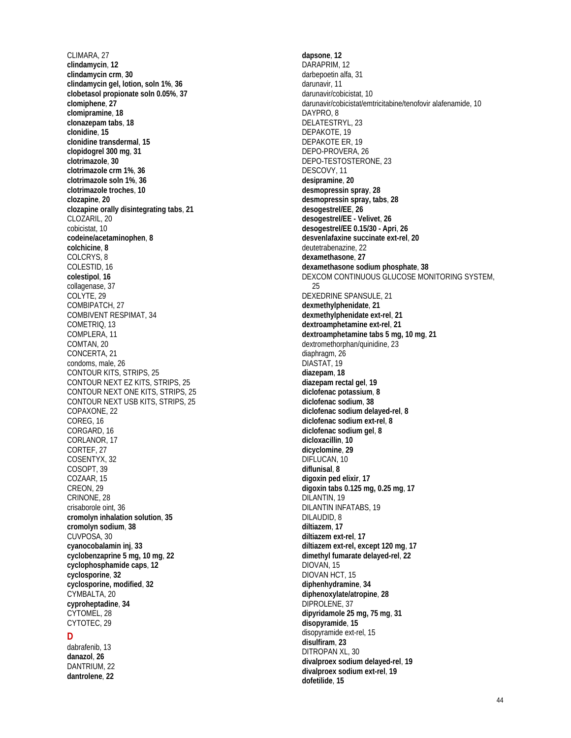CLIMARA, 27
**clindamycin**, **12**
**clindamycin crm**, **30**
**clindamycin gel, lotion, soln 1%**, **36**
**clobetasol propionate soln 0.05%**, **37**
**clomiphene**, **27**
**clomipramine**, **18**
**clonazepam tabs**, **18**
**clonidine**, **15**
**clonidine transdermal**, **15**
**clopidogrel 300 mg**, **31**
**clotrimazole**, **30**
**clotrimazole crm 1%**, **36**
**clotrimazole soln 1%**, **36**
**clotrimazole troches**, **10**
**clozapine**, **20**
**clozapine orally disintegrating tabs**, **21**
CLOZARIL, 20
cobicistat, 10
**codeine/acetaminophen**, **8**
**colchicine**, **8**
COLCRYS, 8
COLESTID, 16
**colestipol**, **16**
collagenase, 37
COLYTE, 29
COMBIPATCH, 27
COMBIVENT RESPIMAT, 34
COMETRIQ, 13
COMPLERA, 11
COMTAN, 20
CONCERTA, 21
condoms, male, 26
CONTOUR KITS, STRIPS, 25
CONTOUR NEXT EZ KITS, STRIPS, 25
CONTOUR NEXT ONE KITS, STRIPS, 25
CONTOUR NEXT USB KITS, STRIPS, 25
COPAXONE, 22
COREG, 16
CORGARD, 16
CORLANOR, 17
CORTEF, 27
COSENTYX, 32
COSOPT, 39
COZAAR, 15
CREON, 29
CRINONE, 28
crisaborole oint, 36
**cromolyn inhalation solution**, **35**
**cromolyn sodium**, **38**
CUVPOSA, 30
**cyanocobalamin inj**, **33**
**cyclobenzaprine 5 mg, 10 mg**, **22**
**cyclophosphamide caps**, **12**
**cyclosporine**, **32**
**cyclosporine, modified**, **32**
CYMBALTA, 20
**cyproheptadine**, **34**
CYTOMEL, 28
CYTOTEC, 29

## D

dabrafenib, 13
**danazol**, **26**
DANTRIUM, 22
**dantrolene**, **22**
**dapsone**, **12**
DARAPRIM, 12
darbepoetin alfa, 31
darunavir, 11
darunavir/cobicistat, 10
darunavir/cobicistat/emtricitabine/tenofovir alafenamide, 10
DAYPRO, 8
DELATESTRYL, 23
DEPAKOTE, 19
DEPAKOTE ER, 19
DEPO-PROVERA, 26
DEPO-TESTOSTERONE, 23
DESCOVY, 11
**desipramine**, **20**
**desmopressin spray**, **28**
**desmopressin spray, tabs**, **28**
**desogestrel/EE**, **26**
**desogestrel/EE - Velivet**, **26**
**desogestrel/EE 0.15/30 - Apri**, **26**
**desvenlafaxine succinate ext-rel**, **20**
deutetrabenazine, 22
**dexamethasone**, **27**
**dexamethasone sodium phosphate**, **38**
DEXCOM CONTINUOUS GLUCOSE MONITORING SYSTEM, 25
DEXEDRINE SPANSULE, 21
**dexmethylphenidate**, **21**
**dexmethylphenidate ext-rel**, **21**
**dextroamphetamine ext-rel**, **21**
**dextroamphetamine tabs 5 mg, 10 mg**, **21**
dextromethorphan/quinidine, 23
diaphragm, 26
DIASTAT, 19
**diazepam**, **18**
**diazepam rectal gel**, **19**
**diclofenac potassium**, **8**
**diclofenac sodium**, **38**
**diclofenac sodium delayed-rel**, **8**
**diclofenac sodium ext-rel**, **8**
**diclofenac sodium gel**, **8**
**dicloxacillin**, **10**
**dicyclomine**, **29**
DIFLUCAN, 10
**diflunisal**, **8**
**digoxin ped elixir**, **17**
**digoxin tabs 0.125 mg, 0.25 mg**, **17**
DILANTIN, 19
DILANTIN INFATABS, 19
DILAUDID, 8
**diltiazem**, **17**
**diltiazem ext-rel**, **17**
**diltiazem ext-rel, except 120 mg**, **17**
**dimethyl fumarate delayed-rel**, **22**
DIOVAN, 15
DIOVAN HCT, 15
**diphenhydramine**, **34**
**diphenoxylate/atropine**, **28**
DIPROLENE, 37
**dipyridamole 25 mg, 75 mg**, **31**
**disopyramide**, **15**
disopyramide ext-rel, 15
**disulfiram**, **23**
DITROPAN XL, 30
**divalproex sodium delayed-rel**, **19**
**divalproex sodium ext-rel**, **19**
**dofetilide**, **15**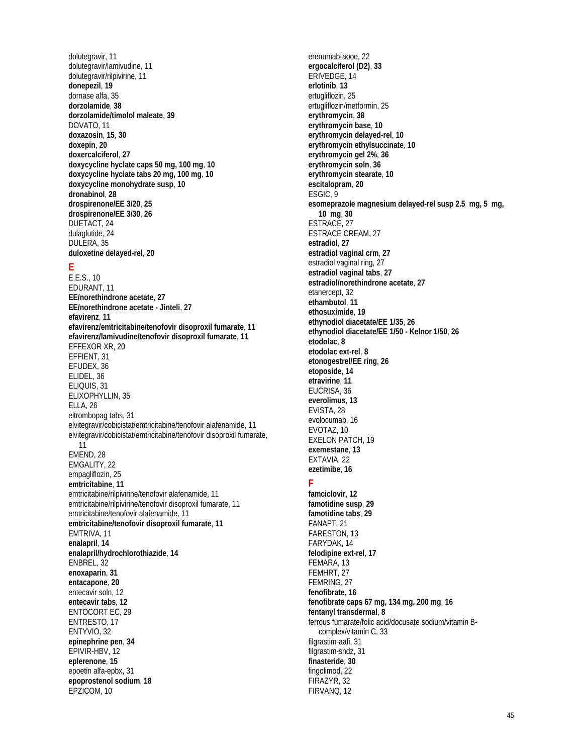dolutegravir, 11
dolutegravir/lamivudine, 11
dolutegravir/rilpivirine, 11
**donepezil**, **19**
dornase alfa, 35
**dorzolamide**, **38**
**dorzolamide/timolol maleate**, **39**
DOVATO, 11
**doxazosin**, **15**, **30**
**doxepin**, **20**
**doxercalciferol**, **27**
**doxycycline hyclate caps 50 mg, 100 mg**, **10**
**doxycycline hyclate tabs 20 mg, 100 mg**, **10**
**doxycycline monohydrate susp**, **10**
**dronabinol**, **28**
**drospirenone/EE 3/20**, **25**
**drospirenone/EE 3/30**, **26**
DUETACT, 24
dulaglutide, 24
DULERA, 35
**duloxetine delayed-rel**, **20**

## E

E.E.S., 10
EDURANT, 11
**EE/norethindrone acetate**, **27**
**EE/norethindrone acetate - Jinteli**, **27**
**efavirenz**, **11**
**efavirenz/emtricitabine/tenofovir disoproxil fumarate**, **11**
**efavirenz/lamivudine/tenofovir disoproxil fumarate**, **11**
EFFEXOR XR, 20
EFFIENT, 31
EFUDEX, 36
ELIDEL, 36
ELIQUIS, 31
ELIXOPHYLLIN, 35
ELLA, 26
eltrombopag tabs, 31
elvitegravir/cobicistat/emtricitabine/tenofovir alafenamide, 11
elvitegravir/cobicistat/emtricitabine/tenofovir disoproxil fumarate, 11
EMEND, 28
EMGALITY, 22
empagliflozin, 25
**emtricitabine**, **11**
emtricitabine/rilpivirine/tenofovir alafenamide, 11
emtricitabine/rilpivirine/tenofovir disoproxil fumarate, 11
emtricitabine/tenofovir alafenamide, 11
**emtricitabine/tenofovir disoproxil fumarate**, **11**
EMTRIVA, 11
**enalapril**, **14**
**enalapril/hydrochlorothiazide**, **14**
ENBREL, 32
**enoxaparin**, **31**
**entacapone**, **20**
entecavir soln, 12
**entecavir tabs**, **12**
ENTOCORT EC, 29
ENTRESTO, 17
ENTYVIO, 32
**epinephrine pen**, **34**
EPIVIR-HBV, 12
**eplerenone**, **15**
epoetin alfa-epbx, 31
**epoprostenol sodium**, **18**
EPZICOM, 10
erenumab-aooe, 22
**ergocalciferol (D2)**, **33**
ERIVEDGE, 14
**erlotinib**, **13**
ertugliflozin, 25
ertugliflozin/metformin, 25
**erythromycin**, **38**
**erythromycin base**, **10**
**erythromycin delayed-rel**, **10**
**erythromycin ethylsuccinate**, **10**
**erythromycin gel 2%**, **36**
**erythromycin soln**, **36**
**erythromycin stearate**, **10**
**escitalopram**, **20**
ESGIC, 9
**esomeprazole magnesium delayed-rel susp 2.5 mg, 5 mg, 10 mg**, **30**
ESTRACE, 27
ESTRACE CREAM, 27
**estradiol**, **27**
**estradiol vaginal crm**, **27**
estradiol vaginal ring, 27
**estradiol vaginal tabs**, **27**
**estradiol/norethindrone acetate**, **27**
etanercept, 32
**ethambutol**, **11**
**ethosuximide**, **19**
**ethynodiol diacetate/EE 1/35**, **26**
**ethynodiol diacetate/EE 1/50 - Kelnor 1/50**, **26**
**etodolac**, **8**
**etodolac ext-rel**, **8**
**etonogestrel/EE ring**, **26**
**etoposide**, **14**
**etravirine**, **11**
EUCRISA, 36
**everolimus**, **13**
EVISTA, 28
evolocumab, 16
EVOTAZ, 10
EXELON PATCH, 19
**exemestane**, **13**
EXTAVIA, 22
**ezetimibe**, **16**

## F

**famciclovir**, **12**
**famotidine susp**, **29**
**famotidine tabs**, **29**
FANAPT, 21
FARESTON, 13
FARYDAK, 14
**felodipine ext-rel**, **17**
FEMARA, 13
FEMHRT, 27
FEMRING, 27
**fenofibrate**, **16**
**fenofibrate caps 67 mg, 134 mg, 200 mg**, **16**
**fentanyl transdermal**, **8**
ferrous fumarate/folic acid/docusate sodium/vitamin B-complex/vitamin C, 33
filgrastim-aafi, 31
filgrastim-sndz, 31
**finasteride**, **30**
fingolimod, 22
FIRAZYR, 32
FIRVANQ, 12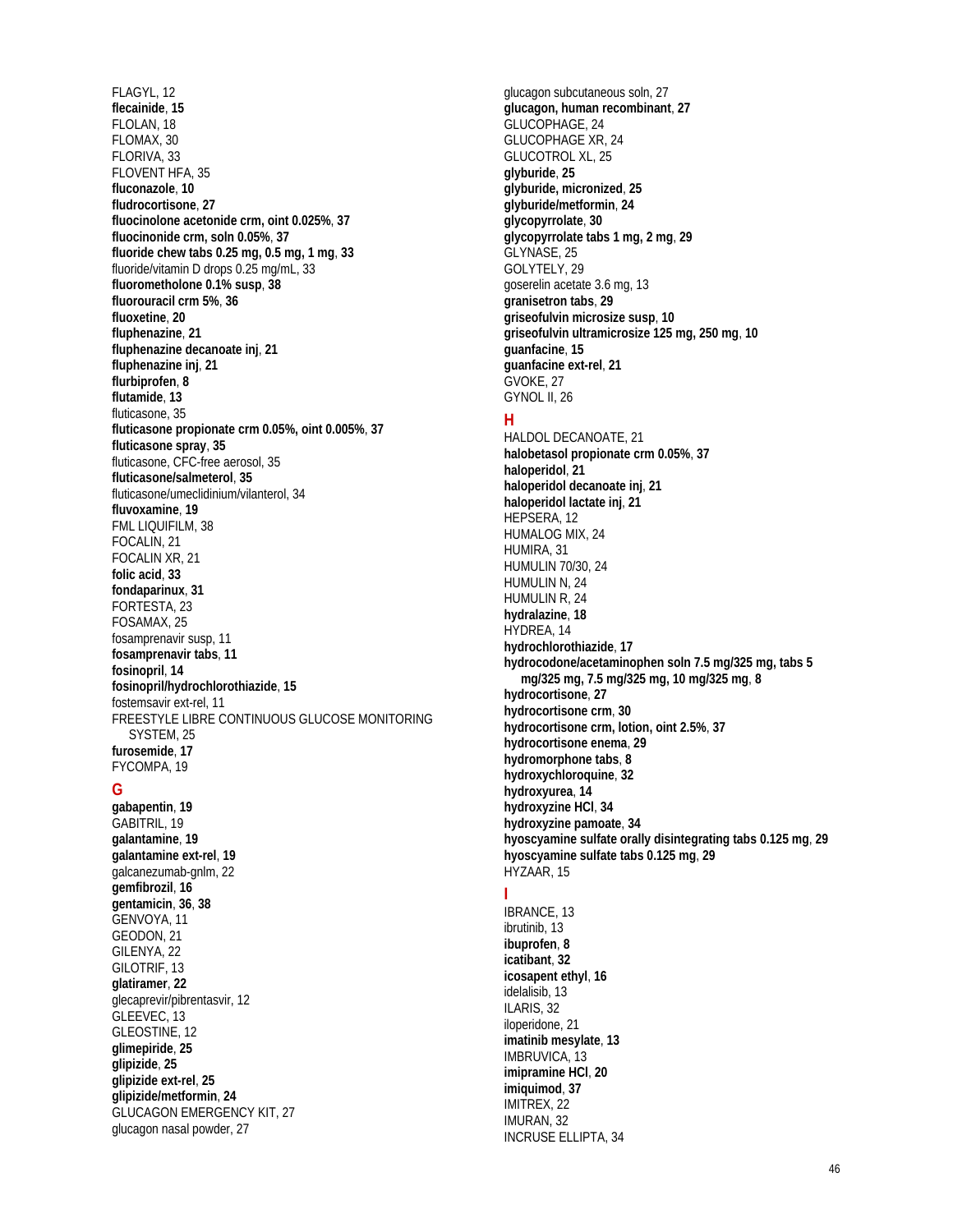FLAGYL, 12
**flecainide**, **15**
FLOLAN, 18
FLOMAX, 30
FLORIVA, 33
FLOVENT HFA, 35
**fluconazole**, **10**
**fludrocortisone**, **27**
**fluocinolone acetonide crm, oint 0.025%**, **37**
**fluocinonide crm, soln 0.05%**, **37**
**fluoride chew tabs 0.25 mg, 0.5 mg, 1 mg**, **33**
fluoride/vitamin D drops 0.25 mg/mL, 33
**fluorometholone 0.1% susp**, **38**
**fluorouracil crm 5%**, **36**
**fluoxetine**, **20**
**fluphenazine**, **21**
**fluphenazine decanoate inj**, **21**
**fluphenazine inj**, **21**
**flurbiprofen**, **8**
**flutamide**, **13**
fluticasone, 35
**fluticasone propionate crm 0.05%, oint 0.005%**, **37**
**fluticasone spray**, **35**
fluticasone, CFC-free aerosol, 35
**fluticasone/salmeterol**, **35**
fluticasone/umeclidinium/vilanterol, 34
**fluvoxamine**, **19**
FML LIQUIFILM, 38
FOCALIN, 21
FOCALIN XR, 21
**folic acid**, **33**
**fondaparinux**, **31**
FORTESTA, 23
FOSAMAX, 25
fosamprenavir susp, 11
**fosamprenavir tabs**, **11**
**fosinopril**, **14**
**fosinopril/hydrochlorothiazide**, **15**
fostemsavir ext-rel, 11
FREESTYLE LIBRE CONTINUOUS GLUCOSE MONITORING SYSTEM, 25
**furosemide**, **17**
FYCOMPA, 19

## G

**gabapentin**, **19**
GABITRIL, 19
**galantamine**, **19**
**galantamine ext-rel**, **19**
galcanezumab-gnlm, 22
**gemfibrozil**, **16**
**gentamicin**, **36**, **38**
GENVOYA, 11
GEODON, 21
GILENYA, 22
GILOTRIF, 13
**glatiramer**, **22**
glecaprevir/pibrentasvir, 12
GLEEVEC, 13
GLEOSTINE, 12
**glimepiride**, **25**
**glipizide**, **25**
**glipizide ext-rel**, **25**
**glipizide/metformin**, **24**
GLUCAGON EMERGENCY KIT, 27
glucagon nasal powder, 27
glucagon subcutaneous soln, 27
**glucagon, human recombinant**, **27**
GLUCOPHAGE, 24
GLUCOPHAGE XR, 24
GLUCOTROL XL, 25
**glyburide**, **25**
**glyburide, micronized**, **25**
**glyburide/metformin**, **24**
**glycopyrrolate**, **30**
**glycopyrrolate tabs 1 mg, 2 mg**, **29**
GLYNASE, 25
GOLYTELY, 29
goserelin acetate 3.6 mg, 13
**granisetron tabs**, **29**
**griseofulvin microsize susp**, **10**
**griseofulvin ultramicrosize 125 mg, 250 mg**, **10**
**guanfacine**, **15**
**guanfacine ext-rel**, **21**
GVOKE, 27
GYNOL II, 26

## H

HALDOL DECANOATE, 21
**halobetasol propionate crm 0.05%**, **37**
**haloperidol**, **21**
**haloperidol decanoate inj**, **21**
**haloperidol lactate inj**, **21**
HEPSERA, 12
HUMALOG MIX, 24
HUMIRA, 31
HUMULIN 70/30, 24
HUMULIN N, 24
HUMULIN R, 24
**hydralazine**, **18**
HYDREA, 14
**hydrochlorothiazide**, **17**
**hydrocodone/acetaminophen soln 7.5 mg/325 mg, tabs 5 mg/325 mg, 7.5 mg/325 mg, 10 mg/325 mg**, **8**
**hydrocortisone**, **27**
**hydrocortisone crm**, **30**
**hydrocortisone crm, lotion, oint 2.5%**, **37**
**hydrocortisone enema**, **29**
**hydromorphone tabs**, **8**
**hydroxychloroquine**, **32**
**hydroxyurea**, **14**
**hydroxyzine HCl**, **34**
**hydroxyzine pamoate**, **34**
**hyoscyamine sulfate orally disintegrating tabs 0.125 mg**, **29**
**hyoscyamine sulfate tabs 0.125 mg**, **29**
HYZAAR, 15

## I

IBRANCE, 13
ibrutinib, 13
**ibuprofen**, **8**
**icatibant**, **32**
**icosapent ethyl**, **16**
idelalisib, 13
ILARIS, 32
iloperidone, 21
**imatinib mesylate**, **13**
IMBRUVICA, 13
**imipramine HCl**, **20**
**imiquimod**, **37**
IMITREX, 22
IMURAN, 32
INCRUSE ELLIPTA, 34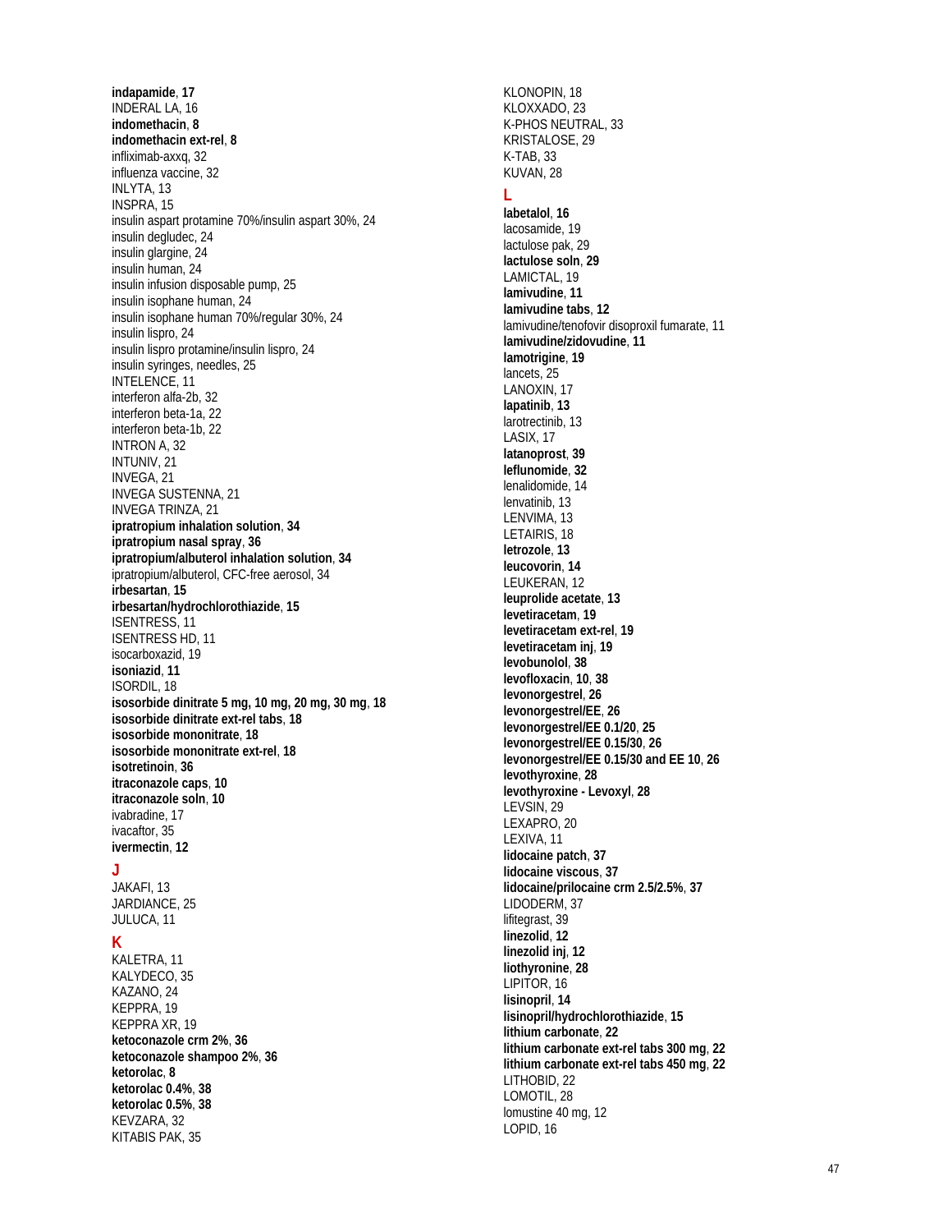**indapamide**, **17**
INDERAL LA, 16
**indomethacin**, **8**
**indomethacin ext-rel**, **8**
infliximab-axxq, 32
influenza vaccine, 32
INLYTA, 13
INSPRA, 15
insulin aspart protamine 70%/insulin aspart 30%, 24
insulin degludec, 24
insulin glargine, 24
insulin human, 24
insulin infusion disposable pump, 25
insulin isophane human, 24
insulin isophane human 70%/regular 30%, 24
insulin lispro, 24
insulin lispro protamine/insulin lispro, 24
insulin syringes, needles, 25
INTELENCE, 11
interferon alfa-2b, 32
interferon beta-1a, 22
interferon beta-1b, 22
INTRON A, 32
INTUNIV, 21
INVEGA, 21
INVEGA SUSTENNA, 21
INVEGA TRINZA, 21
**ipratropium inhalation solution**, **34**
**ipratropium nasal spray**, **36**
**ipratropium/albuterol inhalation solution**, **34**
ipratropium/albuterol, CFC-free aerosol, 34
**irbesartan**, **15**
**irbesartan/hydrochlorothiazide**, **15**
ISENTRESS, 11
ISENTRESS HD, 11
isocarboxazid, 19
**isoniazid**, **11**
ISORDIL, 18
**isosorbide dinitrate 5 mg, 10 mg, 20 mg, 30 mg**, **18**
**isosorbide dinitrate ext-rel tabs**, **18**
**isosorbide mononitrate**, **18**
**isosorbide mononitrate ext-rel**, **18**
**isotretinoin**, **36**
**itraconazole caps**, **10**
**itraconazole soln**, **10**
ivabradine, 17
ivacaftor, 35
**ivermectin**, **12**

## J

JAKAFI, 13
JARDIANCE, 25
JULUCA, 11

## K

KALETRA, 11
KALYDECO, 35
KAZANO, 24
KEPPRA, 19
KEPPRA XR, 19
**ketoconazole crm 2%**, **36**
**ketoconazole shampoo 2%**, **36**
**ketorolac**, **8**
**ketorolac 0.4%**, **38**
**ketorolac 0.5%**, **38**
KEVZARA, 32
KITABIS PAK, 35
KLONOPIN, 18
KLOXXADO, 23
K-PHOS NEUTRAL, 33
KRISTALOSE, 29
K-TAB, 33
KUVAN, 28

## L

**labetalol**, **16**
lacosamide, 19
lactulose pak, 29
**lactulose soln**, **29**
LAMICTAL, 19
**lamivudine**, **11**
**lamivudine tabs**, **12**
lamivudine/tenofovir disoproxil fumarate, 11
**lamivudine/zidovudine**, **11**
**lamotrigine**, **19**
lancets, 25
LANOXIN, 17
**lapatinib**, **13**
larotrectinib, 13
LASIX, 17
**latanoprost**, **39**
**leflunomide**, **32**
lenalidomide, 14
lenvatinib, 13
LENVIMA, 13
LETAIRIS, 18
**letrozole**, **13**
**leucovorin**, **14**
LEUKERAN, 12
**leuprolide acetate**, **13**
**levetiracetam**, **19**
**levetiracetam ext-rel**, **19**
**levetiracetam inj**, **19**
**levobunolol**, **38**
**levofloxacin**, **10**, **38**
**levonorgestrel**, **26**
**levonorgestrel/EE**, **26**
**levonorgestrel/EE 0.1/20**, **25**
**levonorgestrel/EE 0.15/30**, **26**
**levonorgestrel/EE 0.15/30 and EE 10**, **26**
**levothyroxine**, **28**
**levothyroxine - Levoxyl**, **28**
LEVSIN, 29
LEXAPRO, 20
LEXIVA, 11
**lidocaine patch**, **37**
**lidocaine viscous**, **37**
**lidocaine/prilocaine crm 2.5/2.5%**, **37**
LIDODERM, 37
lifitegrast, 39
**linezolid**, **12**
**linezolid inj**, **12**
**liothyronine**, **28**
LIPITOR, 16
**lisinopril**, **14**
**lisinopril/hydrochlorothiazide**, **15**
**lithium carbonate**, **22**
**lithium carbonate ext-rel tabs 300 mg**, **22**
**lithium carbonate ext-rel tabs 450 mg**, **22**
LITHOBID, 22
LOMOTIL, 28
lomustine 40 mg, 12
LOPID, 16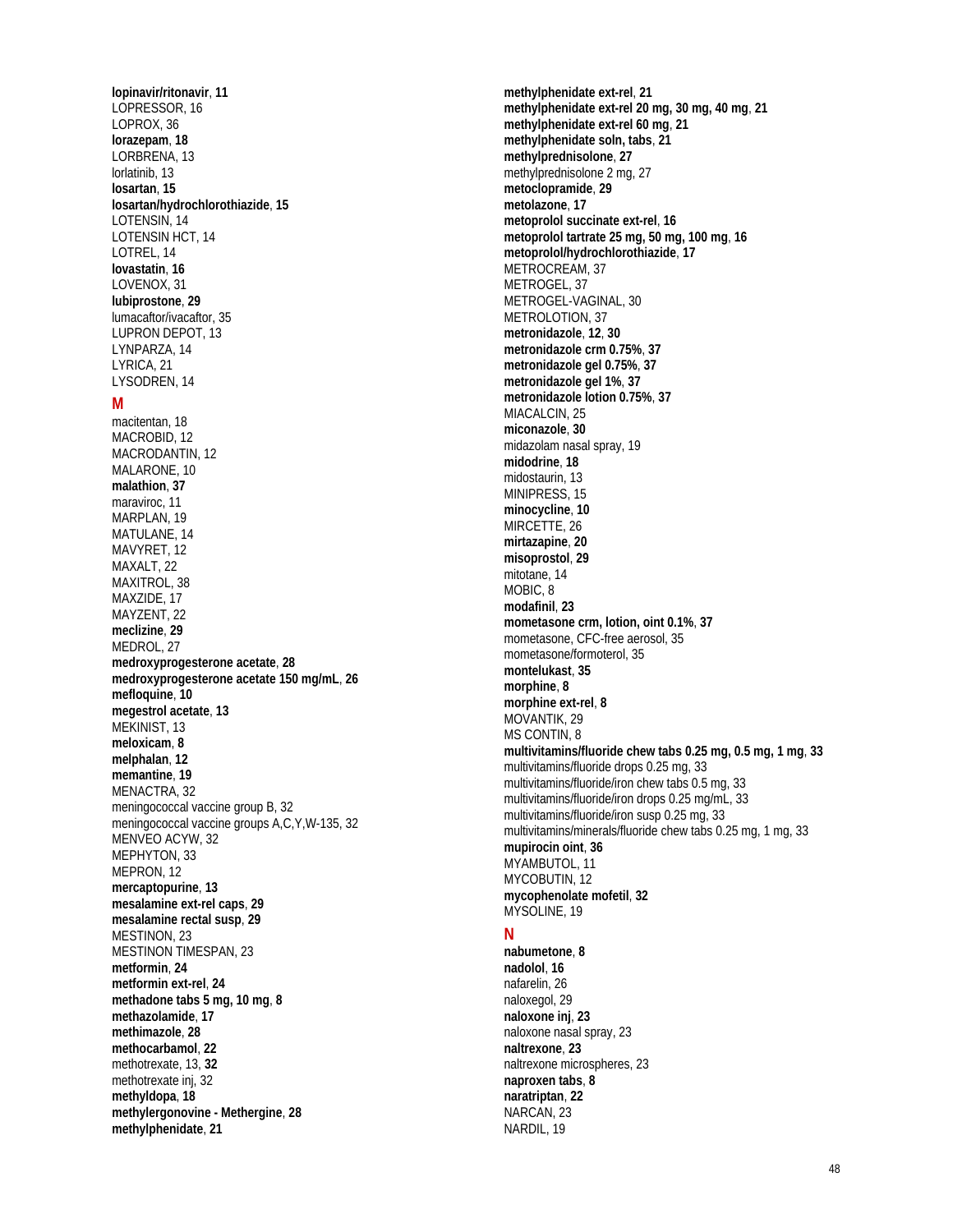**lopinavir/ritonavir**, **11**
LOPRESSOR, 16
LOPROX, 36
**lorazepam**, **18**
LORBRENA, 13
lorlatinib, 13
**losartan**, **15**
**losartan/hydrochlorothiazide**, **15**
LOTENSIN, 14
LOTENSIN HCT, 14
LOTREL, 14
**lovastatin**, **16**
LOVENOX, 31
**lubiprostone**, **29**
lumacaftor/ivacaftor, 35
LUPRON DEPOT, 13
LYNPARZA, 14
LYRICA, 21
LYSODREN, 14

## M

macitentan, 18
MACROBID, 12
MACRODANTIN, 12
MALARONE, 10
**malathion**, **37**
maraviroc, 11
MARPLAN, 19
MATULANE, 14
MAVYRET, 12
MAXALT, 22
MAXITROL, 38
MAXZIDE, 17
MAYZENT, 22
**meclizine**, **29**
MEDROL, 27
**medroxyprogesterone acetate**, **28**
**medroxyprogesterone acetate 150 mg/mL**, **26**
**mefloquine**, **10**
**megestrol acetate**, **13**
MEKINIST, 13
**meloxicam**, **8**
**melphalan**, **12**
**memantine**, **19**
MENACTRA, 32
meningococcal vaccine group B, 32
meningococcal vaccine groups A,C,Y,W-135, 32
MENVEO ACYW, 32
MEPHYTON, 33
MEPRON, 12
**mercaptopurine**, **13**
**mesalamine ext-rel caps**, **29**
**mesalamine rectal susp**, **29**
MESTINON, 23
MESTINON TIMESPAN, 23
**metformin**, **24**
**metformin ext-rel**, **24**
**methadone tabs 5 mg, 10 mg**, **8**
**methazolamide**, **17**
**methimazole**, **28**
**methocarbamol**, **22**
methotrexate, 13, **32**
methotrexate inj, 32
**methyldopa**, **18**
**methylergonovine - Methergine**, **28**
**methylphenidate**, **21**
**methylphenidate ext-rel**, **21**
**methylphenidate ext-rel 20 mg, 30 mg, 40 mg**, **21**
**methylphenidate ext-rel 60 mg**, **21**
**methylphenidate soln, tabs**, **21**
**methylprednisolone**, **27**
methylprednisolone 2 mg, 27
**metoclopramide**, **29**
**metolazone**, **17**
**metoprolol succinate ext-rel**, **16**
**metoprolol tartrate 25 mg, 50 mg, 100 mg**, **16**
**metoprolol/hydrochlorothiazide**, **17**
METROCREAM, 37
METROGEL, 37
METROGEL-VAGINAL, 30
METROLOTION, 37
**metronidazole**, **12**, **30**
**metronidazole crm 0.75%**, **37**
**metronidazole gel 0.75%**, **37**
**metronidazole gel 1%**, **37**
**metronidazole lotion 0.75%**, **37**
MIACALCIN, 25
**miconazole**, **30**
midazolam nasal spray, 19
**midodrine**, **18**
midostaurin, 13
MINIPRESS, 15
**minocycline**, **10**
MIRCETTE, 26
**mirtazapine**, **20**
**misoprostol**, **29**
mitotane, 14
MOBIC, 8
**modafinil**, **23**
**mometasone crm, lotion, oint 0.1%**, **37**
mometasone, CFC-free aerosol, 35
mometasone/formoterol, 35
**montelukast**, **35**
**morphine**, **8**
**morphine ext-rel**, **8**
MOVANTIK, 29
MS CONTIN, 8
**multivitamins/fluoride chew tabs 0.25 mg, 0.5 mg, 1 mg**, **33**
multivitamins/fluoride drops 0.25 mg, 33
multivitamins/fluoride/iron chew tabs 0.5 mg, 33
multivitamins/fluoride/iron drops 0.25 mg/mL, 33
multivitamins/fluoride/iron susp 0.25 mg, 33
multivitamins/minerals/fluoride chew tabs 0.25 mg, 1 mg, 33
**mupirocin oint**, **36**
MYAMBUTOL, 11
MYCOBUTIN, 12
**mycophenolate mofetil**, **32**
MYSOLINE, 19

## N

**nabumetone**, **8**
**nadolol**, **16**
nafarelin, 26
naloxegol, 29
**naloxone inj**, **23**
naloxone nasal spray, 23
**naltrexone**, **23**
naltrexone microspheres, 23
**naproxen tabs**, **8**
**naratriptan**, **22**
NARCAN, 23
NARDIL, 19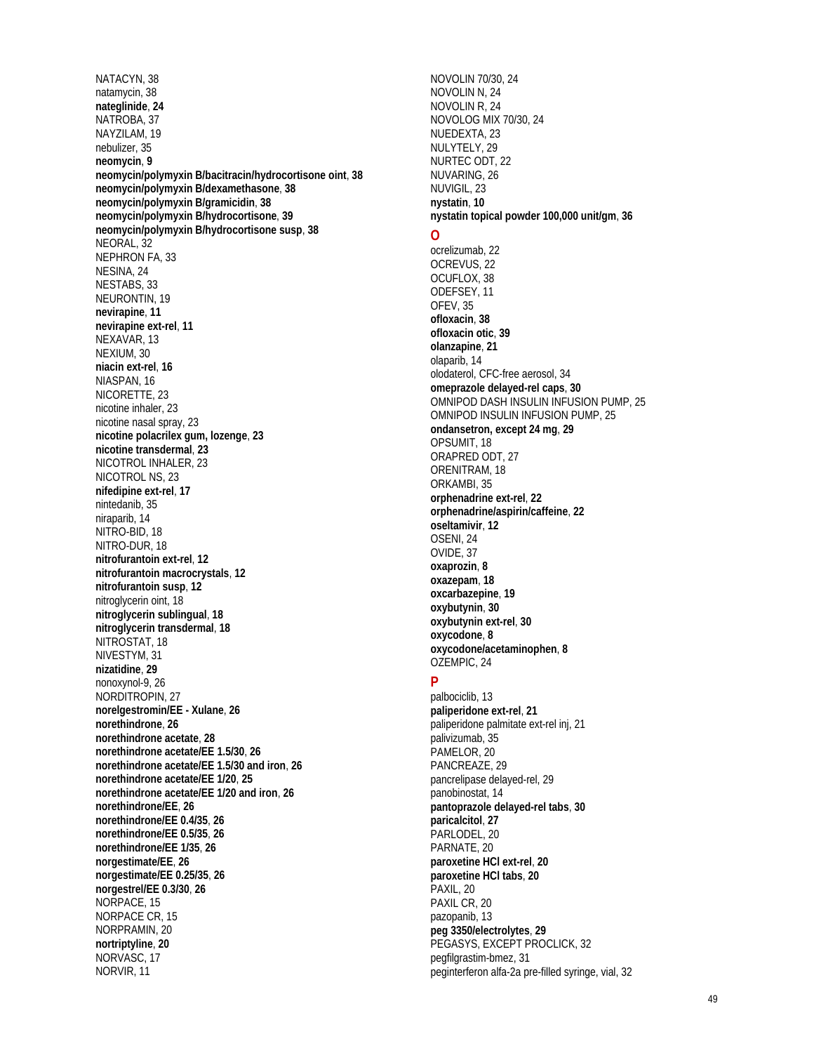NATACYN, 38
natamycin, 38
**nateglinide**, **24**
NATROBA, 37
NAYZILAM, 19
nebulizer, 35
**neomycin**, **9**
**neomycin/polymyxin B/bacitracin/hydrocortisone oint**, **38**
**neomycin/polymyxin B/dexamethasone**, **38**
**neomycin/polymyxin B/gramicidin**, **38**
**neomycin/polymyxin B/hydrocortisone**, **39**
**neomycin/polymyxin B/hydrocortisone susp**, **38**
NEORAL, 32
NEPHRON FA, 33
NESINA, 24
NESTABS, 33
NEURONTIN, 19
**nevirapine**, **11**
**nevirapine ext-rel**, **11**
NEXAVAR, 13
NEXIUM, 30
**niacin ext-rel**, **16**
NIASPAN, 16
NICORETTE, 23
nicotine inhaler, 23
nicotine nasal spray, 23
**nicotine polacrilex gum, lozenge**, **23**
**nicotine transdermal**, **23**
NICOTROL INHALER, 23
NICOTROL NS, 23
**nifedipine ext-rel**, **17**
nintedanib, 35
niraparib, 14
NITRO-BID, 18
NITRO-DUR, 18
**nitrofurantoin ext-rel**, **12**
**nitrofurantoin macrocrystals**, **12**
**nitrofurantoin susp**, **12**
nitroglycerin oint, 18
**nitroglycerin sublingual**, **18**
**nitroglycerin transdermal**, **18**
NITROSTAT, 18
NIVESTYM, 31
**nizatidine**, **29**
nonoxynol-9, 26
NORDITROPIN, 27
**norelgestromin/EE - Xulane**, **26**
**norethindrone**, **26**
**norethindrone acetate**, **28**
**norethindrone acetate/EE 1.5/30**, **26**
**norethindrone acetate/EE 1.5/30 and iron**, **26**
**norethindrone acetate/EE 1/20**, **25**
**norethindrone acetate/EE 1/20 and iron**, **26**
**norethindrone/EE**, **26**
**norethindrone/EE 0.4/35**, **26**
**norethindrone/EE 0.5/35**, **26**
**norethindrone/EE 1/35**, **26**
**norgestimate/EE**, **26**
**norgestimate/EE 0.25/35**, **26**
**norgestrel/EE 0.3/30**, **26**
NORPACE, 15
NORPACE CR, 15
NORPRAMIN, 20
**nortriptyline**, **20**
NORVASC, 17
NORVIR, 11
NOVOLIN 70/30, 24
NOVOLIN N, 24
NOVOLIN R, 24
NOVOLOG MIX 70/30, 24
NUEDEXTA, 23
NULYTELY, 29
NURTEC ODT, 22
NUVARING, 26
NUVIGIL, 23
**nystatin**, **10**
**nystatin topical powder 100,000 unit/gm**, **36**

## O

ocrelizumab, 22
OCREVUS, 22
OCUFLOX, 38
ODEFSEY, 11
OFEV, 35
**ofloxacin**, **38**
**ofloxacin otic**, **39**
**olanzapine**, **21**
olaparib, 14
olodaterol, CFC-free aerosol, 34
**omeprazole delayed-rel caps**, **30**
OMNIPOD DASH INSULIN INFUSION PUMP, 25
OMNIPOD INSULIN INFUSION PUMP, 25
**ondansetron, except 24 mg**, **29**
OPSUMIT, 18
ORAPRED ODT, 27
ORENITRAM, 18
ORKAMBI, 35
**orphenadrine ext-rel**, **22**
**orphenadrine/aspirin/caffeine**, **22**
**oseltamivir**, **12**
OSENI, 24
OVIDE, 37
**oxaprozin**, **8**
**oxazepam**, **18**
**oxcarbazepine**, **19**
**oxybutynin**, **30**
**oxybutynin ext-rel**, **30**
**oxycodone**, **8**
**oxycodone/acetaminophen**, **8**
OZEMPIC, 24

## P

palbociclib, 13
**paliperidone ext-rel**, **21**
paliperidone palmitate ext-rel inj, 21
palivizumab, 35
PAMELOR, 20
PANCREAZE, 29
pancrelipase delayed-rel, 29
panobinostat, 14
**pantoprazole delayed-rel tabs**, **30**
**paricalcitol**, **27**
PARLODEL, 20
PARNATE, 20
**paroxetine HCl ext-rel**, **20**
**paroxetine HCl tabs**, **20**
PAXIL, 20
PAXIL CR, 20
pazopanib, 13
**peg 3350/electrolytes**, **29**
PEGASYS, EXCEPT PROCLICK, 32
pegfilgrastim-bmez, 31
peginterferon alfa-2a pre-filled syringe, vial, 32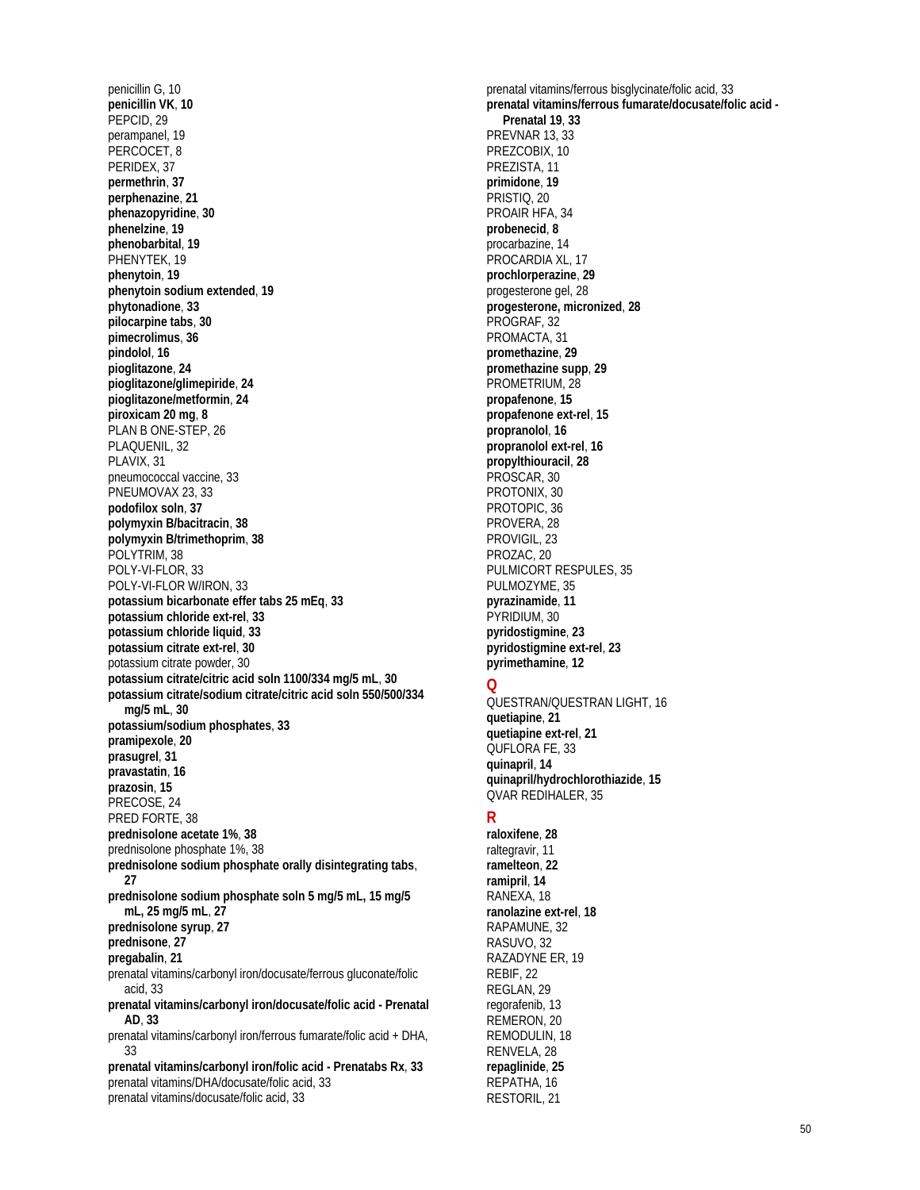penicillin G, 10
**penicillin VK**, **10**
PEPCID, 29
perampanel, 19
PERCOCET, 8
PERIDEX, 37
**permethrin**, **37**
**perphenazine**, **21**
**phenazopyridine**, **30**
**phenelzine**, **19**
**phenobarbital**, **19**
PHENYTEK, 19
**phenytoin**, **19**
**phenytoin sodium extended**, **19**
**phytonadione**, **33**
**pilocarpine tabs**, **30**
**pimecrolimus**, **36**
**pindolol**, **16**
**pioglitazone**, **24**
**pioglitazone/glimepiride**, **24**
**pioglitazone/metformin**, **24**
**piroxicam 20 mg**, **8**
PLAN B ONE-STEP, 26
PLAQUENIL, 32
PLAVIX, 31
pneumococcal vaccine, 33
PNEUMOVAX 23, 33
**podofilox soln**, **37**
**polymyxin B/bacitracin**, **38**
**polymyxin B/trimethoprim**, **38**
POLYTRIM, 38
POLY-VI-FLOR, 33
POLY-VI-FLOR W/IRON, 33
**potassium bicarbonate effer tabs 25 mEq**, **33**
**potassium chloride ext-rel**, **33**
**potassium chloride liquid**, **33**
**potassium citrate ext-rel**, **30**
potassium citrate powder, 30
**potassium citrate/citric acid soln 1100/334 mg/5 mL**, **30**
**potassium citrate/sodium citrate/citric acid soln 550/500/334 mg/5 mL**, **30**
**potassium/sodium phosphates**, **33**
**pramipexole**, **20**
**prasugrel**, **31**
**pravastatin**, **16**
**prazosin**, **15**
PRECOSE, 24
PRED FORTE, 38
**prednisolone acetate 1%**, **38**
prednisolone phosphate 1%, 38
**prednisolone sodium phosphate orally disintegrating tabs**, **27**
**prednisolone sodium phosphate soln 5 mg/5 mL, 15 mg/5 mL, 25 mg/5 mL**, **27**
**prednisolone syrup**, **27**
**prednisone**, **27**
**pregabalin**, **21**
prenatal vitamins/carbonyl iron/docusate/ferrous gluconate/folic acid, 33
**prenatal vitamins/carbonyl iron/docusate/folic acid - Prenatal AD**, **33**
prenatal vitamins/carbonyl iron/ferrous fumarate/folic acid + DHA, 33
**prenatal vitamins/carbonyl iron/folic acid - Prenatabs Rx**, **33**
prenatal vitamins/DHA/docusate/folic acid, 33
prenatal vitamins/docusate/folic acid, 33
prenatal vitamins/ferrous bisglycinate/folic acid, 33
**prenatal vitamins/ferrous fumarate/docusate/folic acid - Prenatal 19**, **33**
PREVNAR 13, 33
PREZCOBIX, 10
PREZISTA, 11
**primidone**, **19**
PRISTIQ, 20
PROAIR HFA, 34
**probenecid**, **8**
procarbazine, 14
PROCARDIA XL, 17
**prochlorperazine**, **29**
progesterone gel, 28
**progesterone, micronized**, **28**
PROGRAF, 32
PROMACTA, 31
**promethazine**, **29**
**promethazine supp**, **29**
PROMETRIUM, 28
**propafenone**, **15**
**propafenone ext-rel**, **15**
**propranolol**, **16**
**propranolol ext-rel**, **16**
**propylthiouracil**, **28**
PROSCAR, 30
PROTONIX, 30
PROTOPIC, 36
PROVERA, 28
PROVIGIL, 23
PROZAC, 20
PULMICORT RESPULES, 35
PULMOZYME, 35
**pyrazinamide**, **11**
PYRIDIUM, 30
**pyridostigmine**, **23**
**pyridostigmine ext-rel**, **23**
**pyrimethamine**, **12**

## Q

QUESTRAN/QUESTRAN LIGHT, 16
**quetiapine**, **21**
**quetiapine ext-rel**, **21**
QUFLORA FE, 33
**quinapril**, **14**
**quinapril/hydrochlorothiazide**, **15**
QVAR REDIHALER, 35

## R

**raloxifene**, **28**
raltegravir, 11
**ramelteon**, **22**
**ramipril**, **14**
RANEXA, 18
**ranolazine ext-rel**, **18**
RAPAMUNE, 32
RASUVO, 32
RAZADYNE ER, 19
REBIF, 22
REGLAN, 29
regorafenib, 13
REMERON, 20
REMODULIN, 18
RENVELA, 28
**repaglinide**, **25**
REPATHA, 16
RESTORIL, 21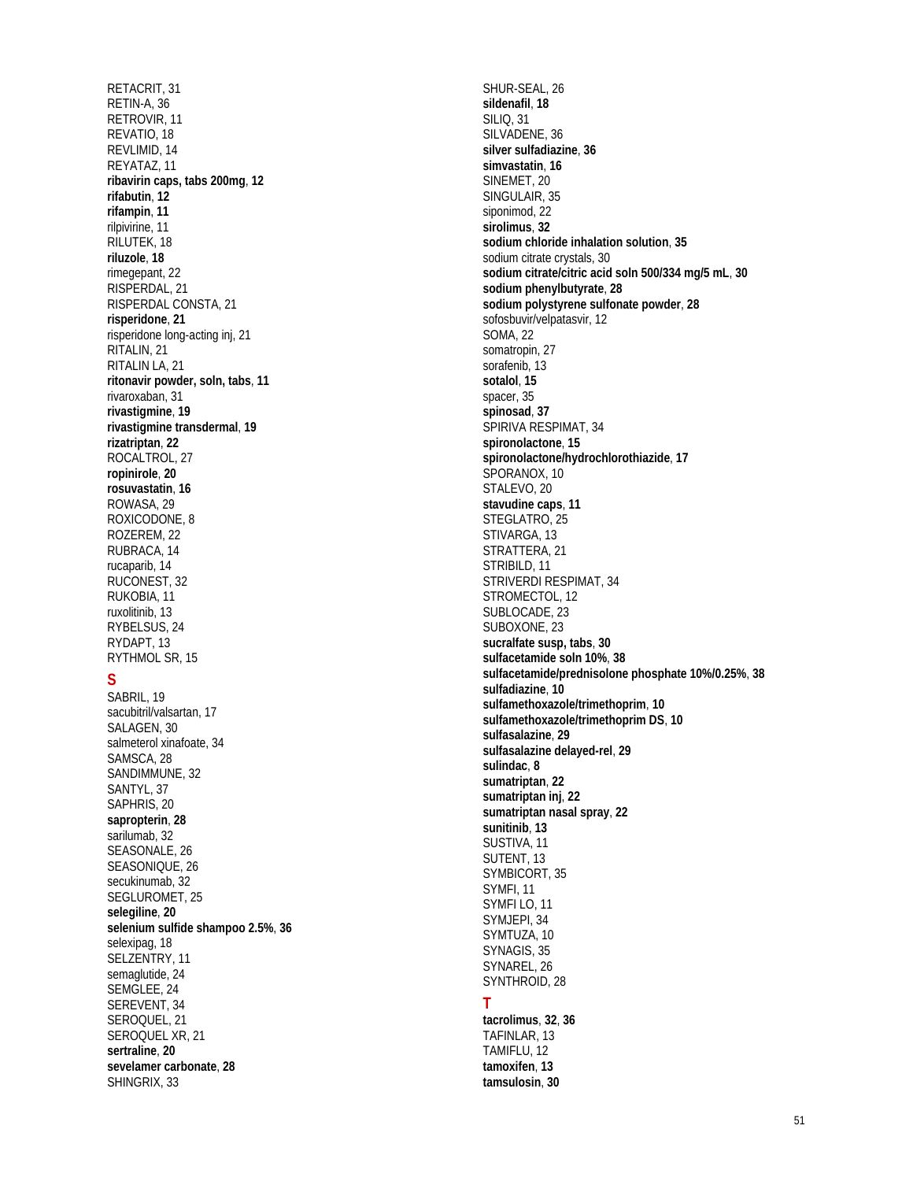RETACRIT, 31
RETIN-A, 36
RETROVIR, 11
REVATIO, 18
REVLIMID, 14
REYATAZ, 11
**ribavirin caps, tabs 200mg**, **12**
**rifabutin**, **12**
**rifampin**, **11**
rilpivirine, 11
RILUTEK, 18
**riluzole**, **18**
rimegepant, 22
RISPERDAL, 21
RISPERDAL CONSTA, 21
**risperidone**, **21**
risperidone long-acting inj, 21
RITALIN, 21
RITALIN LA, 21
**ritonavir powder, soln, tabs**, **11**
rivaroxaban, 31
**rivastigmine**, **19**
**rivastigmine transdermal**, **19**
**rizatriptan**, **22**
ROCALTROL, 27
**ropinirole**, **20**
**rosuvastatin**, **16**
ROWASA, 29
ROXICODONE, 8
ROZEREM, 22
RUBRACA, 14
rucaparib, 14
RUCONEST, 32
RUKOBIA, 11
ruxolitinib, 13
RYBELSUS, 24
RYDAPT, 13
RYTHMOL SR, 15

## S

SABRIL, 19
sacubitril/valsartan, 17
SALAGEN, 30
salmeterol xinafoate, 34
SAMSCA, 28
SANDIMMUNE, 32
SANTYL, 37
SAPHRIS, 20
**sapropterin**, **28**
sarilumab, 32
SEASONALE, 26
SEASONIQUE, 26
secukinumab, 32
SEGLUROMET, 25
**selegiline**, **20**
**selenium sulfide shampoo 2.5%**, **36**
selexipag, 18
SELZENTRY, 11
semaglutide, 24
SEMGLEE, 24
SEREVENT, 34
SEROQUEL, 21
SEROQUEL XR, 21
**sertraline**, **20**
**sevelamer carbonate**, **28**
SHINGRIX, 33
SHUR-SEAL, 26
**sildenafil**, **18**
SILIQ, 31
SILVADENE, 36
**silver sulfadiazine**, **36**
**simvastatin**, **16**
SINEMET, 20
SINGULAIR, 35
siponimod, 22
**sirolimus**, **32**
**sodium chloride inhalation solution**, **35**
sodium citrate crystals, 30
**sodium citrate/citric acid soln 500/334 mg/5 mL**, **30**
**sodium phenylbutyrate**, **28**
**sodium polystyrene sulfonate powder**, **28**
sofosbuvir/velpatasvir, 12
SOMA, 22
somatropin, 27
sorafenib, 13
**sotalol**, **15**
spacer, 35
**spinosad**, **37**
SPIRIVA RESPIMAT, 34
**spironolactone**, **15**
**spironolactone/hydrochlorothiazide**, **17**
SPORANOX, 10
STALEVO, 20
**stavudine caps**, **11**
STEGLATRO, 25
STIVARGA, 13
STRATTERA, 21
STRIBILD, 11
STRIVERDI RESPIMAT, 34
STROMECTOL, 12
SUBLOCADE, 23
SUBOXONE, 23
**sucralfate susp, tabs**, **30**
**sulfacetamide soln 10%**, **38**
**sulfacetamide/prednisolone phosphate 10%/0.25%**, **38**
**sulfadiazine**, **10**
**sulfamethoxazole/trimethoprim**, **10**
**sulfamethoxazole/trimethoprim DS**, **10**
**sulfasalazine**, **29**
**sulfasalazine delayed-rel**, **29**
**sulindac**, **8**
**sumatriptan**, **22**
**sumatriptan inj**, **22**
**sumatriptan nasal spray**, **22**
**sunitinib**, **13**
SUSTIVA, 11
SUTENT, 13
SYMBICORT, 35
SYMFI, 11
SYMFI LO, 11
SYMJEPI, 34
SYMTUZA, 10
SYNAGIS, 35
SYNAREL, 26
SYNTHROID, 28

## T

**tacrolimus**, **32**, **36**
TAFINLAR, 13
TAMIFLU, 12
**tamoxifen**, **13**
**tamsulosin**, **30**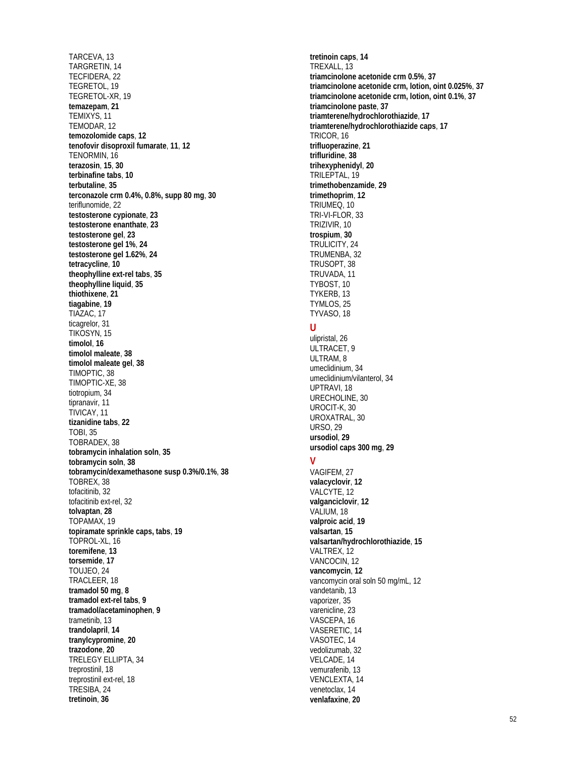TARCEVA, 13
TARGRETIN, 14
TECFIDERA, 22
TEGRETOL, 19
TEGRETOL-XR, 19
**temazepam**, **21**
TEMIXYS, 11
TEMODAR, 12
**temozolomide caps**, **12**
**tenofovir disoproxil fumarate**, **11**, **12**
TENORMIN, 16
**terazosin**, **15**, **30**
**terbinafine tabs**, **10**
**terbutaline**, **35**
**terconazole crm 0.4%, 0.8%, supp 80 mg**, **30**
teriflunomide, 22
**testosterone cypionate**, **23**
**testosterone enanthate**, **23**
**testosterone gel**, **23**
**testosterone gel 1%**, **24**
**testosterone gel 1.62%**, **24**
**tetracycline**, **10**
**theophylline ext-rel tabs**, **35**
**theophylline liquid**, **35**
**thiothixene**, **21**
**tiagabine**, **19**
TIAZAC, 17
ticagrelor, 31
TIKOSYN, 15
**timolol**, **16**
**timolol maleate**, **38**
**timolol maleate gel**, **38**
TIMOPTIC, 38
TIMOPTIC-XE, 38
tiotropium, 34
tipranavir, 11
TIVICAY, 11
**tizanidine tabs**, **22**
TOBI, 35
TOBRADEX, 38
**tobramycin inhalation soln**, **35**
**tobramycin soln**, **38**
**tobramycin/dexamethasone susp 0.3%/0.1%**, **38**
TOBREX, 38
tofacitinib, 32
tofacitinib ext-rel, 32
**tolvaptan**, **28**
TOPAMAX, 19
**topiramate sprinkle caps, tabs**, **19**
TOPROL-XL, 16
**toremifene**, **13**
**torsemide**, **17**
TOUJEO, 24
TRACLEER, 18
**tramadol 50 mg**, **8**
**tramadol ext-rel tabs**, **9**
**tramadol/acetaminophen**, **9**
trametinib, 13
**trandolapril**, **14**
**tranylcypromine**, **20**
**trazodone**, **20**
TRELEGY ELLIPTA, 34
treprostinil, 18
treprostinil ext-rel, 18
TRESIBA, 24
**tretinoin**, **36**
**tretinoin caps**, **14**
TREXALL, 13
**triamcinolone acetonide crm 0.5%**, **37**
**triamcinolone acetonide crm, lotion, oint 0.025%**, **37**
**triamcinolone acetonide crm, lotion, oint 0.1%**, **37**
**triamcinolone paste**, **37**
**triamterene/hydrochlorothiazide**, **17**
**triamterene/hydrochlorothiazide caps**, **17**
TRICOR, 16
**trifluoperazine**, **21**
**trifluridine**, **38**
**trihexyphenidyl**, **20**
TRILEPTAL, 19
**trimethobenzamide**, **29**
**trimethoprim**, **12**
TRIUMEQ, 10
TRI-VI-FLOR, 33
TRIZIVIR, 10
**trospium**, **30**
TRULICITY, 24
TRUMENBA, 32
TRUSOPT, 38
TRUVADA, 11
TYBOST, 10
TYKERB, 13
TYMLOS, 25
TYVASO, 18

## U

ulipristal, 26
ULTRACET, 9
ULTRAM, 8
umeclidinium, 34
umeclidinium/vilanterol, 34
UPTRAVI, 18
URECHOLINE, 30
UROCIT-K, 30
UROXATRAL, 30
URSO, 29
**ursodiol**, **29**
**ursodiol caps 300 mg**, **29**

## V

VAGIFEM, 27
**valacyclovir**, **12**
VALCYTE, 12
**valganciclovir**, **12**
VALIUM, 18
**valproic acid**, **19**
**valsartan**, **15**
**valsartan/hydrochlorothiazide**, **15**
VALTREX, 12
VANCOCIN, 12
**vancomycin**, **12**
vancomycin oral soln 50 mg/mL, 12
vandetanib, 13
vaporizer, 35
varenicline, 23
VASCEPA, 16
VASERETIC, 14
VASOTEC, 14
vedolizumab, 32
VELCADE, 14
vemurafenib, 13
VENCLEXTA, 14
venetoclax, 14
**venlafaxine**, **20**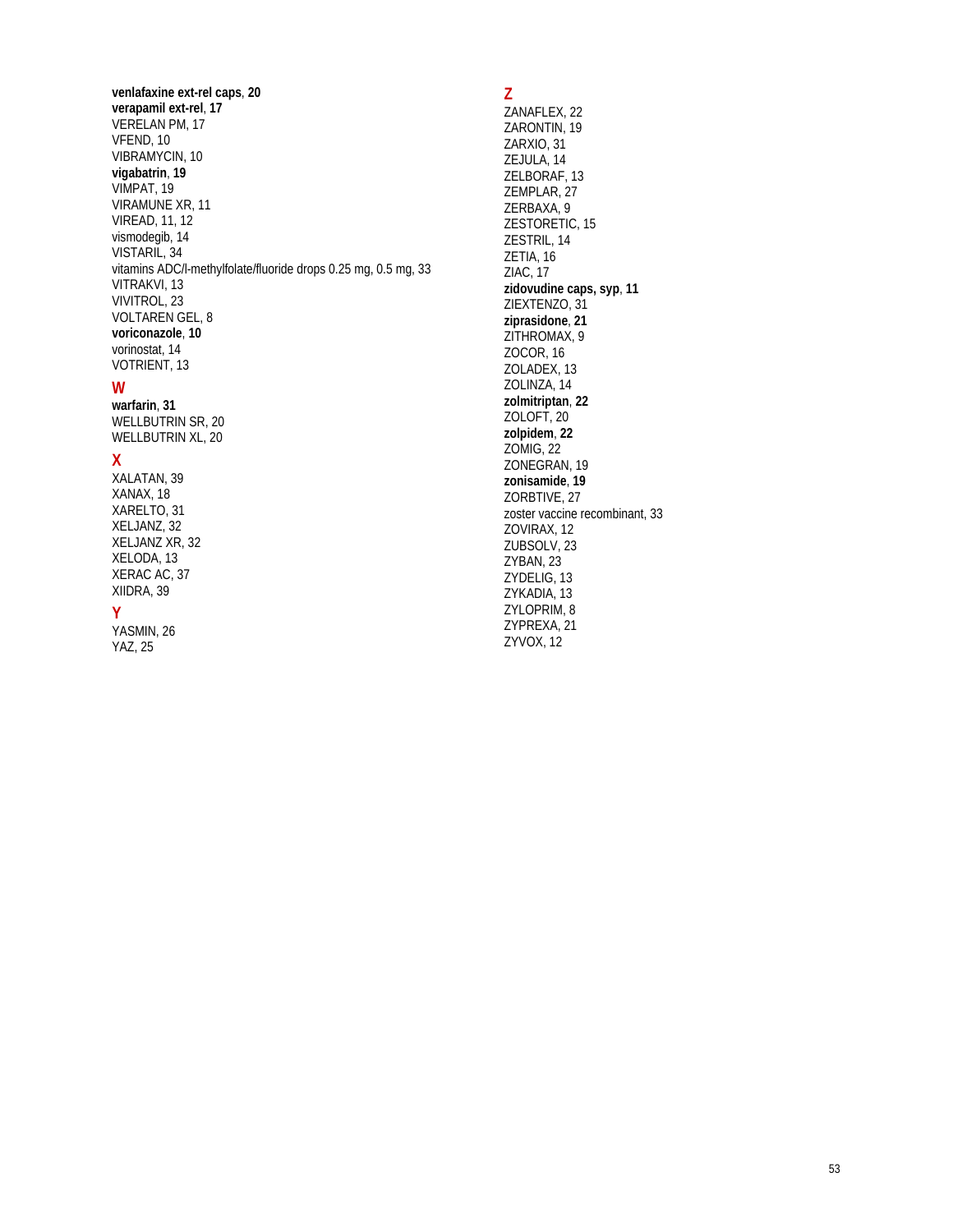**venlafaxine ext-rel caps**, **20**
**verapamil ext-rel**, **17**
VERELAN PM, 17
VFEND, 10
VIBRAMYCIN, 10
**vigabatrin**, **19**
VIMPAT, 19
VIRAMUNE XR, 11
VIREAD, 11, 12
vismodegib, 14
VISTARIL, 34
vitamins ADC/l-methylfolate/fluoride drops 0.25 mg, 0.5 mg, 33
VITRAKVI, 13
VIVITROL, 23
VOLTAREN GEL, 8
**voriconazole**, **10**
vorinostat, 14
VOTRIENT, 13

## W

**warfarin**, **31**
WELLBUTRIN SR, 20
WELLBUTRIN XL, 20

## X

XALATAN, 39
XANAX, 18
XARELTO, 31
XELJANZ, 32
XELJANZ XR, 32
XELODA, 13
XERAC AC, 37
XIIDRA, 39

## Y

YASMIN, 26
YAZ, 25

## Z

ZANAFLEX, 22
ZARONTIN, 19
ZARXIO, 31
ZEJULA, 14
ZELBORAF, 13
ZEMPLAR, 27
ZERBAXA, 9
ZESTORETIC, 15
ZESTRIL, 14
ZETIA, 16
ZIAC, 17
**zidovudine caps, syp**, **11**
ZIEXTENZO, 31
**ziprasidone**, **21**
ZITHROMAX, 9
ZOCOR, 16
ZOLADEX, 13
ZOLINZA, 14
**zolmitriptan**, **22**
ZOLOFT, 20
**zolpidem**, **22**
ZOMIG, 22
ZONEGRAN, 19
**zonisamide**, **19**
ZORBTIVE, 27
zoster vaccine recombinant, 33
ZOVIRAX, 12
ZUBSOLV, 23
ZYBAN, 23
ZYDELIG, 13
ZYKADIA, 13
ZYLOPRIM, 8
ZYPREXA, 21
ZYVOX, 12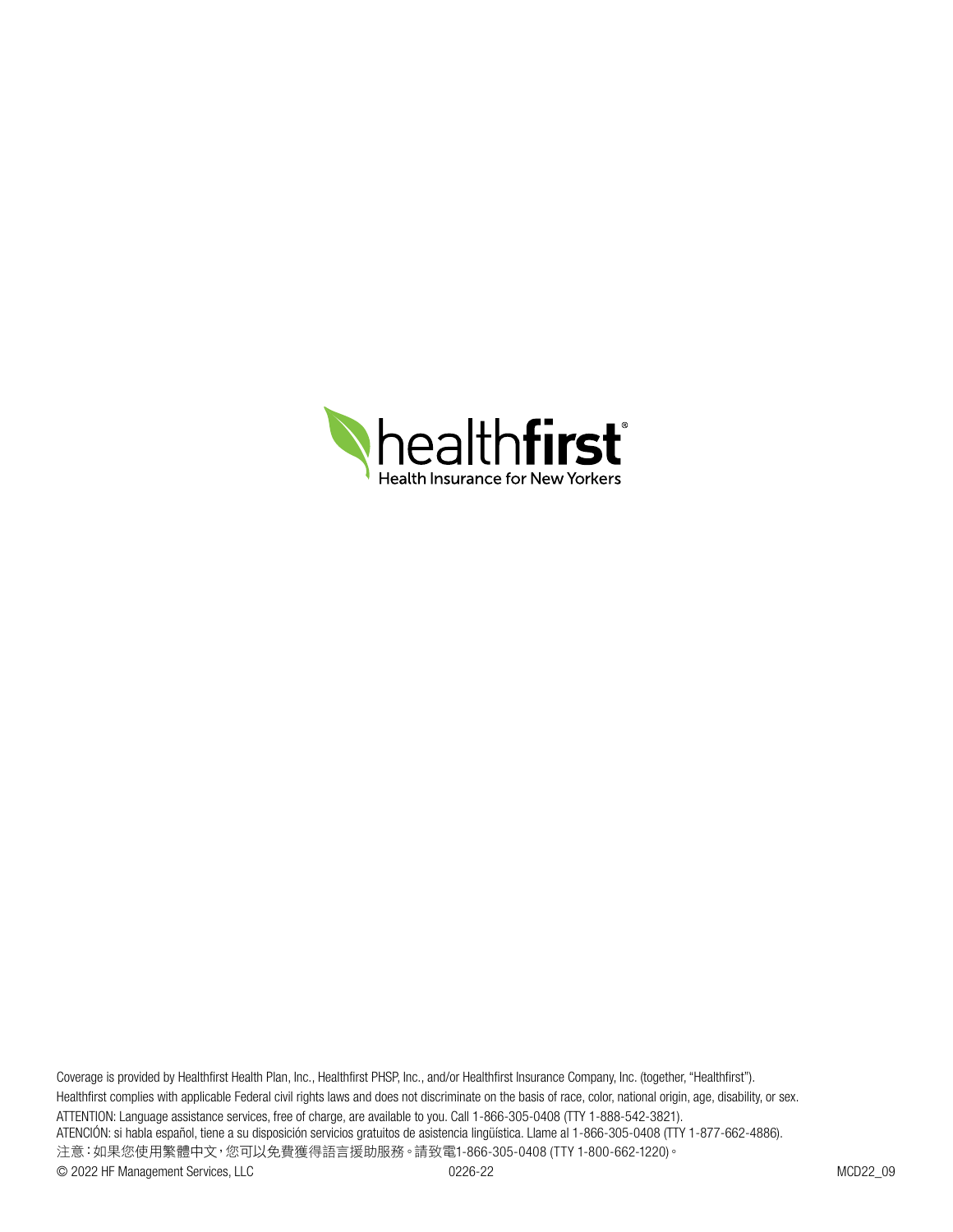healthfirst®
Health Insurance for New Yorkers

Coverage is provided by Healthfirst Health Plan, Inc., Healthfirst PHSP, Inc., and/or Healthfirst Insurance Company, Inc. (together, "Healthfirst").

Healthfirst complies with applicable Federal civil rights laws and does not discriminate on the basis of race, color, national origin, age, disability, or sex.

ATTENTION: Language assistance services, free of charge, are available to you. Call 1-866-305-0408 (TTY 1-888-542-3821).

ATENCIÓN: si habla español, tiene a su disposición servicios gratuitos de asistencia lingüística. Llame al 1-866-305-0408 (TTY 1-877-662-4886).

注意：如果您使用繁體中文，您可以免費獲得語言援助服務。請致電1-866-305-0408 (TTY 1-800-662-1220)。

© 2022 HF Management Services, LLC 0226-22 MCD22_09